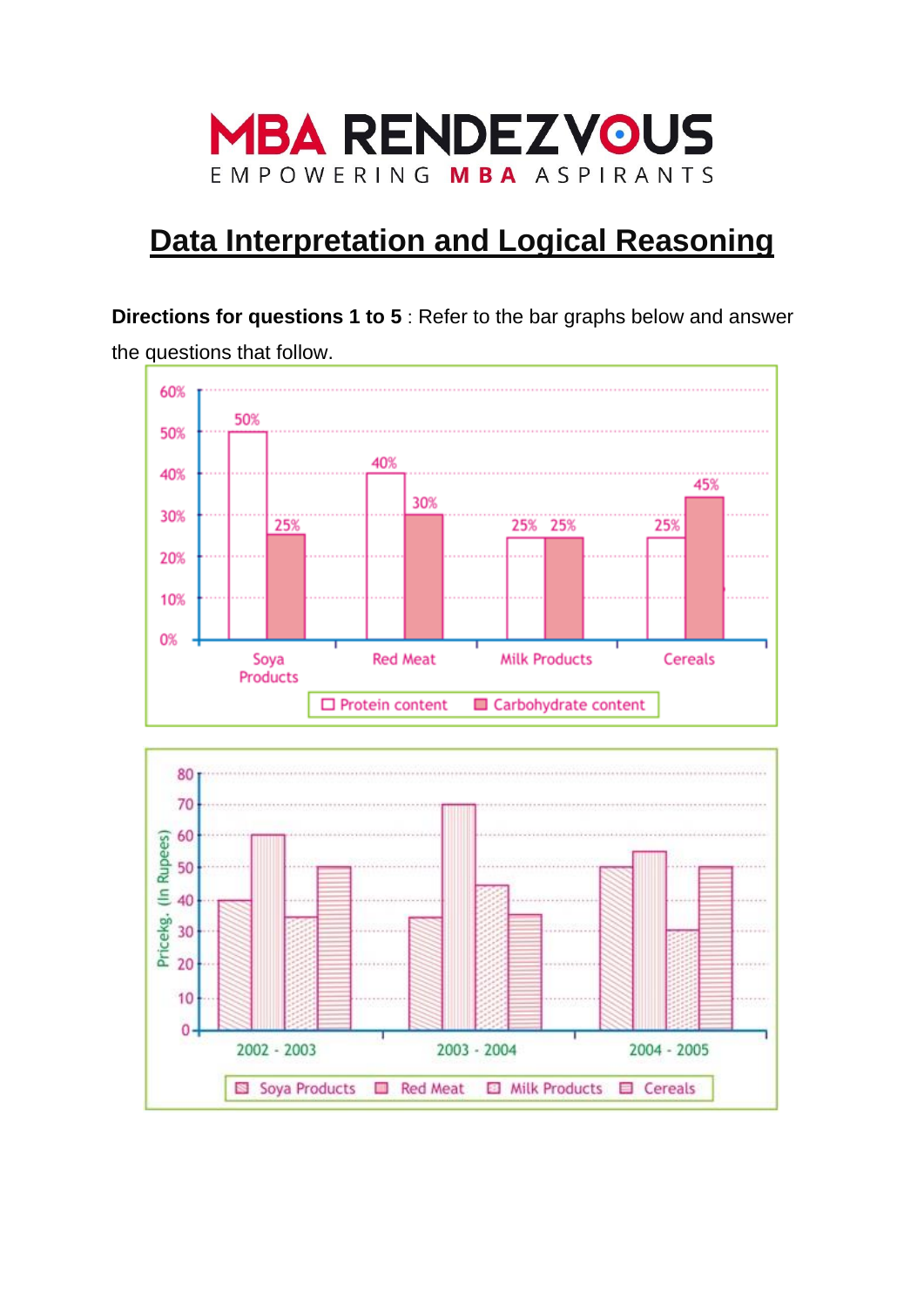# MBA RENDEZVOUS

EMPOWERING **MBA** ASPIRANTS

## Data Interpretation and Logical Reasoning

**Directions for questions 1 to 5** : Refer to the bar graphs below and answer the questions that follow.

| | Soya Products | Red Meat | Milk Products | Cereals |
|---|---|---|---|---|
| Protein content | 50% | 40% | 25% | 25% |
| Carbohydrate content | 25% | 30% | 25% | 45% |

Pricekg. (In Rupees)

| | Soya Products | Red Meat | Milk Products | Cereals |
|---|---|---|---|---|
| 2002 - 2003 | 40 | 60 | 35 | 50 |
| 2003 - 2004 | 35 | 70 | 45 | 36 |
| 2004 - 2005 | 50 | 55 | 31 | 50 |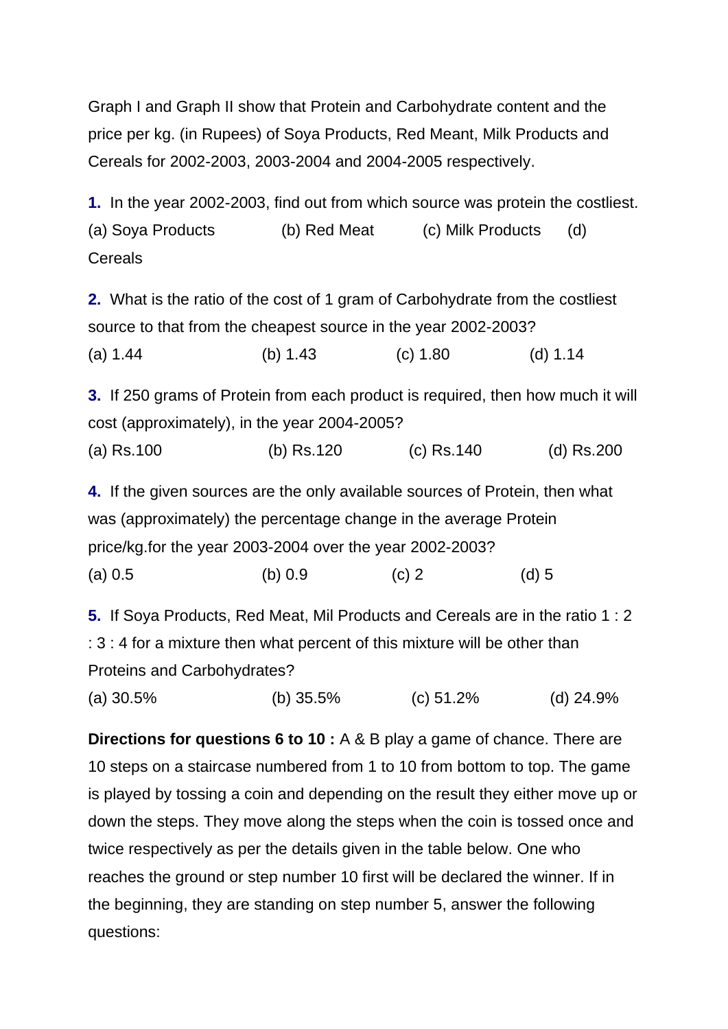Graph I and Graph II show that Protein and Carbohydrate content and the price per kg. (in Rupees) of Soya Products, Red Meant, Milk Products and Cereals for 2002-2003, 2003-2004 and 2004-2005 respectively.

**1.** In the year 2002-2003, find out from which source was protein the costliest.

(a) Soya Products (b) Red Meat (c) Milk Products (d) Cereals

**2.** What is the ratio of the cost of 1 gram of Carbohydrate from the costliest source to that from the cheapest source in the year 2002-2003?

(a) 1.44 (b) 1.43 (c) 1.80 (d) 1.14

**3.** If 250 grams of Protein from each product is required, then how much it will cost (approximately), in the year 2004-2005?

(a) Rs.100 (b) Rs.120 (c) Rs.140 (d) Rs.200

**4.** If the given sources are the only available sources of Protein, then what was (approximately) the percentage change in the average Protein price/kg.for the year 2003-2004 over the year 2002-2003?

(a) 0.5 (b) 0.9 (c) 2 (d) 5

**5.** If Soya Products, Red Meat, Mil Products and Cereals are in the ratio 1 : 2 : 3 : 4 for a mixture then what percent of this mixture will be other than Proteins and Carbohydrates?

(a) 30.5% (b) 35.5% (c) 51.2% (d) 24.9%

**Directions for questions 6 to 10 :** A & B play a game of chance. There are 10 steps on a staircase numbered from 1 to 10 from bottom to top. The game is played by tossing a coin and depending on the result they either move up or down the steps. They move along the steps when the coin is tossed once and twice respectively as per the details given in the table below. One who reaches the ground or step number 10 first will be declared the winner. If in the beginning, they are standing on step number 5, answer the following questions: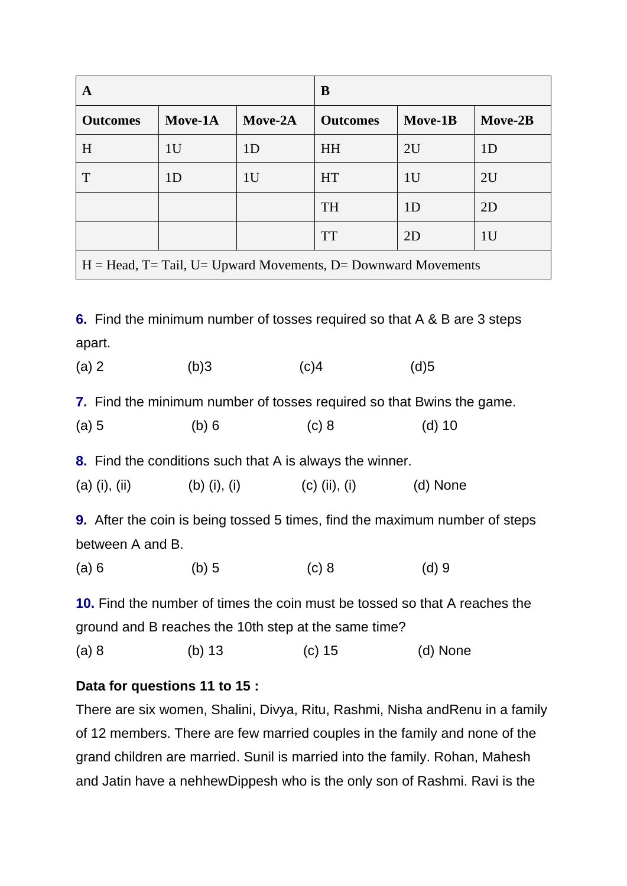| A | | | B | | |
|---|---|---|---|---|---|
| **Outcomes** | **Move-1A** | **Move-2A** | **Outcomes** | **Move-1B** | **Move-2B** |
| H | 1U | 1D | HH | 2U | 1D |
| T | 1D | 1U | HT | 1U | 2U |
| | | | TH | 1D | 2D |
| | | | TT | 2D | 1U |
| H = Head, T= Tail, U= Upward Movements, D= Downward Movements | | | | | |

**6.** Find the minimum number of tosses required so that A & B are 3 steps apart.

(a) 2 (b)3 (c)4 (d)5

**7.** Find the minimum number of tosses required so that Bwins the game.

(a) 5 (b) 6 (c) 8 (d) 10

**8.** Find the conditions such that A is always the winner.

(a) (i), (ii) (b) (i), (i) (c) (ii), (i) (d) None

**9.** After the coin is being tossed 5 times, find the maximum number of steps between A and B.

(a) 6 (b) 5 (c) 8 (d) 9

**10.** Find the number of times the coin must be tossed so that A reaches the ground and B reaches the 10th step at the same time?

(a) 8 (b) 13 (c) 15 (d) None

**Data for questions 11 to 15 :**

There are six women, Shalini, Divya, Ritu, Rashmi, Nisha andRenu in a family of 12 members. There are few married couples in the family and none of the grand children are married. Sunil is married into the family. Rohan, Mahesh and Jatin have a nehhewDippesh who is the only son of Rashmi. Ravi is the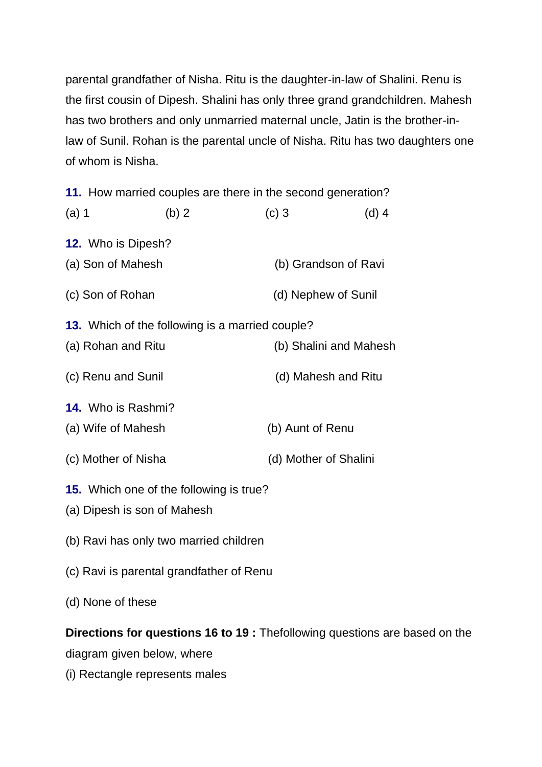parental grandfather of Nisha. Ritu is the daughter-in-law of Shalini. Renu is the first cousin of Dipesh. Shalini has only three grand grandchildren. Mahesh has two brothers and only unmarried maternal uncle, Jatin is the brother-in-law of Sunil. Rohan is the parental uncle of Nisha. Ritu has two daughters one of whom is Nisha.

**11.** How married couples are there in the second generation?

(a) 1 (b) 2 (c) 3 (d) 4

**12.** Who is Dipesh?

(a) Son of Mahesh (b) Grandson of Ravi

(c) Son of Rohan (d) Nephew of Sunil

**13.** Which of the following is a married couple?

(a) Rohan and Ritu (b) Shalini and Mahesh

(c) Renu and Sunil (d) Mahesh and Ritu

**14.** Who is Rashmi?

(a) Wife of Mahesh (b) Aunt of Renu

(c) Mother of Nisha (d) Mother of Shalini

**15.** Which one of the following is true?

(a) Dipesh is son of Mahesh

(b) Ravi has only two married children

(c) Ravi is parental grandfather of Renu

(d) None of these

**Directions for questions 16 to 19 :** Thefollowing questions are based on the diagram given below, where

(i) Rectangle represents males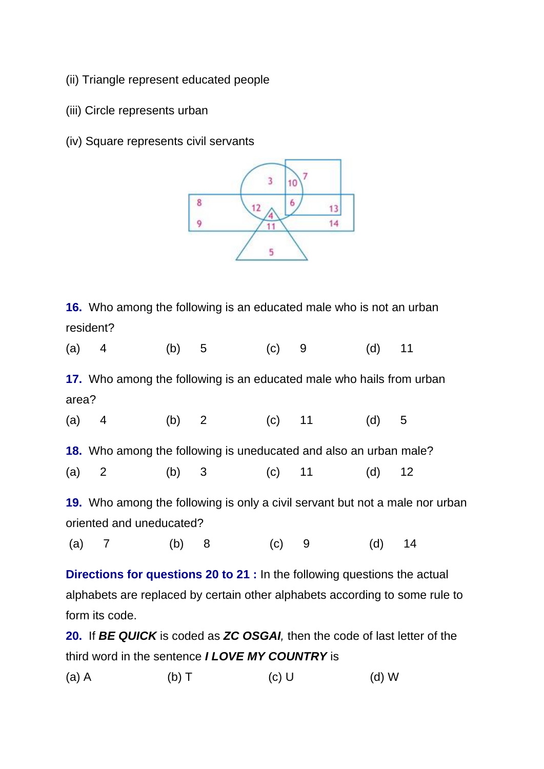(ii) Triangle represent educated people

(iii) Circle represents urban

(iv) Square represents civil servants

**16.** Who among the following is an educated male who is not an urban resident?

(a) 4 (b) 5 (c) 9 (d) 11

**17.** Who among the following is an educated male who hails from urban area?

(a) 4 (b) 2 (c) 11 (d) 5

**18.** Who among the following is uneducated and also an urban male?

(a) 2 (b) 3 (c) 11 (d) 12

**19.** Who among the following is only a civil servant but not a male nor urban oriented and uneducated?

(a) 7 (b) 8 (c) 9 (d) 14

**Directions for questions 20 to 21 :** In the following questions the actual alphabets are replaced by certain other alphabets according to some rule to form its code.

**20.** If ***BE QUICK*** is coded as ***ZC OSGAI***, then the code of last letter of the third word in the sentence ***I LOVE MY COUNTRY*** is

(a) A (b) T (c) U (d) W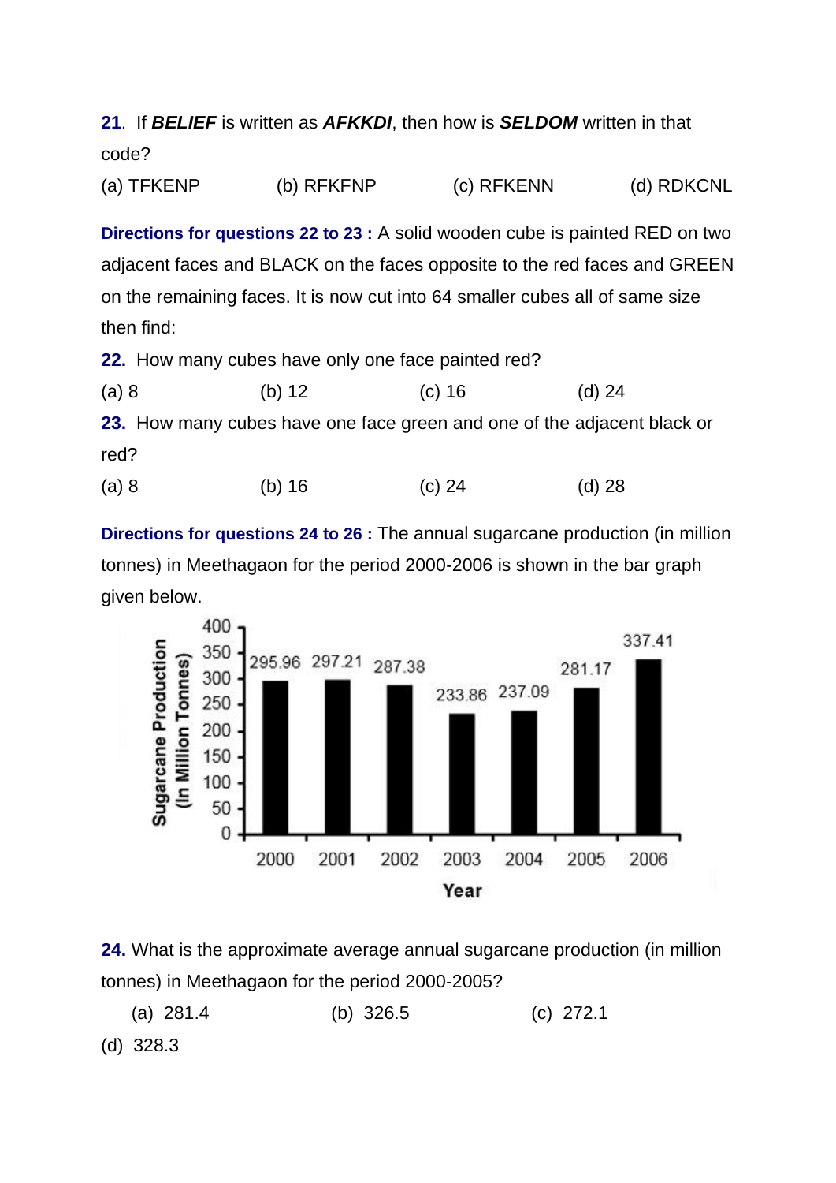**21**. If ***BELIEF*** is written as ***AFKKDI***, then how is ***SELDOM*** written in that code?

(a) TFKENP (b) RFKFNP (c) RFKENN (d) RDKCNL

**Directions for questions 22 to 23 :** A solid wooden cube is painted RED on two adjacent faces and BLACK on the faces opposite to the red faces and GREEN on the remaining faces. It is now cut into 64 smaller cubes all of same size then find:

**22.** How many cubes have only one face painted red?

(a) 8 (b) 12 (c) 16 (d) 24

**23.** How many cubes have one face green and one of the adjacent black or red?

(a) 8 (b) 16 (c) 24 (d) 28

**Directions for questions 24 to 26 :** The annual sugarcane production (in million tonnes) in Meethagaon for the period 2000-2006 is shown in the bar graph given below.

Sugarcane Production (In Million Tonnes)

| Year | 2000 | 2001 | 2002 | 2003 | 2004 | 2005 | 2006 |
|---|---|---|---|---|---|---|---|
| Production | 295.96 | 297.21 | 287.38 | 233.86 | 237.09 | 281.17 | 337.41 |

**24.** What is the approximate average annual sugarcane production (in million tonnes) in Meethagaon for the period 2000-2005?

(a) 281.4 (b) 326.5 (c) 272.1

(d) 328.3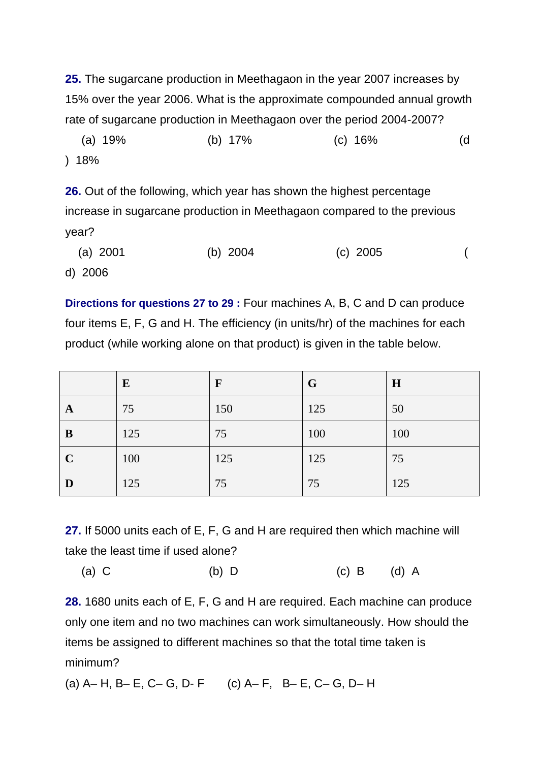**25.** The sugarcane production in Meethagaon in the year 2007 increases by 15% over the year 2006. What is the approximate compounded annual growth rate of sugarcane production in Meethagaon over the period 2004-2007?

(a) 19% (b) 17% (c) 16% (d) 18%

**26.** Out of the following, which year has shown the highest percentage increase in sugarcane production in Meethagaon compared to the previous year?

(a) 2001 (b) 2004 (c) 2005 (d) 2006

**Directions for questions 27 to 29 :** Four machines A, B, C and D can produce four items E, F, G and H. The efficiency (in units/hr) of the machines for each product (while working alone on that product) is given in the table below.

| | E | F | G | H |
|---|---|---|---|---|
| A | 75 | 150 | 125 | 50 |
| B | 125 | 75 | 100 | 100 |
| C | 100 | 125 | 125 | 75 |
| D | 125 | 75 | 75 | 125 |

**27.** If 5000 units each of E, F, G and H are required then which machine will take the least time if used alone?

(a) C (b) D (c) B (d) A

**28.** 1680 units each of E, F, G and H are required. Each machine can produce only one item and no two machines can work simultaneously. How should the items be assigned to different machines so that the total time taken is minimum?

(a) A– H, B– E, C– G, D- F (c) A– F, B– E, C– G, D– H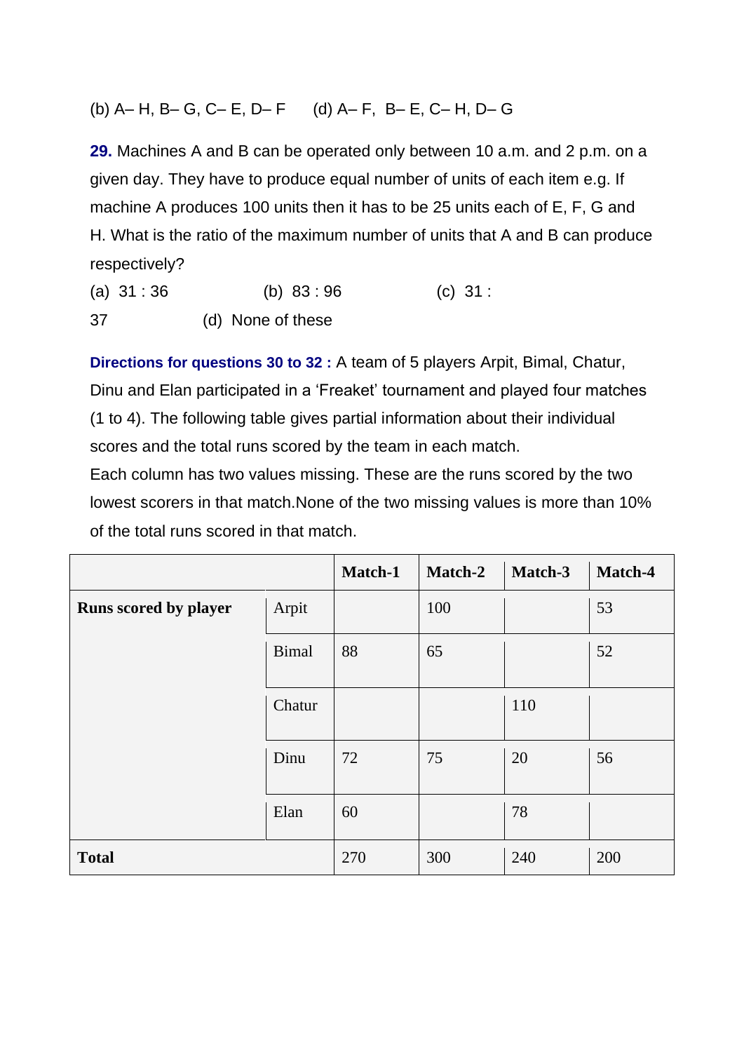(b) A– H, B– G, C– E, D– F (d) A– F, B– E, C– H, D– G

**29.** Machines A and B can be operated only between 10 a.m. and 2 p.m. on a given day. They have to produce equal number of units of each item e.g. If machine A produces 100 units then it has to be 25 units each of E, F, G and H. What is the ratio of the maximum number of units that A and B can produce respectively?

(a) 31 : 36 (b) 83 : 96 (c) 31 : 37 (d) None of these

**Directions for questions 30 to 32 :** A team of 5 players Arpit, Bimal, Chatur, Dinu and Elan participated in a 'Freaket' tournament and played four matches (1 to 4). The following table gives partial information about their individual scores and the total runs scored by the team in each match.

Each column has two values missing. These are the runs scored by the two lowest scorers in that match.None of the two missing values is more than 10% of the total runs scored in that match.

| | | Match-1 | Match-2 | Match-3 | Match-4 |
|---|---|---|---|---|---|
| **Runs scored by player** | Arpit | | 100 | | 53 |
| | Bimal | 88 | 65 | | 52 |
| | Chatur | | | 110 | |
| | Dinu | 72 | 75 | 20 | 56 |
| | Elan | 60 | | 78 | |
| **Total** | | 270 | 300 | 240 | 200 |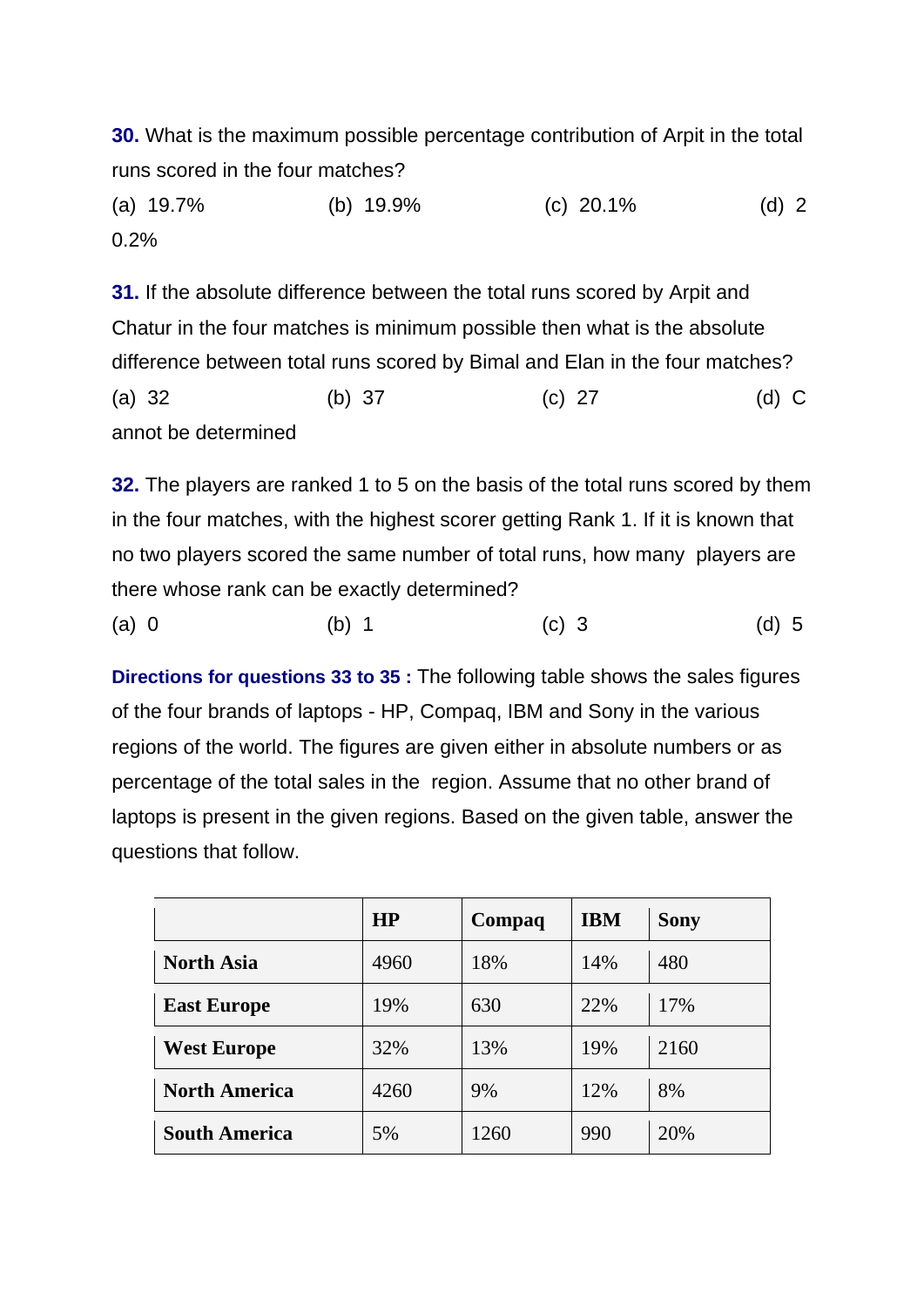**30.** What is the maximum possible percentage contribution of Arpit in the total runs scored in the four matches?

(a) 19.7% (b) 19.9% (c) 20.1% (d) 20.2%

**31.** If the absolute difference between the total runs scored by Arpit and Chatur in the four matches is minimum possible then what is the absolute difference between total runs scored by Bimal and Elan in the four matches?

(a) 32 (b) 37 (c) 27 (d) Cannot be determined

**32.** The players are ranked 1 to 5 on the basis of the total runs scored by them in the four matches, with the highest scorer getting Rank 1. If it is known that no two players scored the same number of total runs, how many players are there whose rank can be exactly determined?

(a) 0 (b) 1 (c) 3 (d) 5

**Directions for questions 33 to 35 :** The following table shows the sales figures of the four brands of laptops - HP, Compaq, IBM and Sony in the various regions of the world. The figures are given either in absolute numbers or as percentage of the total sales in the region. Assume that no other brand of laptops is present in the given regions. Based on the given table, answer the questions that follow.

| | **HP** | **Compaq** | **IBM** | **Sony** |
|---|---|---|---|---|
| **North Asia** | 4960 | 18% | 14% | 480 |
| **East Europe** | 19% | 630 | 22% | 17% |
| **West Europe** | 32% | 13% | 19% | 2160 |
| **North America** | 4260 | 9% | 12% | 8% |
| **South America** | 5% | 1260 | 990 | 20% |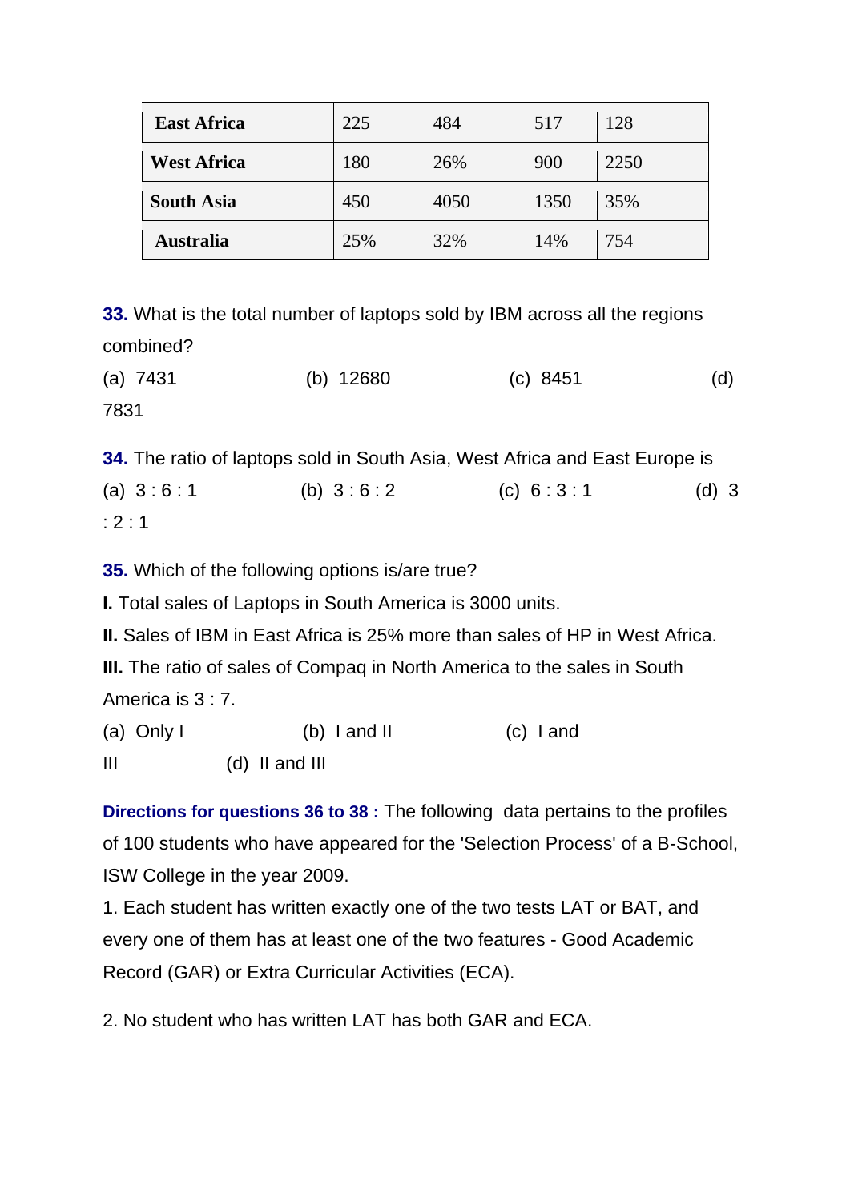| East Africa | 225 | 484 | 517 | 128 |
|---|---|---|---|---|
| West Africa | 180 | 26% | 900 | 2250 |
| South Asia | 450 | 4050 | 1350 | 35% |
| Australia | 25% | 32% | 14% | 754 |

**33.** What is the total number of laptops sold by IBM across all the regions combined?

(a) 7431 (b) 12680 (c) 8451 (d) 7831

**34.** The ratio of laptops sold in South Asia, West Africa and East Europe is

(a) 3 : 6 : 1 (b) 3 : 6 : 2 (c) 6 : 3 : 1 (d) 3 : 2 : 1

**35.** Which of the following options is/are true?

**I.** Total sales of Laptops in South America is 3000 units.

**II.** Sales of IBM in East Africa is 25% more than sales of HP in West Africa.

**III.** The ratio of sales of Compaq in North America to the sales in South America is 3 : 7.

(a) Only I (b) I and II (c) I and III (d) II and III

**Directions for questions 36 to 38 :** The following data pertains to the profiles of 100 students who have appeared for the 'Selection Process' of a B-School, ISW College in the year 2009.

1. Each student has written exactly one of the two tests LAT or BAT, and every one of them has at least one of the two features - Good Academic Record (GAR) or Extra Curricular Activities (ECA).

2. No student who has written LAT has both GAR and ECA.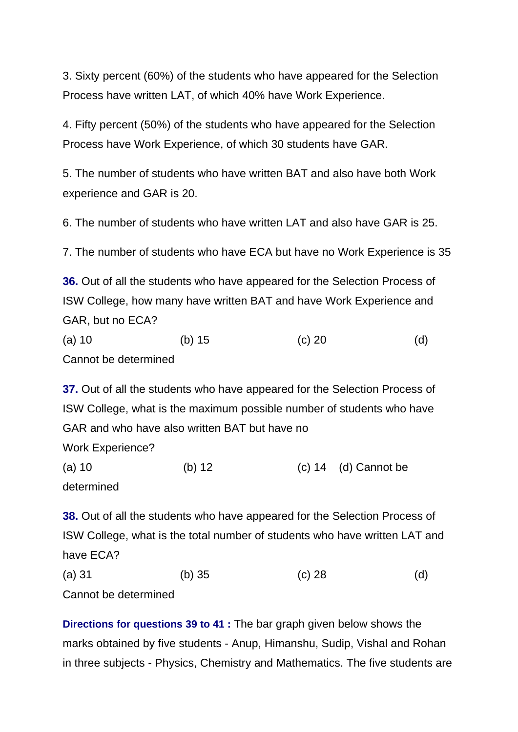3. Sixty percent (60%) of the students who have appeared for the Selection Process have written LAT, of which 40% have Work Experience.

4. Fifty percent (50%) of the students who have appeared for the Selection Process have Work Experience, of which 30 students have GAR.

5. The number of students who have written BAT and also have both Work experience and GAR is 20.

6. The number of students who have written LAT and also have GAR is 25.

7. The number of students who have ECA but have no Work Experience is 35

**36.** Out of all the students who have appeared for the Selection Process of ISW College, how many have written BAT and have Work Experience and GAR, but no ECA?

(a) 10 (b) 15 (c) 20 (d) Cannot be determined

**37.** Out of all the students who have appeared for the Selection Process of ISW College, what is the maximum possible number of students who have GAR and who have also written BAT but have no Work Experience?

(a) 10 (b) 12 (c) 14 (d) Cannot be determined

**38.** Out of all the students who have appeared for the Selection Process of ISW College, what is the total number of students who have written LAT and have ECA?

(a) 31 (b) 35 (c) 28 (d) Cannot be determined

**Directions for questions 39 to 41 :** The bar graph given below shows the marks obtained by five students - Anup, Himanshu, Sudip, Vishal and Rohan in three subjects - Physics, Chemistry and Mathematics. The five students are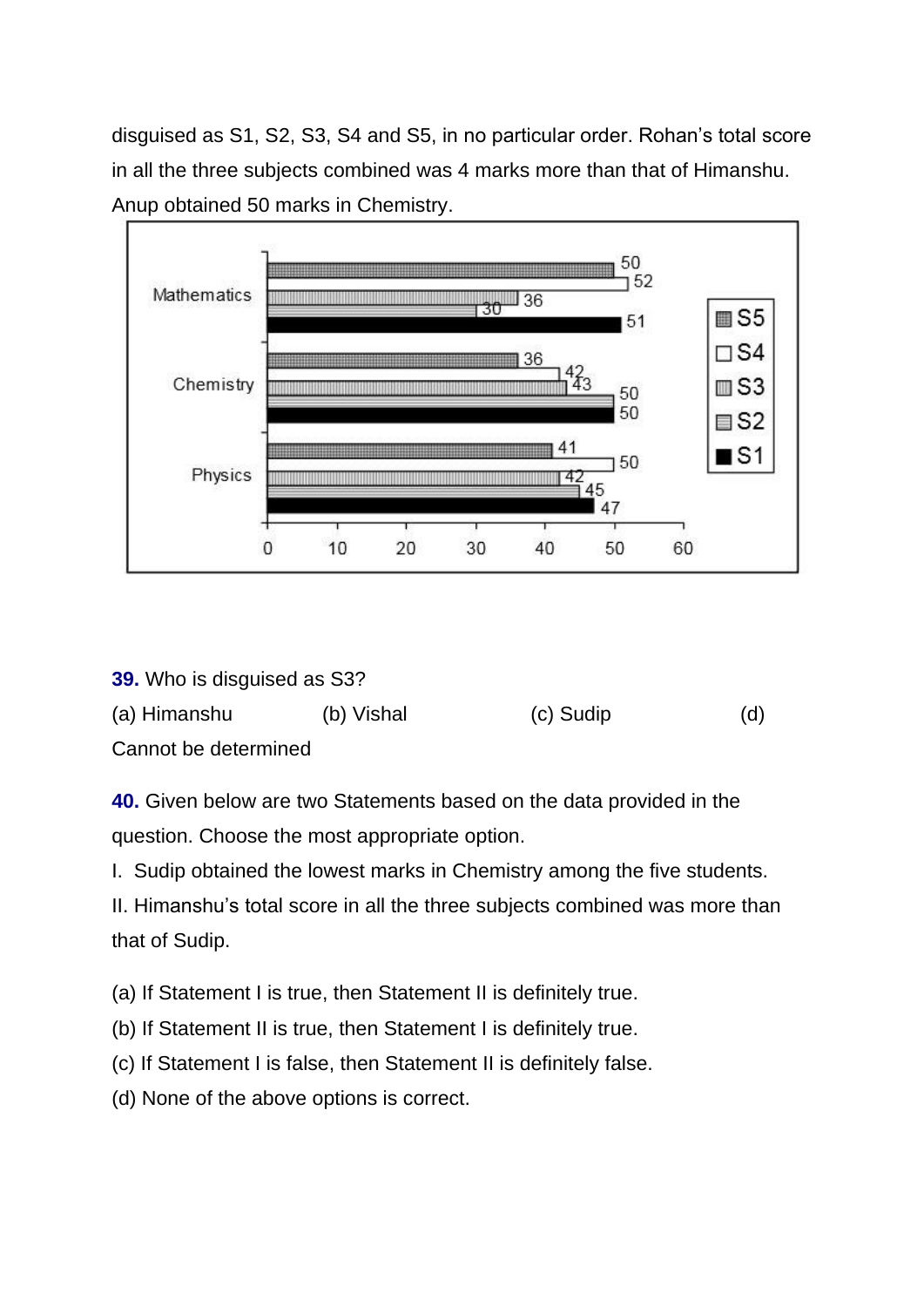disguised as S1, S2, S3, S4 and S5, in no particular order. Rohan's total score in all the three subjects combined was 4 marks more than that of Himanshu. Anup obtained 50 marks in Chemistry.

| Subject | S5 | S4 | S3 | S2 | S1 |
|---|---|---|---|---|---|
| Mathematics | 50 | 52 | 36 | 30 | 51 |
| Chemistry | 36 | 42 | 43 | 50 | 50 |
| Physics | 41 | 50 | 42 | 45 | 47 |

**39.** Who is disguised as S3?

(a) Himanshu (b) Vishal (c) Sudip (d) Cannot be determined

**40.** Given below are two Statements based on the data provided in the question. Choose the most appropriate option.

I. Sudip obtained the lowest marks in Chemistry among the five students.

II. Himanshu's total score in all the three subjects combined was more than that of Sudip.

(a) If Statement I is true, then Statement II is definitely true.

(b) If Statement II is true, then Statement I is definitely true.

(c) If Statement I is false, then Statement II is definitely false.

(d) None of the above options is correct.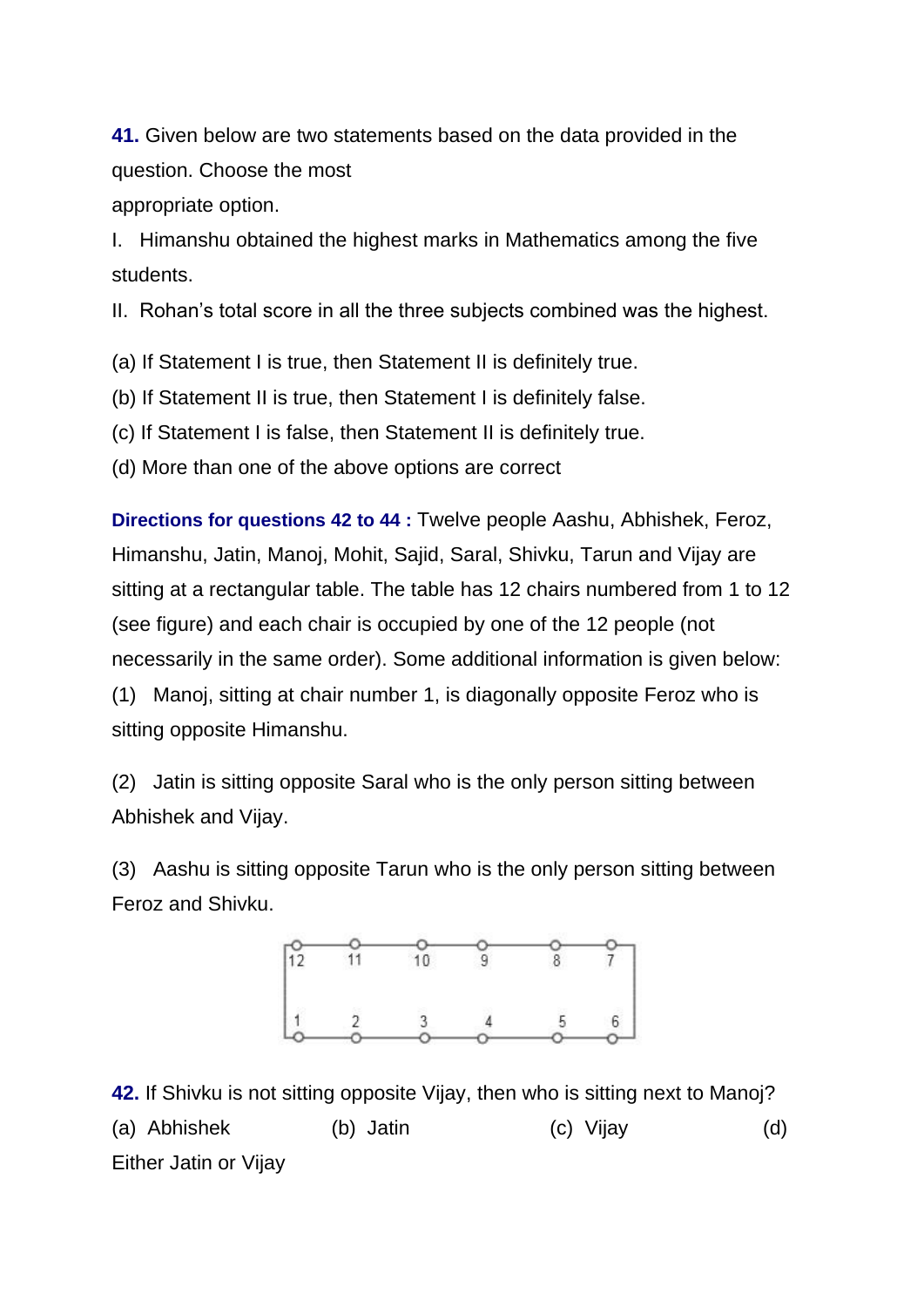**41.** Given below are two statements based on the data provided in the question. Choose the most appropriate option.

I. Himanshu obtained the highest marks in Mathematics among the five students.

II. Rohan's total score in all the three subjects combined was the highest.

(a) If Statement I is true, then Statement II is definitely true.

(b) If Statement II is true, then Statement I is definitely false.

(c) If Statement I is false, then Statement II is definitely true.

(d) More than one of the above options are correct

**Directions for questions 42 to 44 :** Twelve people Aashu, Abhishek, Feroz, Himanshu, Jatin, Manoj, Mohit, Sajid, Saral, Shivku, Tarun and Vijay are sitting at a rectangular table. The table has 12 chairs numbered from 1 to 12 (see figure) and each chair is occupied by one of the 12 people (not necessarily in the same order). Some additional information is given below:

(1) Manoj, sitting at chair number 1, is diagonally opposite Feroz who is sitting opposite Himanshu.

(2) Jatin is sitting opposite Saral who is the only person sitting between Abhishek and Vijay.

(3) Aashu is sitting opposite Tarun who is the only person sitting between Feroz and Shivku.

| 12 | 11 | 10 | 9 | 8 | 7 |
|---|---|---|---|---|---|
| 1 | 2 | 3 | 4 | 5 | 6 |

**42.** If Shivku is not sitting opposite Vijay, then who is sitting next to Manoj?

(a) Abhishek (b) Jatin (c) Vijay (d) Either Jatin or Vijay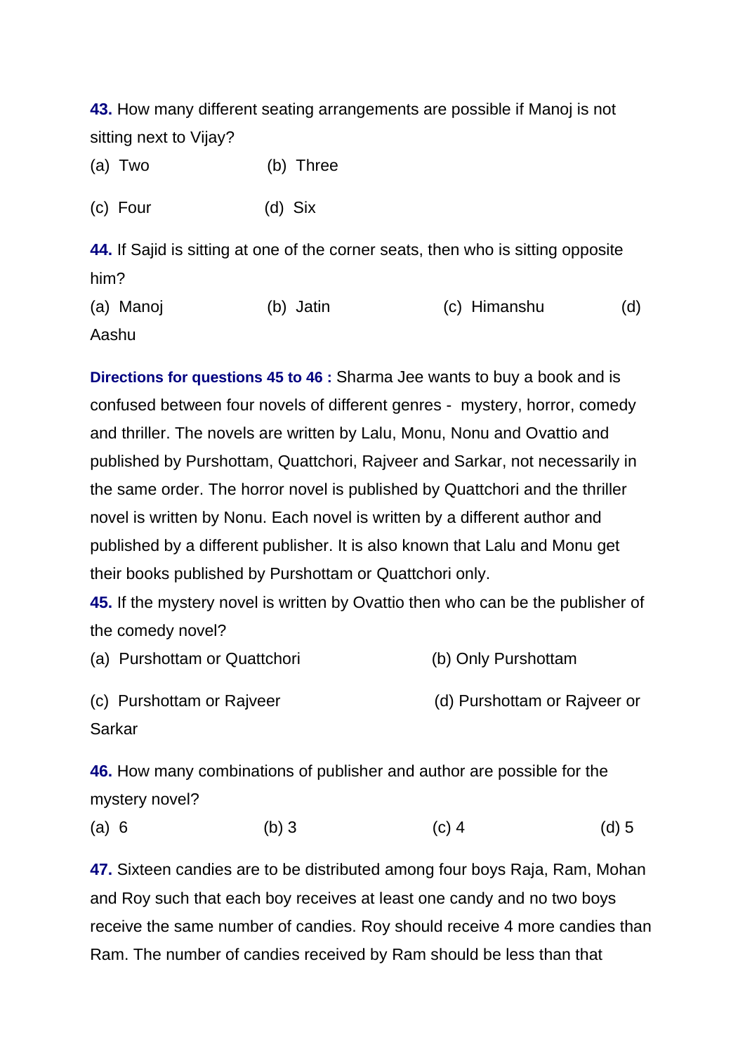**43.** How many different seating arrangements are possible if Manoj is not sitting next to Vijay?

(a) Two (b) Three

(c) Four (d) Six

**44.** If Sajid is sitting at one of the corner seats, then who is sitting opposite him?

(a) Manoj (b) Jatin (c) Himanshu (d) Aashu

**Directions for questions 45 to 46 :** Sharma Jee wants to buy a book and is confused between four novels of different genres - mystery, horror, comedy and thriller. The novels are written by Lalu, Monu, Nonu and Ovattio and published by Purshottam, Quattchori, Rajveer and Sarkar, not necessarily in the same order. The horror novel is published by Quattchori and the thriller novel is written by Nonu. Each novel is written by a different author and published by a different publisher. It is also known that Lalu and Monu get their books published by Purshottam or Quattchori only.

**45.** If the mystery novel is written by Ovattio then who can be the publisher of the comedy novel?

(a) Purshottam or Quattchori (b) Only Purshottam

(c) Purshottam or Rajveer (d) Purshottam or Rajveer or Sarkar

**46.** How many combinations of publisher and author are possible for the mystery novel?

(a) 6 (b) 3 (c) 4 (d) 5

**47.** Sixteen candies are to be distributed among four boys Raja, Ram, Mohan and Roy such that each boy receives at least one candy and no two boys receive the same number of candies. Roy should receive 4 more candies than Ram. The number of candies received by Ram should be less than that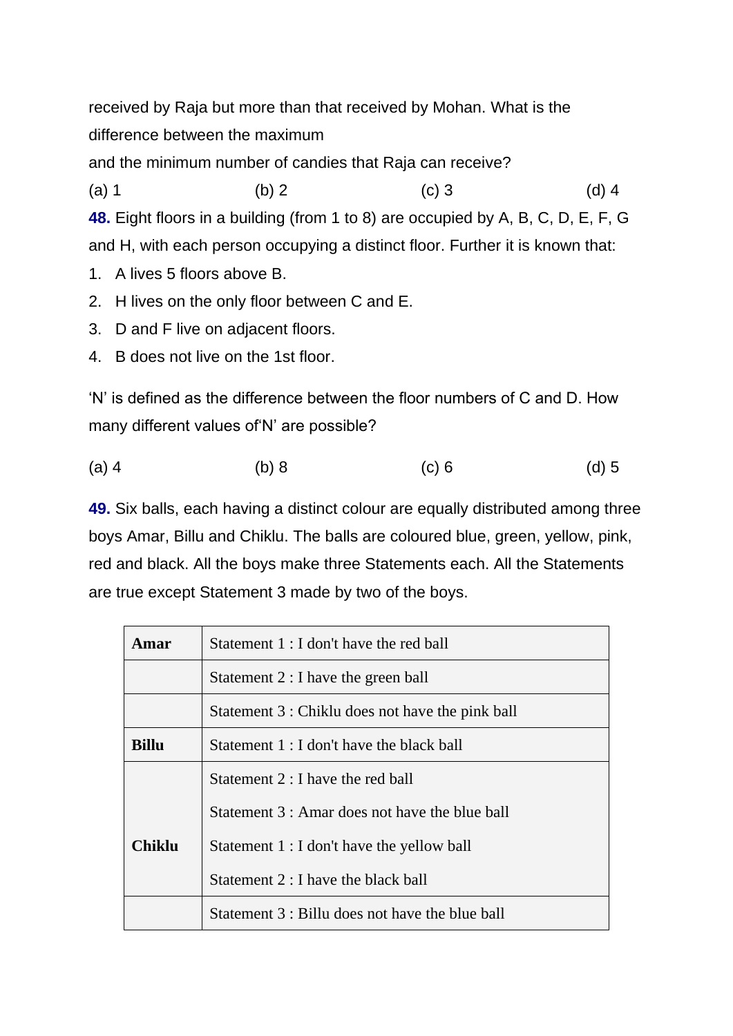received by Raja but more than that received by Mohan. What is the difference between the maximum
and the minimum number of candies that Raja can receive?

(a) 1 (b) 2 (c) 3 (d) 4

**48.** Eight floors in a building (from 1 to 8) are occupied by A, B, C, D, E, F, G and H, with each person occupying a distinct floor. Further it is known that:

1. A lives 5 floors above B.
2. H lives on the only floor between C and E.
3. D and F live on adjacent floors.
4. B does not live on the 1st floor.

'N' is defined as the difference between the floor numbers of C and D. How many different values of'N' are possible?

(a) 4 (b) 8 (c) 6 (d) 5

**49.** Six balls, each having a distinct colour are equally distributed among three boys Amar, Billu and Chiklu. The balls are coloured blue, green, yellow, pink, red and black. All the boys make three Statements each. All the Statements are true except Statement 3 made by two of the boys.

| | |
|---|---|
| **Amar** | Statement 1 : I don't have the red ball |
| | Statement 2 : I have the green ball |
| | Statement 3 : Chiklu does not have the pink ball |
| **Billu** | Statement 1 : I don't have the black ball |
| | Statement 2 : I have the red ball |
| | Statement 3 : Amar does not have the blue ball |
| **Chiklu** | Statement 1 : I don't have the yellow ball |
| | Statement 2 : I have the black ball |
| | Statement 3 : Billu does not have the blue ball |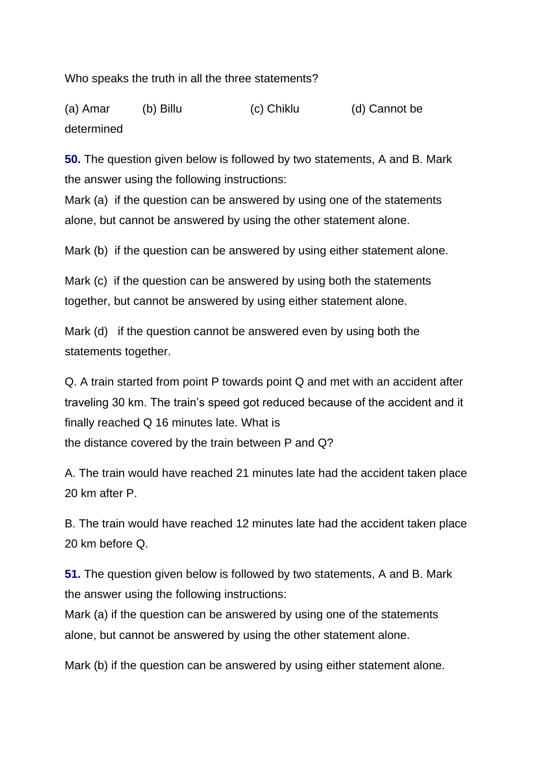Who speaks the truth in all the three statements?

(a) Amar (b) Billu (c) Chiklu (d) Cannot be determined

**50.** The question given below is followed by two statements, A and B. Mark the answer using the following instructions:
Mark (a) if the question can be answered by using one of the statements alone, but cannot be answered by using the other statement alone.

Mark (b) if the question can be answered by using either statement alone.

Mark (c) if the question can be answered by using both the statements together, but cannot be answered by using either statement alone.

Mark (d) if the question cannot be answered even by using both the statements together.

Q. A train started from point P towards point Q and met with an accident after traveling 30 km. The train's speed got reduced because of the accident and it finally reached Q 16 minutes late. What is
the distance covered by the train between P and Q?

A. The train would have reached 21 minutes late had the accident taken place 20 km after P.

B. The train would have reached 12 minutes late had the accident taken place 20 km before Q.

**51.** The question given below is followed by two statements, A and B. Mark the answer using the following instructions:
Mark (a) if the question can be answered by using one of the statements alone, but cannot be answered by using the other statement alone.

Mark (b) if the question can be answered by using either statement alone.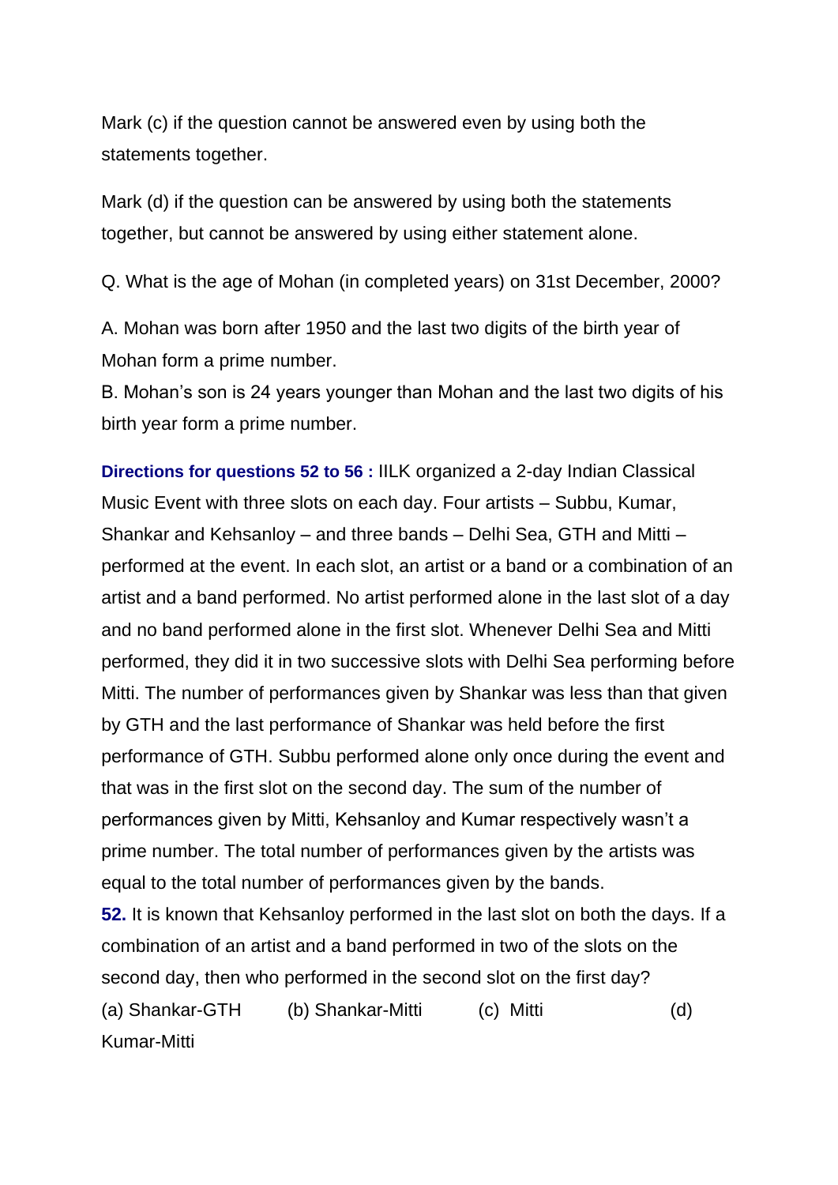Mark (c) if the question cannot be answered even by using both the statements together.

Mark (d) if the question can be answered by using both the statements together, but cannot be answered by using either statement alone.

Q. What is the age of Mohan (in completed years) on 31st December, 2000?

A. Mohan was born after 1950 and the last two digits of the birth year of Mohan form a prime number.
B. Mohan's son is 24 years younger than Mohan and the last two digits of his birth year form a prime number.

**Directions for questions 52 to 56 :** IILK organized a 2-day Indian Classical Music Event with three slots on each day. Four artists – Subbu, Kumar, Shankar and Kehsanloy – and three bands – Delhi Sea, GTH and Mitti – performed at the event. In each slot, an artist or a band or a combination of an artist and a band performed. No artist performed alone in the last slot of a day and no band performed alone in the first slot. Whenever Delhi Sea and Mitti performed, they did it in two successive slots with Delhi Sea performing before Mitti. The number of performances given by Shankar was less than that given by GTH and the last performance of Shankar was held before the first performance of GTH. Subbu performed alone only once during the event and that was in the first slot on the second day. The sum of the number of performances given by Mitti, Kehsanloy and Kumar respectively wasn't a prime number. The total number of performances given by the artists was equal to the total number of performances given by the bands.

**52.** It is known that Kehsanloy performed in the last slot on both the days. If a combination of an artist and a band performed in two of the slots on the second day, then who performed in the second slot on the first day?

(a) Shankar-GTH (b) Shankar-Mitti (c) Mitti (d) Kumar-Mitti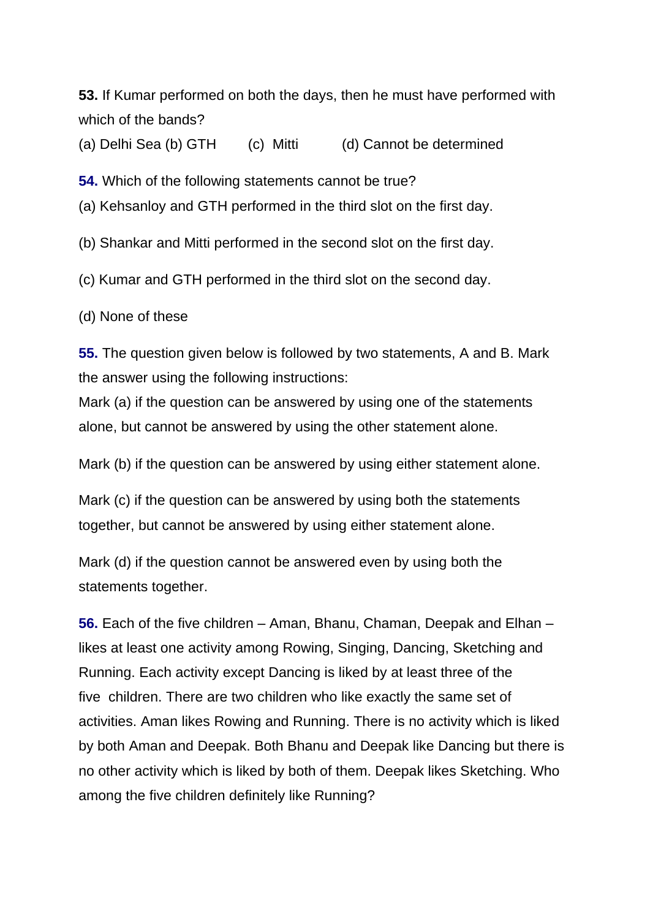**53.** If Kumar performed on both the days, then he must have performed with which of the bands?

(a) Delhi Sea (b) GTH (c) Mitti (d) Cannot be determined

**54.** Which of the following statements cannot be true?

(a) Kehsanloy and GTH performed in the third slot on the first day.

(b) Shankar and Mitti performed in the second slot on the first day.

(c) Kumar and GTH performed in the third slot on the second day.

(d) None of these

**55.** The question given below is followed by two statements, A and B. Mark the answer using the following instructions:

Mark (a) if the question can be answered by using one of the statements alone, but cannot be answered by using the other statement alone.

Mark (b) if the question can be answered by using either statement alone.

Mark (c) if the question can be answered by using both the statements together, but cannot be answered by using either statement alone.

Mark (d) if the question cannot be answered even by using both the statements together.

**56.** Each of the five children – Aman, Bhanu, Chaman, Deepak and Elhan – likes at least one activity among Rowing, Singing, Dancing, Sketching and Running. Each activity except Dancing is liked by at least three of the five children. There are two children who like exactly the same set of activities. Aman likes Rowing and Running. There is no activity which is liked by both Aman and Deepak. Both Bhanu and Deepak like Dancing but there is no other activity which is liked by both of them. Deepak likes Sketching. Who among the five children definitely like Running?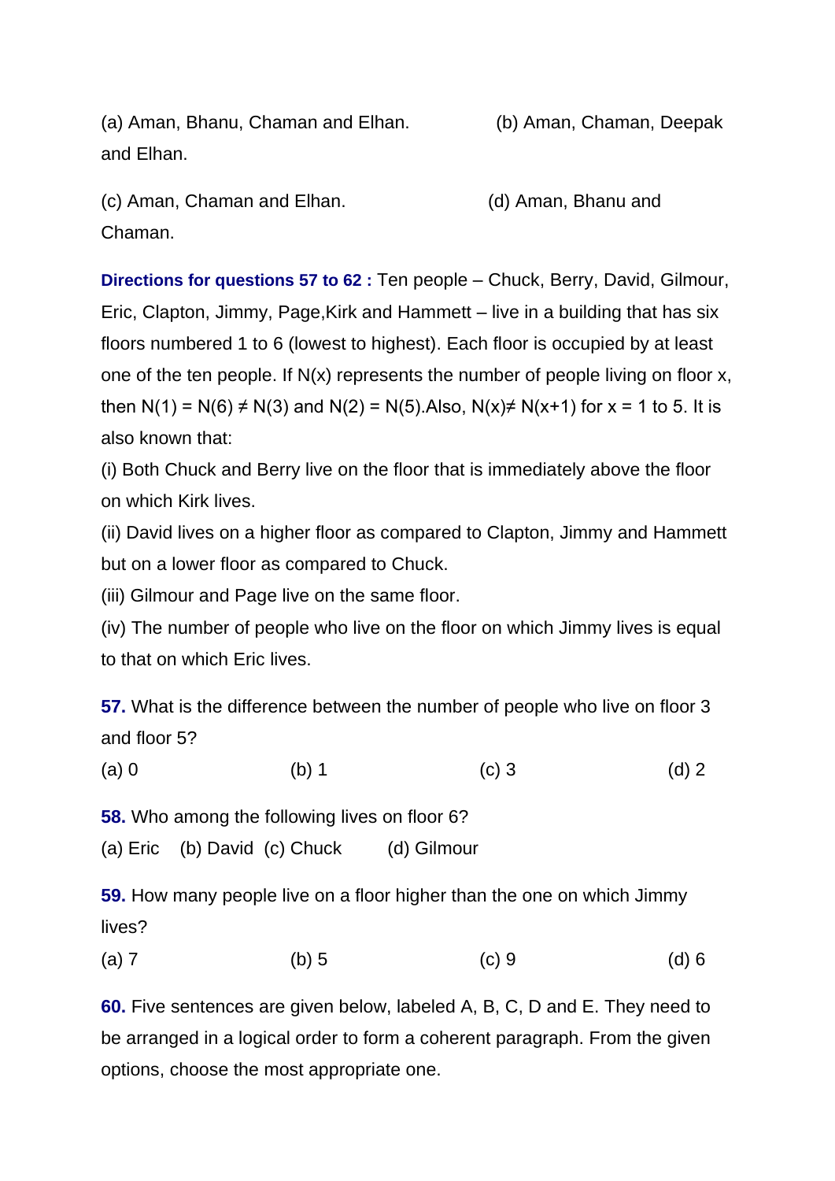(a) Aman, Bhanu, Chaman and Elhan.

(b) Aman, Chaman, Deepak and Elhan.

(c) Aman, Chaman and Elhan.

(d) Aman, Bhanu and Chaman.

**Directions for questions 57 to 62 :** Ten people – Chuck, Berry, David, Gilmour, Eric, Clapton, Jimmy, Page,Kirk and Hammett – live in a building that has six floors numbered 1 to 6 (lowest to highest). Each floor is occupied by at least one of the ten people. If N(x) represents the number of people living on floor x, then $N(1) = N(6) \neq N(3)$ and $N(2) = N(5)$.Also, $N(x) \neq N(x+1)$ for x = 1 to 5. It is also known that:

(i) Both Chuck and Berry live on the floor that is immediately above the floor on which Kirk lives.

(ii) David lives on a higher floor as compared to Clapton, Jimmy and Hammett but on a lower floor as compared to Chuck.

(iii) Gilmour and Page live on the same floor.

(iv) The number of people who live on the floor on which Jimmy lives is equal to that on which Eric lives.

**57.** What is the difference between the number of people who live on floor 3 and floor 5?

(a) 0 (b) 1 (c) 3 (d) 2

**58.** Who among the following lives on floor 6?

(a) Eric (b) David (c) Chuck (d) Gilmour

**59.** How many people live on a floor higher than the one on which Jimmy lives?

(a) 7 (b) 5 (c) 9 (d) 6

**60.** Five sentences are given below, labeled A, B, C, D and E. They need to be arranged in a logical order to form a coherent paragraph. From the given options, choose the most appropriate one.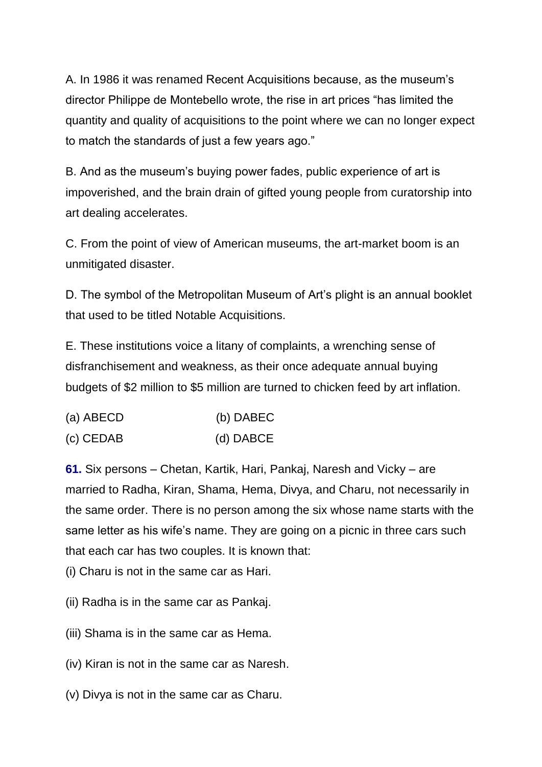A. In 1986 it was renamed Recent Acquisitions because, as the museum's director Philippe de Montebello wrote, the rise in art prices "has limited the quantity and quality of acquisitions to the point where we can no longer expect to match the standards of just a few years ago."

B. And as the museum's buying power fades, public experience of art is impoverished, and the brain drain of gifted young people from curatorship into art dealing accelerates.

C. From the point of view of American museums, the art-market boom is an unmitigated disaster.

D. The symbol of the Metropolitan Museum of Art's plight is an annual booklet that used to be titled Notable Acquisitions.

E. These institutions voice a litany of complaints, a wrenching sense of disfranchisement and weakness, as their once adequate annual buying budgets of $2 million to $5 million are turned to chicken feed by art inflation.

(a) ABECD (b) DABEC

(c) CEDAB (d) DABCE

**61.** Six persons – Chetan, Kartik, Hari, Pankaj, Naresh and Vicky – are married to Radha, Kiran, Shama, Hema, Divya, and Charu, not necessarily in the same order. There is no person among the six whose name starts with the same letter as his wife's name. They are going on a picnic in three cars such that each car has two couples. It is known that:

(i) Charu is not in the same car as Hari.

(ii) Radha is in the same car as Pankaj.

(iii) Shama is in the same car as Hema.

(iv) Kiran is not in the same car as Naresh.

(v) Divya is not in the same car as Charu.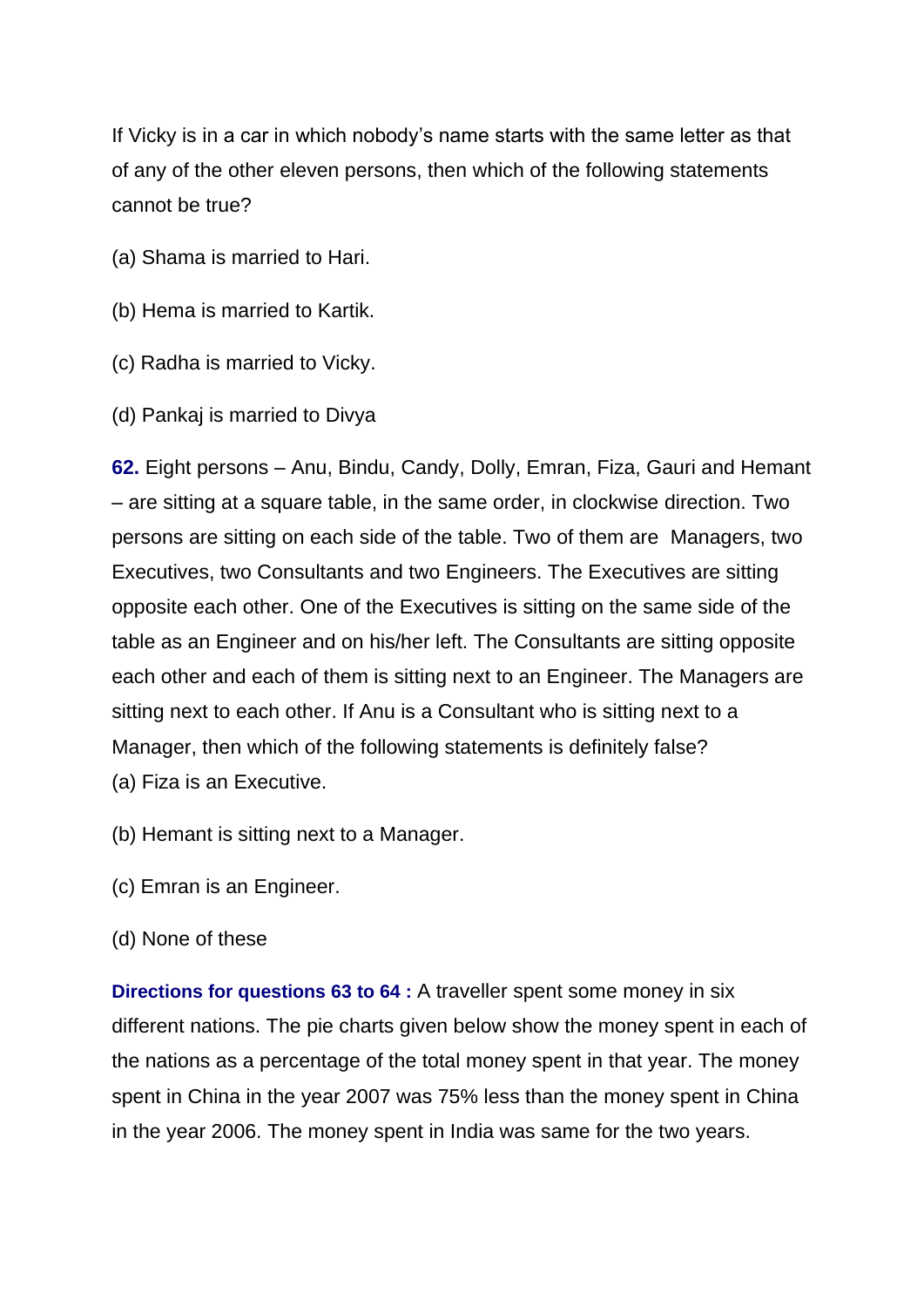If Vicky is in a car in which nobody's name starts with the same letter as that of any of the other eleven persons, then which of the following statements cannot be true?

(a) Shama is married to Hari.

(b) Hema is married to Kartik.

(c) Radha is married to Vicky.

(d) Pankaj is married to Divya

**62.** Eight persons – Anu, Bindu, Candy, Dolly, Emran, Fiza, Gauri and Hemant – are sitting at a square table, in the same order, in clockwise direction. Two persons are sitting on each side of the table. Two of them are Managers, two Executives, two Consultants and two Engineers. The Executives are sitting opposite each other. One of the Executives is sitting on the same side of the table as an Engineer and on his/her left. The Consultants are sitting opposite each other and each of them is sitting next to an Engineer. The Managers are sitting next to each other. If Anu is a Consultant who is sitting next to a Manager, then which of the following statements is definitely false?

(a) Fiza is an Executive.

(b) Hemant is sitting next to a Manager.

(c) Emran is an Engineer.

(d) None of these

**Directions for questions 63 to 64 :** A traveller spent some money in six different nations. The pie charts given below show the money spent in each of the nations as a percentage of the total money spent in that year. The money spent in China in the year 2007 was 75% less than the money spent in China in the year 2006. The money spent in India was same for the two years.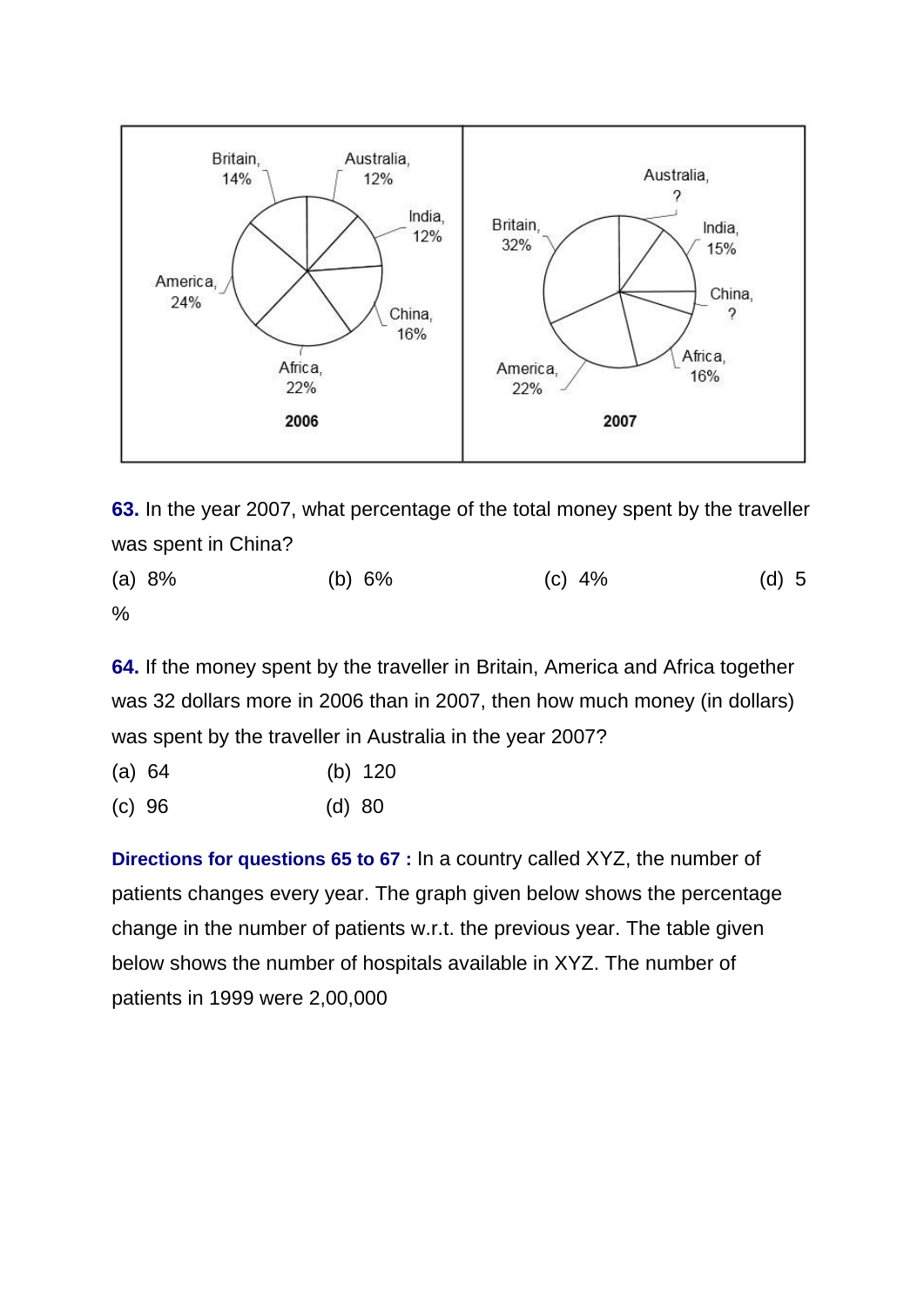2006: Britain, 14%; Australia, 12%; India, 12%; China, 16%; Africa, 22%; America, 24%

2007: Australia, ?; India, 15%; China, ?; Africa, 16%; America, 22%; Britain, 32%

**63.** In the year 2007, what percentage of the total money spent by the traveller was spent in China?

(a) 8% (b) 6% (c) 4% (d) 5 %

**64.** If the money spent by the traveller in Britain, America and Africa together was 32 dollars more in 2006 than in 2007, then how much money (in dollars) was spent by the traveller in Australia in the year 2007?

(a) 64 (b) 120

(c) 96 (d) 80

**Directions for questions 65 to 67 :** In a country called XYZ, the number of patients changes every year. The graph given below shows the percentage change in the number of patients w.r.t. the previous year. The table given below shows the number of hospitals available in XYZ. The number of patients in 1999 were 2,00,000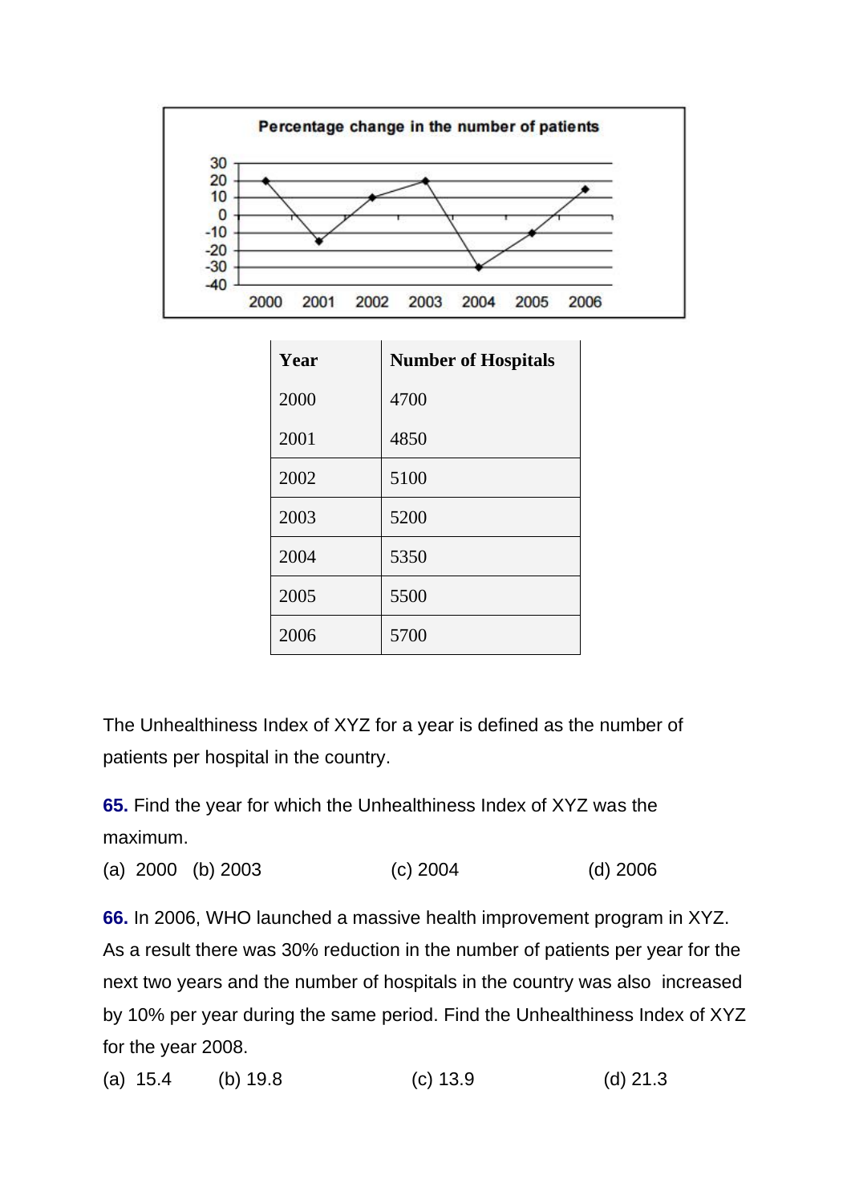Percentage change in the number of patients

| Year | 2000 | 2001 | 2002 | 2003 | 2004 | 2005 | 2006 |
|---|---|---|---|---|---|---|---|
| Percentage change | 20 | -15 | 10 | 20 | -30 | -10 | 15 |

| Year | Number of Hospitals |
|---|---|
| 2000 | 4700 |
| 2001 | 4850 |
| 2002 | 5100 |
| 2003 | 5200 |
| 2004 | 5350 |
| 2005 | 5500 |
| 2006 | 5700 |

The Unhealthiness Index of XYZ for a year is defined as the number of patients per hospital in the country.

**65.** Find the year for which the Unhealthiness Index of XYZ was the maximum.

(a) 2000 (b) 2003 (c) 2004 (d) 2006

**66.** In 2006, WHO launched a massive health improvement program in XYZ. As a result there was 30% reduction in the number of patients per year for the next two years and the number of hospitals in the country was also increased by 10% per year during the same period. Find the Unhealthiness Index of XYZ for the year 2008.

(a) 15.4 (b) 19.8 (c) 13.9 (d) 21.3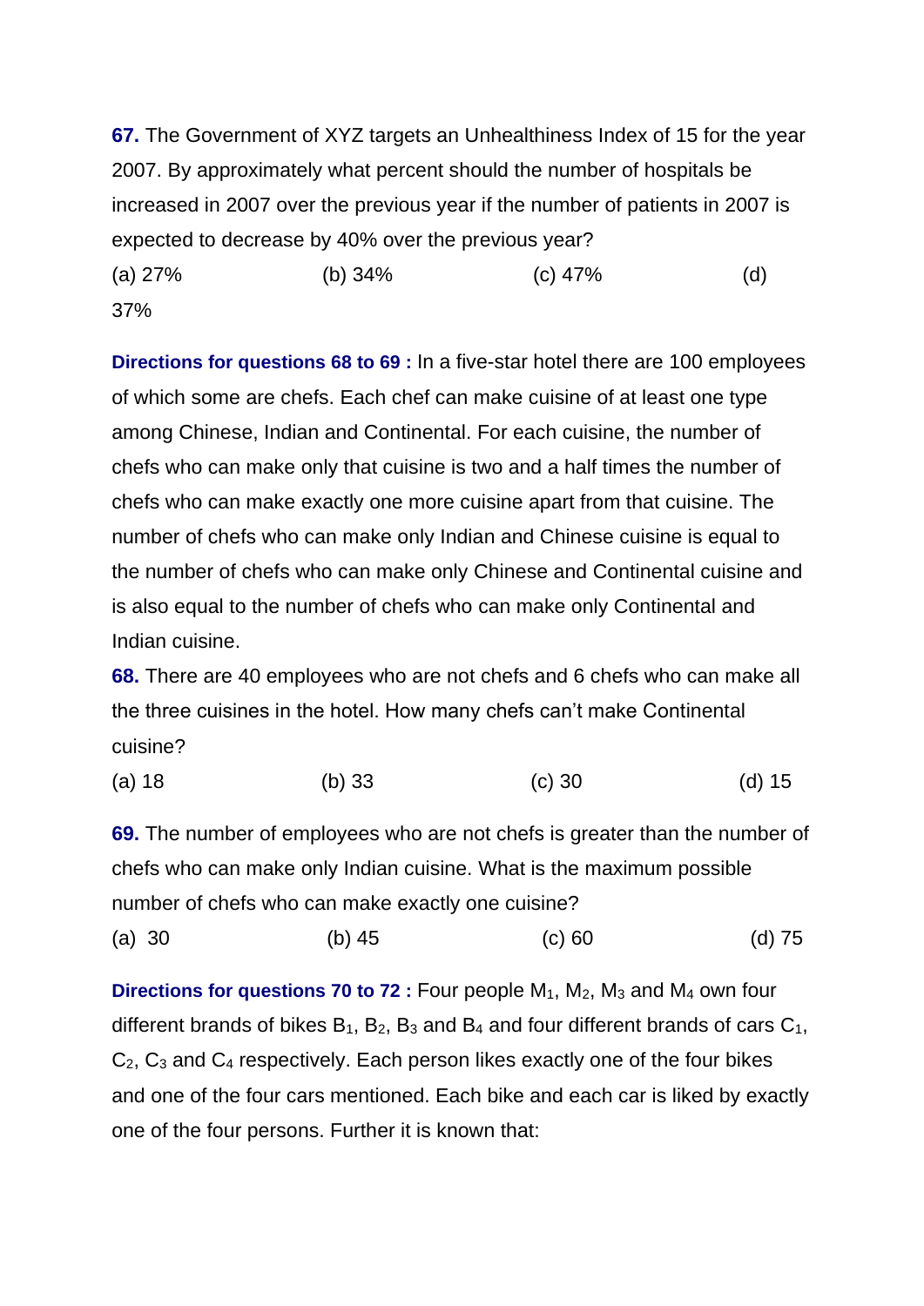**67.** The Government of XYZ targets an Unhealthiness Index of 15 for the year 2007. By approximately what percent should the number of hospitals be increased in 2007 over the previous year if the number of patients in 2007 is expected to decrease by 40% over the previous year?

(a) 27% (b) 34% (c) 47% (d) 37%

**Directions for questions 68 to 69 :** In a five-star hotel there are 100 employees of which some are chefs. Each chef can make cuisine of at least one type among Chinese, Indian and Continental. For each cuisine, the number of chefs who can make only that cuisine is two and a half times the number of chefs who can make exactly one more cuisine apart from that cuisine. The number of chefs who can make only Indian and Chinese cuisine is equal to the number of chefs who can make only Chinese and Continental cuisine and is also equal to the number of chefs who can make only Continental and Indian cuisine.

**68.** There are 40 employees who are not chefs and 6 chefs who can make all the three cuisines in the hotel. How many chefs can't make Continental cuisine?

(a) 18 (b) 33 (c) 30 (d) 15

**69.** The number of employees who are not chefs is greater than the number of chefs who can make only Indian cuisine. What is the maximum possible number of chefs who can make exactly one cuisine?

(a) 30 (b) 45 (c) 60 (d) 75

**Directions for questions 70 to 72 :** Four people $M_1$, $M_2$, $M_3$ and $M_4$ own four different brands of bikes $B_1$, $B_2$, $B_3$ and $B_4$ and four different brands of cars $C_1$, $C_2$, $C_3$ and $C_4$ respectively. Each person likes exactly one of the four bikes and one of the four cars mentioned. Each bike and each car is liked by exactly one of the four persons. Further it is known that: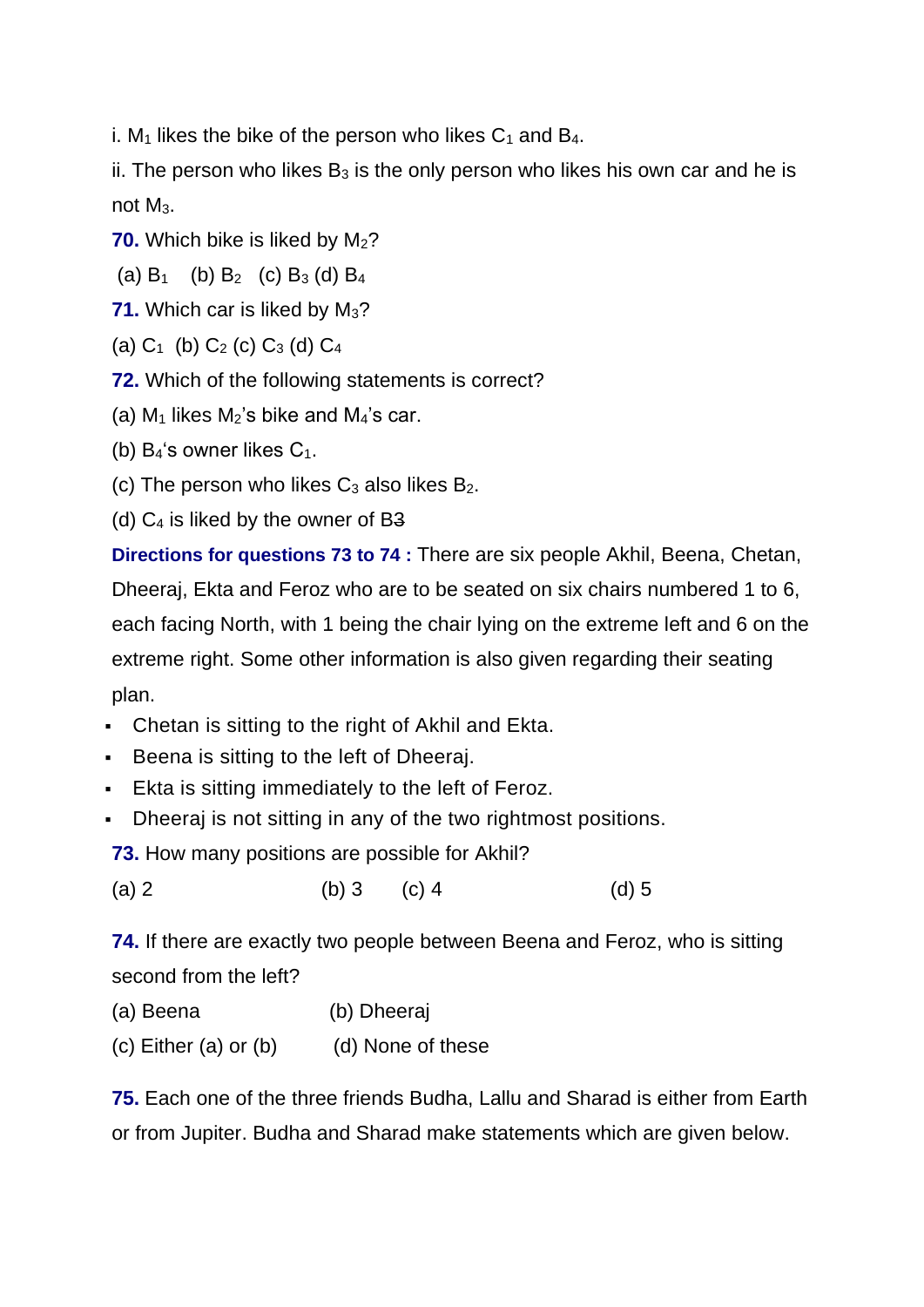i. $M_1$ likes the bike of the person who likes $C_1$ and $B_4$.

ii. The person who likes $B_3$ is the only person who likes his own car and he is not $M_3$.

**70.** Which bike is liked by $M_2$?

(a) $B_1$ (b) $B_2$ (c) $B_3$ (d) $B_4$

**71.** Which car is liked by $M_3$?

(a) $C_1$ (b) $C_2$ (c) $C_3$ (d) $C_4$

**72.** Which of the following statements is correct?

(a) $M_1$ likes $M_2$'s bike and $M_4$'s car.

(b) $B_4$'s owner likes $C_1$.

(c) The person who likes $C_3$ also likes $B_2$.

(d) $C_4$ is liked by the owner of $B_3$

**Directions for questions 73 to 74 :** There are six people Akhil, Beena, Chetan, Dheeraj, Ekta and Feroz who are to be seated on six chairs numbered 1 to 6, each facing North, with 1 being the chair lying on the extreme left and 6 on the extreme right. Some other information is also given regarding their seating plan.

- Chetan is sitting to the right of Akhil and Ekta.
- Beena is sitting to the left of Dheeraj.
- Ekta is sitting immediately to the left of Feroz.
- Dheeraj is not sitting in any of the two rightmost positions.

**73.** How many positions are possible for Akhil?

(a) 2 (b) 3 (c) 4 (d) 5

**74.** If there are exactly two people between Beena and Feroz, who is sitting second from the left?

(a) Beena (b) Dheeraj

(c) Either (a) or (b) (d) None of these

**75.** Each one of the three friends Budha, Lallu and Sharad is either from Earth or from Jupiter. Budha and Sharad make statements which are given below.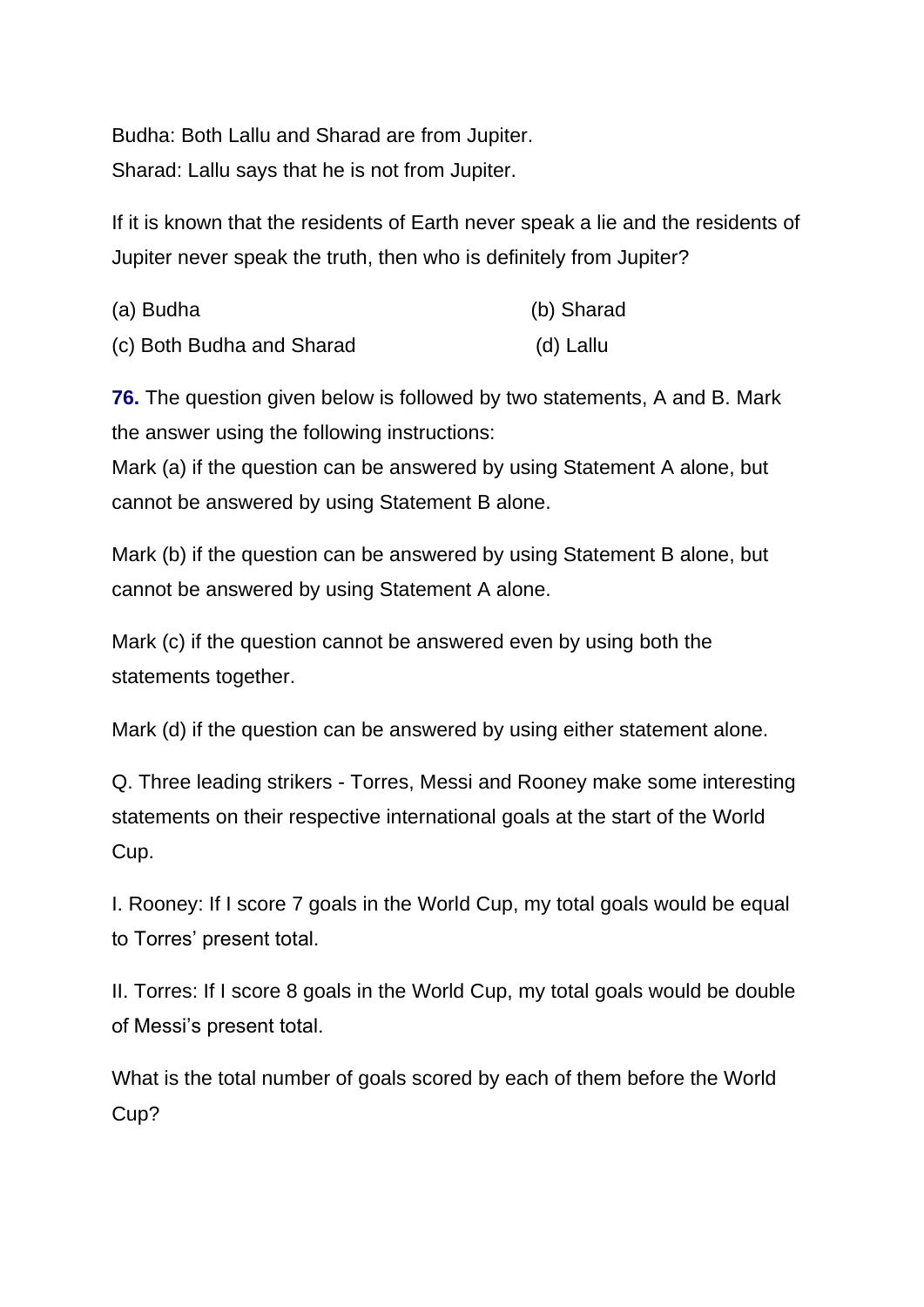Budha: Both Lallu and Sharad are from Jupiter.
Sharad: Lallu says that he is not from Jupiter.

If it is known that the residents of Earth never speak a lie and the residents of Jupiter never speak the truth, then who is definitely from Jupiter?

(a) Budha (b) Sharad
(c) Both Budha and Sharad (d) Lallu

**76.** The question given below is followed by two statements, A and B. Mark the answer using the following instructions:
Mark (a) if the question can be answered by using Statement A alone, but cannot be answered by using Statement B alone.

Mark (b) if the question can be answered by using Statement B alone, but cannot be answered by using Statement A alone.

Mark (c) if the question cannot be answered even by using both the statements together.

Mark (d) if the question can be answered by using either statement alone.

Q. Three leading strikers - Torres, Messi and Rooney make some interesting statements on their respective international goals at the start of the World Cup.

I. Rooney: If I score 7 goals in the World Cup, my total goals would be equal to Torres' present total.

II. Torres: If I score 8 goals in the World Cup, my total goals would be double of Messi's present total.

What is the total number of goals scored by each of them before the World Cup?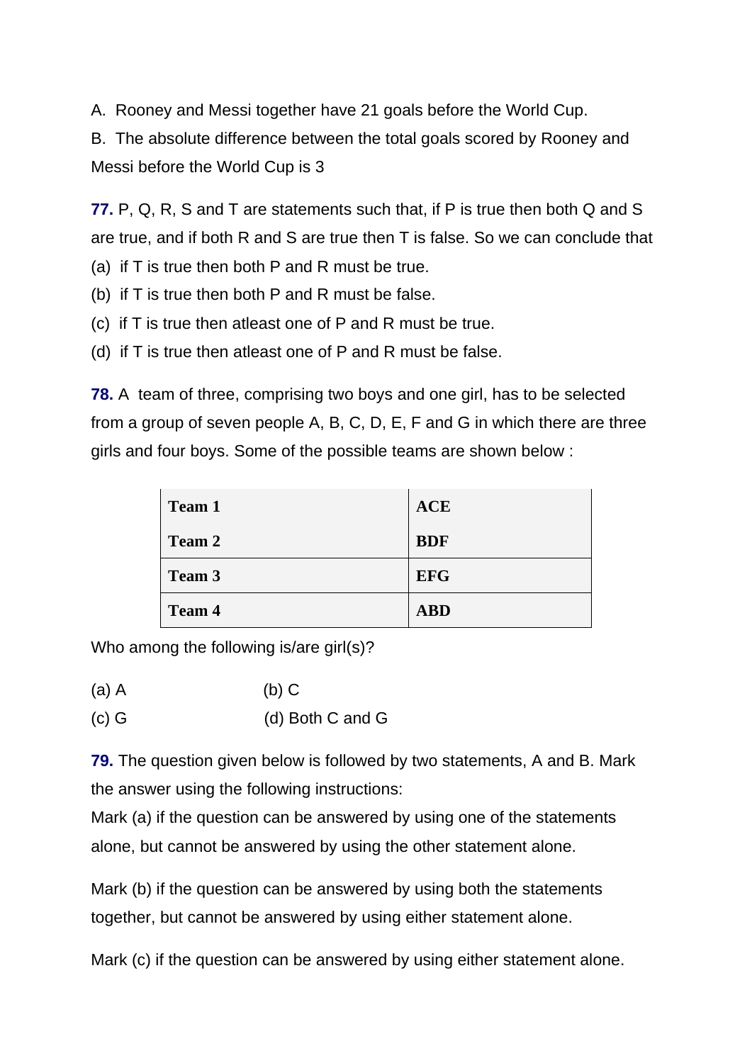A. Rooney and Messi together have 21 goals before the World Cup.

B. The absolute difference between the total goals scored by Rooney and Messi before the World Cup is 3

**77.** P, Q, R, S and T are statements such that, if P is true then both Q and S are true, and if both R and S are true then T is false. So we can conclude that

(a) if T is true then both P and R must be true.

(b) if T is true then both P and R must be false.

(c) if T is true then atleast one of P and R must be true.

(d) if T is true then atleast one of P and R must be false.

**78.** A team of three, comprising two boys and one girl, has to be selected from a group of seven people A, B, C, D, E, F and G in which there are three girls and four boys. Some of the possible teams are shown below :

| | |
|---|---|
| **Team 1** | **ACE** |
| **Team 2** | **BDF** |
| **Team 3** | **EFG** |
| **Team 4** | **ABD** |

Who among the following is/are girl(s)?

(a) A (b) C

(c) G (d) Both C and G

**79.** The question given below is followed by two statements, A and B. Mark the answer using the following instructions:

Mark (a) if the question can be answered by using one of the statements alone, but cannot be answered by using the other statement alone.

Mark (b) if the question can be answered by using both the statements together, but cannot be answered by using either statement alone.

Mark (c) if the question can be answered by using either statement alone.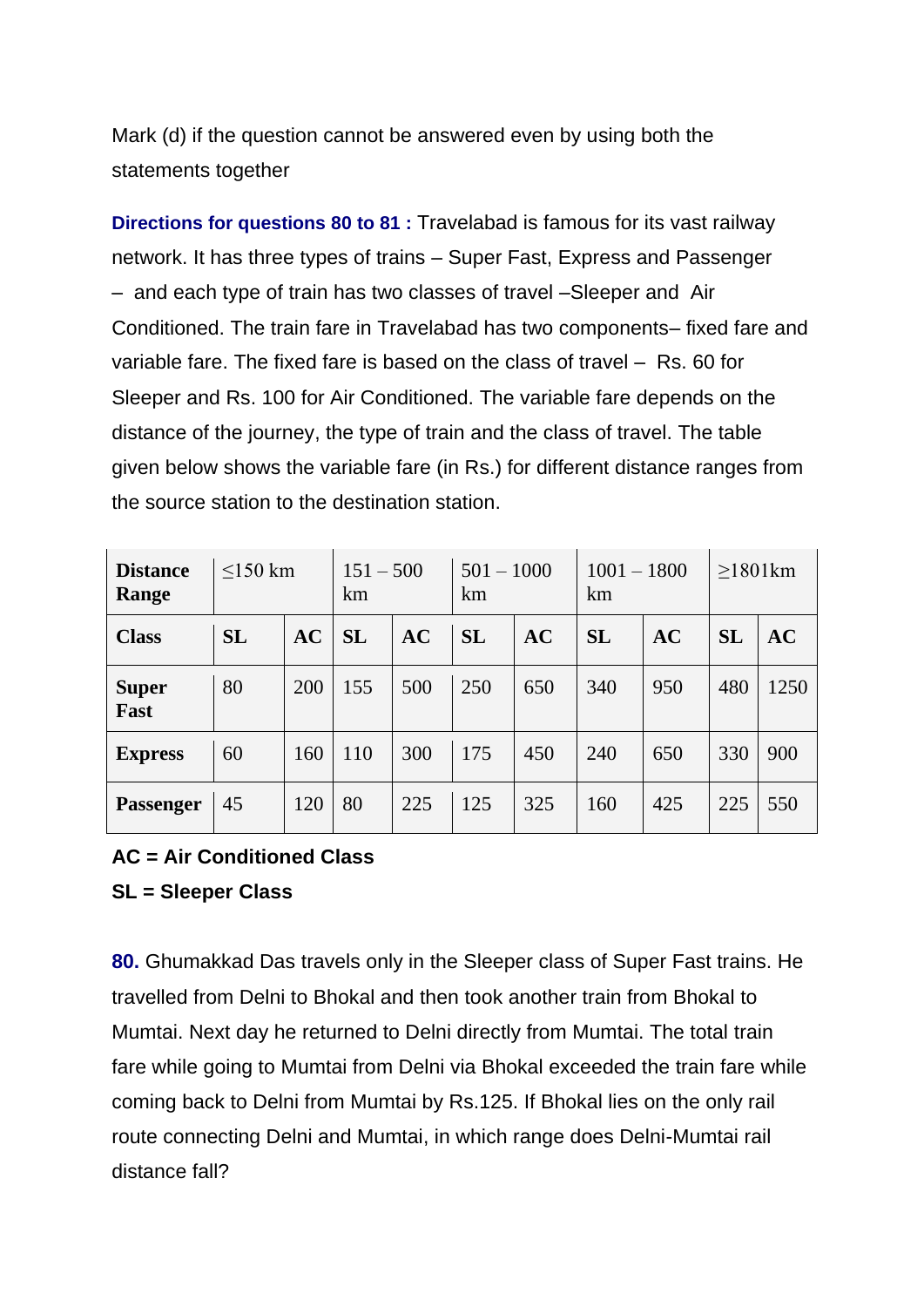Mark (d) if the question cannot be answered even by using both the statements together

**Directions for questions 80 to 81 :** Travelabad is famous for its vast railway network. It has three types of trains – Super Fast, Express and Passenger – and each type of train has two classes of travel –Sleeper and Air Conditioned. The train fare in Travelabad has two components– fixed fare and variable fare. The fixed fare is based on the class of travel – Rs. 60 for Sleeper and Rs. 100 for Air Conditioned. The variable fare depends on the distance of the journey, the type of train and the class of travel. The table given below shows the variable fare (in Rs.) for different distance ranges from the source station to the destination station.

| **Distance Range** | ≤150 km | | 151 – 500 km | | 501 – 1000 km | | 1001 – 1800 km | | ≥1801km | |
|---|---|---|---|---|---|---|---|---|---|---|
| **Class** | **SL** | **AC** | **SL** | **AC** | **SL** | **AC** | **SL** | **AC** | **SL** | **AC** |
| **Super Fast** | 80 | 200 | 155 | 500 | 250 | 650 | 340 | 950 | 480 | 1250 |
| **Express** | 60 | 160 | 110 | 300 | 175 | 450 | 240 | 650 | 330 | 900 |
| **Passenger** | 45 | 120 | 80 | 225 | 125 | 325 | 160 | 425 | 225 | 550 |

**AC = Air Conditioned Class**

**SL = Sleeper Class**

**80.** Ghumakkad Das travels only in the Sleeper class of Super Fast trains. He travelled from Delni to Bhokal and then took another train from Bhokal to Mumtai. Next day he returned to Delni directly from Mumtai. The total train fare while going to Mumtai from Delni via Bhokal exceeded the train fare while coming back to Delni from Mumtai by Rs.125. If Bhokal lies on the only rail route connecting Delni and Mumtai, in which range does Delni-Mumtai rail distance fall?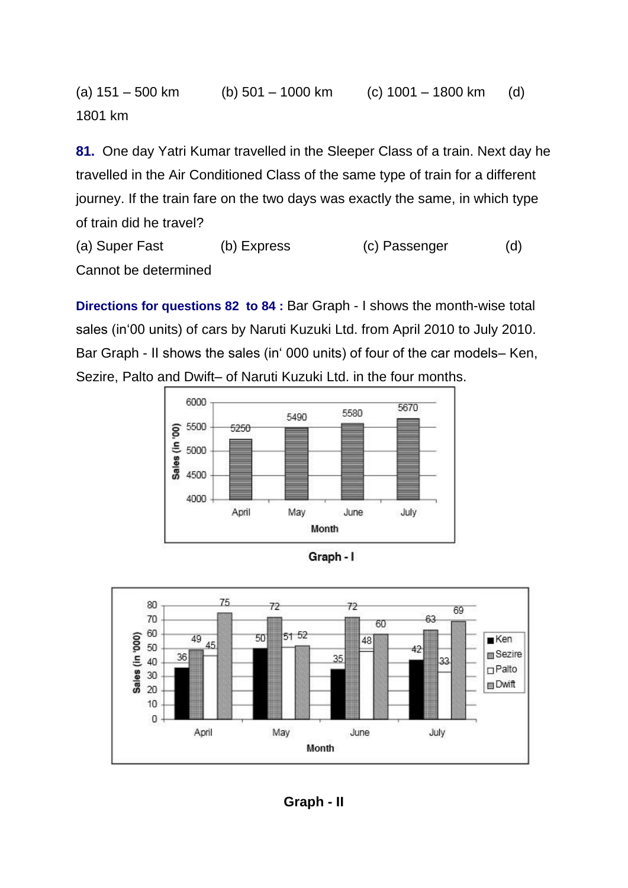(a) 151 – 500 km (b) 501 – 1000 km (c) 1001 – 1800 km (d) 1801 km

**81.** One day Yatri Kumar travelled in the Sleeper Class of a train. Next day he travelled in the Air Conditioned Class of the same type of train for a different journey. If the train fare on the two days was exactly the same, in which type of train did he travel?

(a) Super Fast (b) Express (c) Passenger (d) Cannot be determined

**Directions for questions 82 to 84 :** Bar Graph - I shows the month-wise total sales (in'00 units) of cars by Naruti Kuzuki Ltd. from April 2010 to July 2010. Bar Graph - II shows the sales (in' 000 units) of four of the car models– Ken, Sezire, Palto and Dwift– of Naruti Kuzuki Ltd. in the four months.

| Month | Sales (in '00) |
|---|---|
| April | 5250 |
| May | 5490 |
| June | 5580 |
| July | 5670 |

**Graph - I**

| Month | Ken | Sezire | Palto | Dwift |
|---|---|---|---|---|
| April | 36 | 49 | 45 | 75 |
| May | 50 | 72 | 51 | 52 |
| June | 35 | 72 | 48 | 60 |
| July | 42 | 63 | 33 | 69 |

Sales (in '000)

**Graph - II**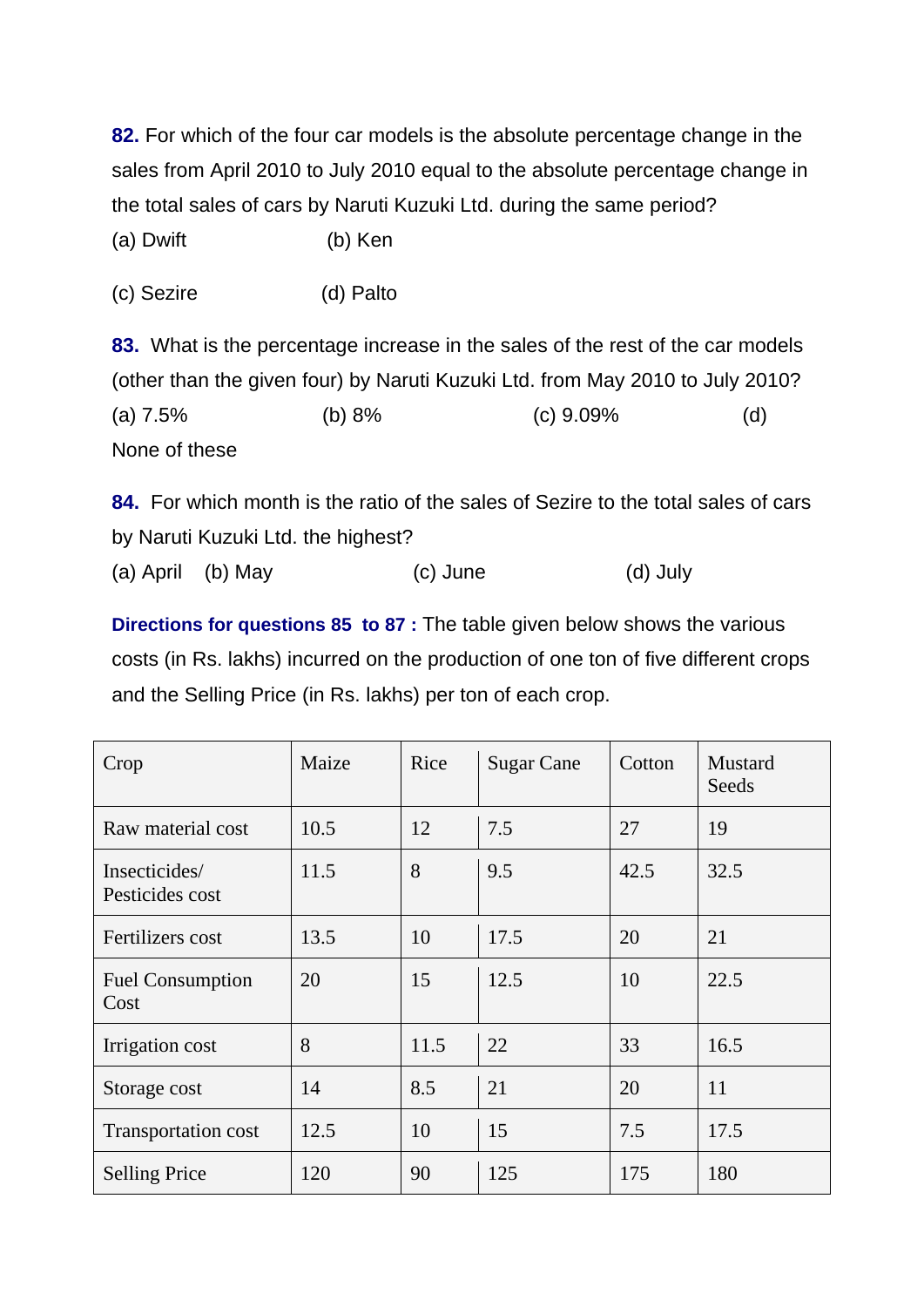**82.** For which of the four car models is the absolute percentage change in the sales from April 2010 to July 2010 equal to the absolute percentage change in the total sales of cars by Naruti Kuzuki Ltd. during the same period?

(a) Dwift (b) Ken

(c) Sezire (d) Palto

**83.** What is the percentage increase in the sales of the rest of the car models (other than the given four) by Naruti Kuzuki Ltd. from May 2010 to July 2010?

(a) 7.5% (b) 8% (c) 9.09% (d) None of these

**84.** For which month is the ratio of the sales of Sezire to the total sales of cars by Naruti Kuzuki Ltd. the highest?

(a) April (b) May (c) June (d) July

**Directions for questions 85 to 87 :** The table given below shows the various costs (in Rs. lakhs) incurred on the production of one ton of five different crops and the Selling Price (in Rs. lakhs) per ton of each crop.

| Crop | Maize | Rice | Sugar Cane | Cotton | Mustard Seeds |
|---|---|---|---|---|---|
| Raw material cost | 10.5 | 12 | 7.5 | 27 | 19 |
| Insecticides/ Pesticides cost | 11.5 | 8 | 9.5 | 42.5 | 32.5 |
| Fertilizers cost | 13.5 | 10 | 17.5 | 20 | 21 |
| Fuel Consumption Cost | 20 | 15 | 12.5 | 10 | 22.5 |
| Irrigation cost | 8 | 11.5 | 22 | 33 | 16.5 |
| Storage cost | 14 | 8.5 | 21 | 20 | 11 |
| Transportation cost | 12.5 | 10 | 15 | 7.5 | 17.5 |
| Selling Price | 120 | 90 | 125 | 175 | 180 |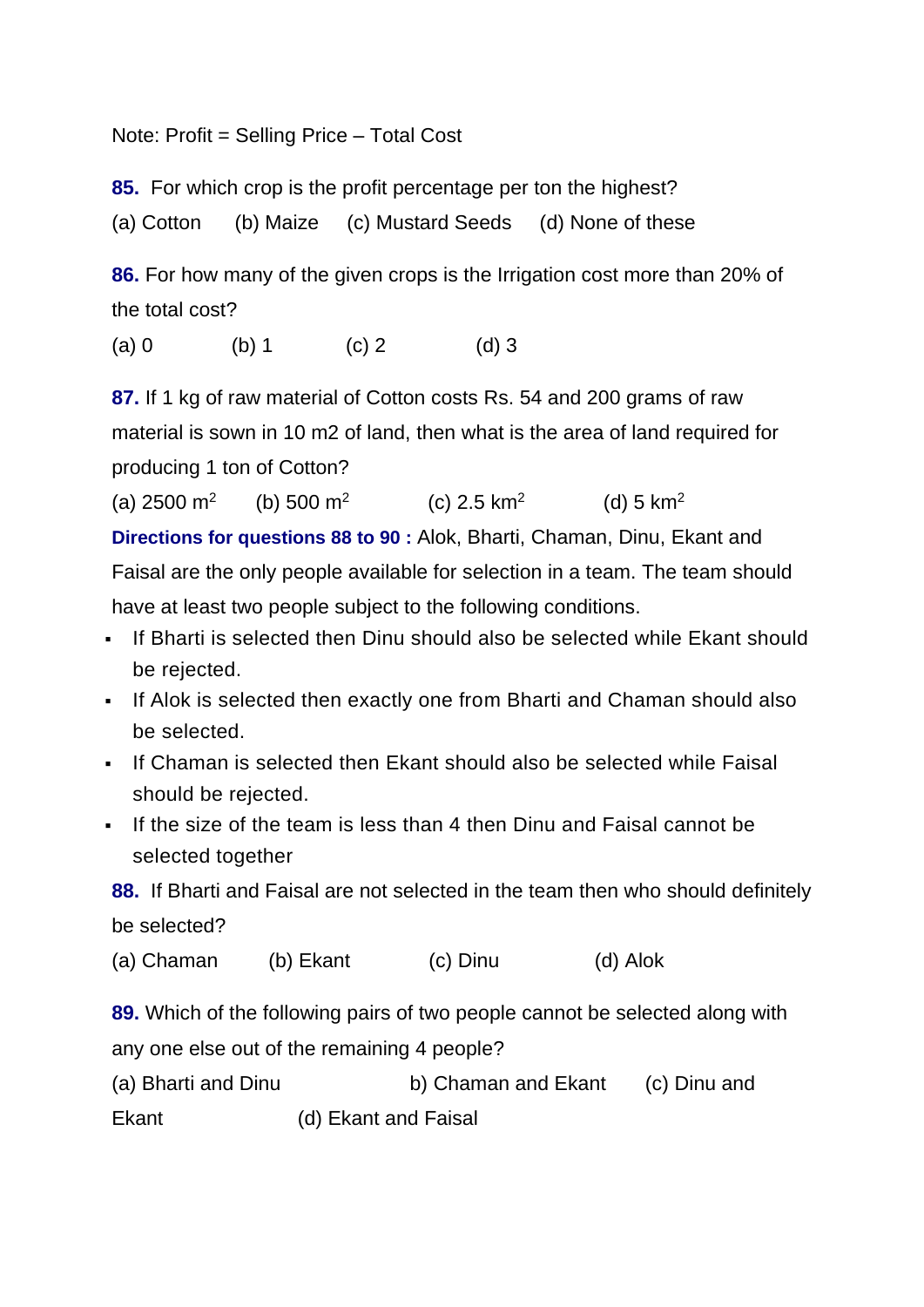Note: Profit = Selling Price – Total Cost

**85.** For which crop is the profit percentage per ton the highest?

(a) Cotton (b) Maize (c) Mustard Seeds (d) None of these

**86.** For how many of the given crops is the Irrigation cost more than 20% of the total cost?

(a) 0 (b) 1 (c) 2 (d) 3

**87.** If 1 kg of raw material of Cotton costs Rs. 54 and 200 grams of raw material is sown in 10 m2 of land, then what is the area of land required for producing 1 ton of Cotton?

(a) 2500 $m^2$ (b) 500 $m^2$ (c) 2.5 $km^2$ (d) 5 $km^2$

**Directions for questions 88 to 90 :** Alok, Bharti, Chaman, Dinu, Ekant and Faisal are the only people available for selection in a team. The team should have at least two people subject to the following conditions.

- If Bharti is selected then Dinu should also be selected while Ekant should be rejected.
- If Alok is selected then exactly one from Bharti and Chaman should also be selected.
- If Chaman is selected then Ekant should also be selected while Faisal should be rejected.
- If the size of the team is less than 4 then Dinu and Faisal cannot be selected together

**88.** If Bharti and Faisal are not selected in the team then who should definitely be selected?

(a) Chaman (b) Ekant (c) Dinu (d) Alok

**89.** Which of the following pairs of two people cannot be selected along with any one else out of the remaining 4 people?

(a) Bharti and Dinu b) Chaman and Ekant (c) Dinu and Ekant (d) Ekant and Faisal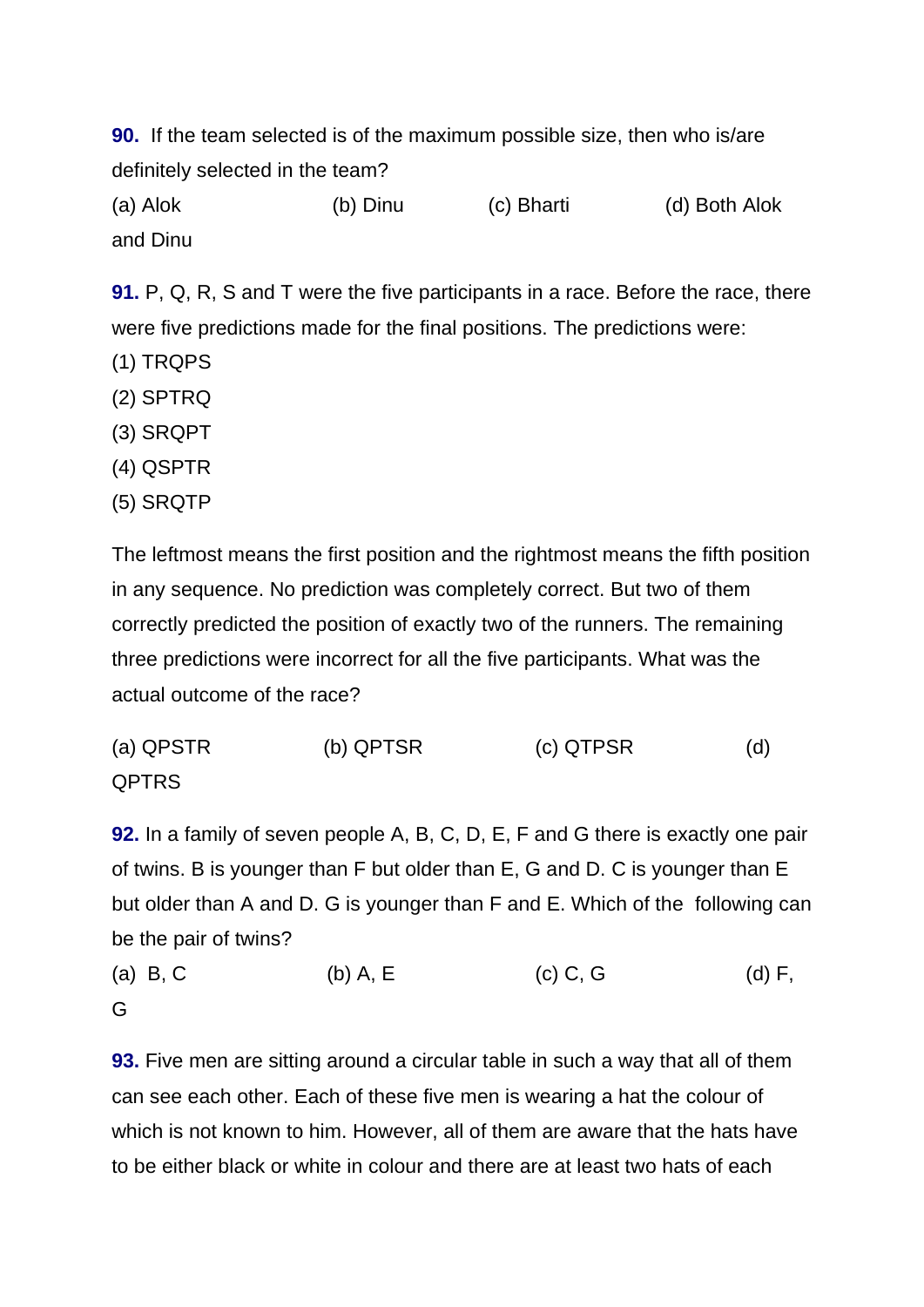**90.** If the team selected is of the maximum possible size, then who is/are definitely selected in the team?

(a) Alok (b) Dinu (c) Bharti (d) Both Alok and Dinu

**91.** P, Q, R, S and T were the five participants in a race. Before the race, there were five predictions made for the final positions. The predictions were:

(1) TRQPS

(2) SPTRQ

(3) SRQPT

(4) QSPTR

(5) SRQTP

The leftmost means the first position and the rightmost means the fifth position in any sequence. No prediction was completely correct. But two of them correctly predicted the position of exactly two of the runners. The remaining three predictions were incorrect for all the five participants. What was the actual outcome of the race?

(a) QPSTR (b) QPTSR (c) QTPSR (d) QPTRS

**92.** In a family of seven people A, B, C, D, E, F and G there is exactly one pair of twins. B is younger than F but older than E, G and D. C is younger than E but older than A and D. G is younger than F and E. Which of the following can be the pair of twins?

(a) B, C (b) A, E (c) C, G (d) F, G

**93.** Five men are sitting around a circular table in such a way that all of them can see each other. Each of these five men is wearing a hat the colour of which is not known to him. However, all of them are aware that the hats have to be either black or white in colour and there are at least two hats of each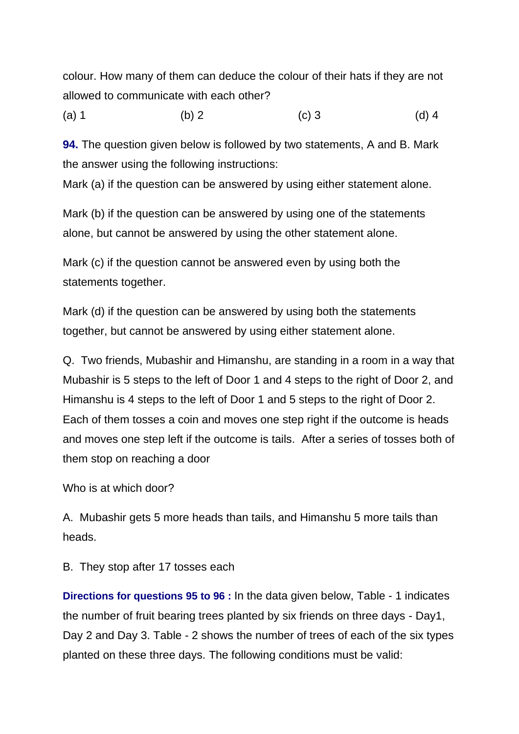colour. How many of them can deduce the colour of their hats if they are not allowed to communicate with each other?

(a) 1 (b) 2 (c) 3 (d) 4

**94.** The question given below is followed by two statements, A and B. Mark the answer using the following instructions:

Mark (a) if the question can be answered by using either statement alone.

Mark (b) if the question can be answered by using one of the statements alone, but cannot be answered by using the other statement alone.

Mark (c) if the question cannot be answered even by using both the statements together.

Mark (d) if the question can be answered by using both the statements together, but cannot be answered by using either statement alone.

Q. Two friends, Mubashir and Himanshu, are standing in a room in a way that Mubashir is 5 steps to the left of Door 1 and 4 steps to the right of Door 2, and Himanshu is 4 steps to the left of Door 1 and 5 steps to the right of Door 2. Each of them tosses a coin and moves one step right if the outcome is heads and moves one step left if the outcome is tails. After a series of tosses both of them stop on reaching a door

Who is at which door?

A. Mubashir gets 5 more heads than tails, and Himanshu 5 more tails than heads.

B. They stop after 17 tosses each

**Directions for questions 95 to 96 :** In the data given below, Table - 1 indicates the number of fruit bearing trees planted by six friends on three days - Day1, Day 2 and Day 3. Table - 2 shows the number of trees of each of the six types planted on these three days. The following conditions must be valid: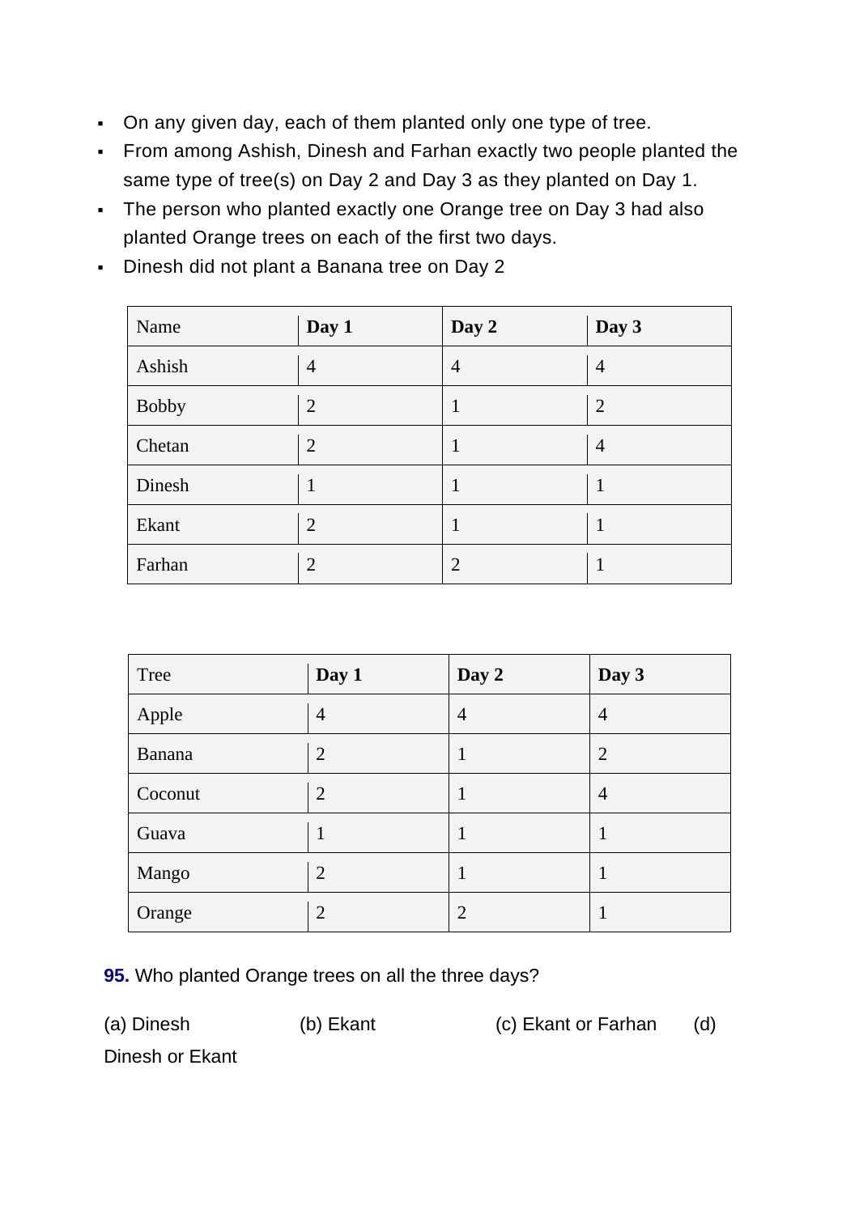- On any given day, each of them planted only one type of tree.
- From among Ashish, Dinesh and Farhan exactly two people planted the same type of tree(s) on Day 2 and Day 3 as they planted on Day 1.
- The person who planted exactly one Orange tree on Day 3 had also planted Orange trees on each of the first two days.
- Dinesh did not plant a Banana tree on Day 2

| Name | Day 1 | Day 2 | Day 3 |
|---|---|---|---|
| Ashish | 4 | 4 | 4 |
| Bobby | 2 | 1 | 2 |
| Chetan | 2 | 1 | 4 |
| Dinesh | 1 | 1 | 1 |
| Ekant | 2 | 1 | 1 |
| Farhan | 2 | 2 | 1 |

| Tree | Day 1 | Day 2 | Day 3 |
|---|---|---|---|
| Apple | 4 | 4 | 4 |
| Banana | 2 | 1 | 2 |
| Coconut | 2 | 1 | 4 |
| Guava | 1 | 1 | 1 |
| Mango | 2 | 1 | 1 |
| Orange | 2 | 2 | 1 |

**95.** Who planted Orange trees on all the three days?

(a) Dinesh (b) Ekant (c) Ekant or Farhan (d) Dinesh or Ekant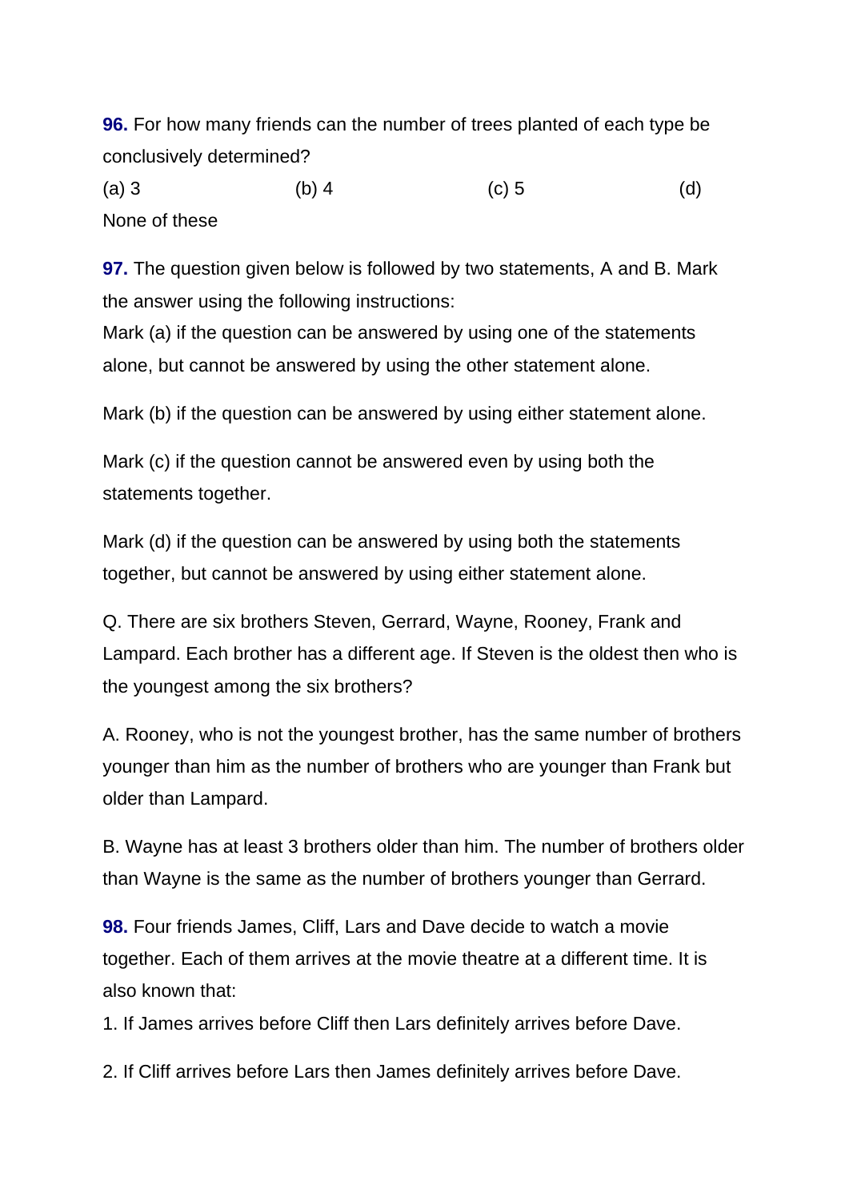**96.** For how many friends can the number of trees planted of each type be conclusively determined?

(a) 3 (b) 4 (c) 5 (d) None of these

**97.** The question given below is followed by two statements, A and B. Mark the answer using the following instructions:

Mark (a) if the question can be answered by using one of the statements alone, but cannot be answered by using the other statement alone.

Mark (b) if the question can be answered by using either statement alone.

Mark (c) if the question cannot be answered even by using both the statements together.

Mark (d) if the question can be answered by using both the statements together, but cannot be answered by using either statement alone.

Q. There are six brothers Steven, Gerrard, Wayne, Rooney, Frank and Lampard. Each brother has a different age. If Steven is the oldest then who is the youngest among the six brothers?

A. Rooney, who is not the youngest brother, has the same number of brothers younger than him as the number of brothers who are younger than Frank but older than Lampard.

B. Wayne has at least 3 brothers older than him. The number of brothers older than Wayne is the same as the number of brothers younger than Gerrard.

**98.** Four friends James, Cliff, Lars and Dave decide to watch a movie together. Each of them arrives at the movie theatre at a different time. It is also known that:

1. If James arrives before Cliff then Lars definitely arrives before Dave.

2. If Cliff arrives before Lars then James definitely arrives before Dave.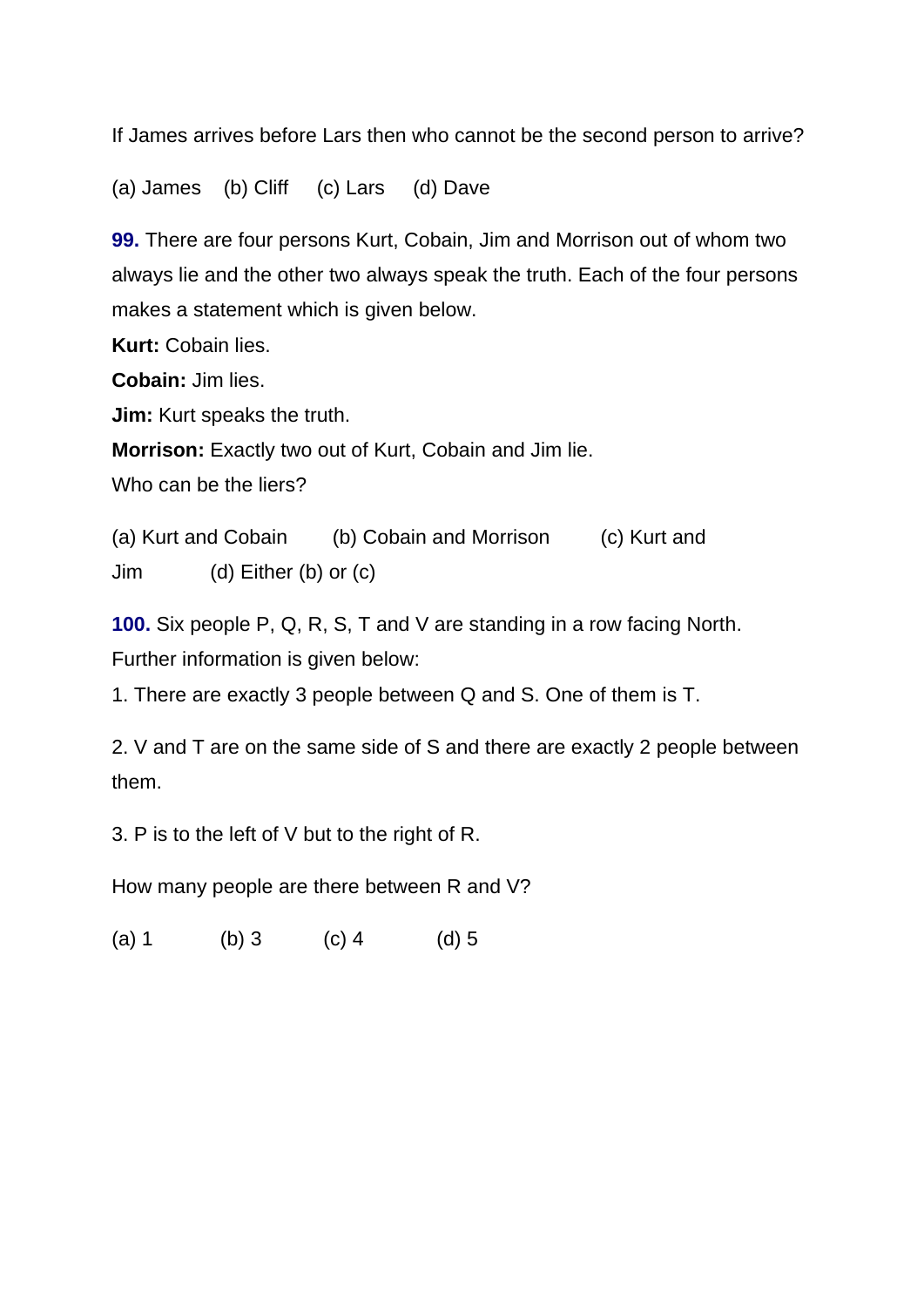If James arrives before Lars then who cannot be the second person to arrive?

(a) James (b) Cliff (c) Lars (d) Dave

**99.** There are four persons Kurt, Cobain, Jim and Morrison out of whom two always lie and the other two always speak the truth. Each of the four persons makes a statement which is given below.

**Kurt:** Cobain lies.

**Cobain:** Jim lies.

**Jim:** Kurt speaks the truth.

**Morrison:** Exactly two out of Kurt, Cobain and Jim lie.

Who can be the liers?

(a) Kurt and Cobain (b) Cobain and Morrison (c) Kurt and Jim (d) Either (b) or (c)

**100.** Six people P, Q, R, S, T and V are standing in a row facing North. Further information is given below:

1. There are exactly 3 people between Q and S. One of them is T.

2. V and T are on the same side of S and there are exactly 2 people between them.

3. P is to the left of V but to the right of R.

How many people are there between R and V?

(a) 1 (b) 3 (c) 4 (d) 5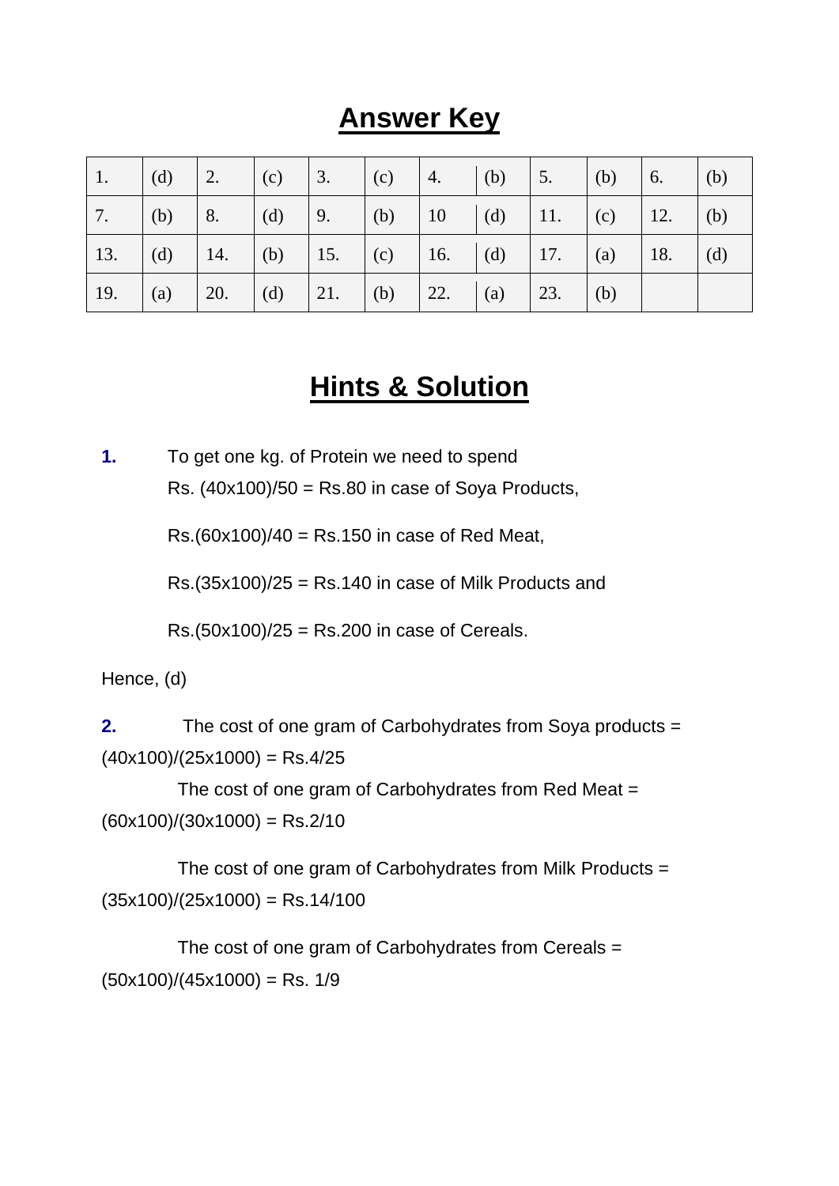# Answer Key

| 1. | (d) | 2. | (c) | 3. | (c) | 4. | (b) | 5. | (b) | 6. | (b) |
|---|---|---|---|---|---|---|---|---|---|---|---|
| 7. | (b) | 8. | (d) | 9. | (b) | 10 | (d) | 11. | (c) | 12. | (b) |
| 13. | (d) | 14. | (b) | 15. | (c) | 16. | (d) | 17. | (a) | 18. | (d) |
| 19. | (a) | 20. | (d) | 21. | (b) | 22. | (a) | 23. | (b) | | |

# Hints & Solution

**1.** To get one kg. of Protein we need to spend
Rs. (40x100)/50 = Rs.80 in case of Soya Products,

Rs.(60x100)/40 = Rs.150 in case of Red Meat,

Rs.(35x100)/25 = Rs.140 in case of Milk Products and

Rs.(50x100)/25 = Rs.200 in case of Cereals.

Hence, (d)

**2.** The cost of one gram of Carbohydrates from Soya products = (40x100)/(25x1000) = Rs.4/25

The cost of one gram of Carbohydrates from Red Meat = (60x100)/(30x1000) = Rs.2/10

The cost of one gram of Carbohydrates from Milk Products = (35x100)/(25x1000) = Rs.14/100

The cost of one gram of Carbohydrates from Cereals = (50x100)/(45x1000) = Rs. 1/9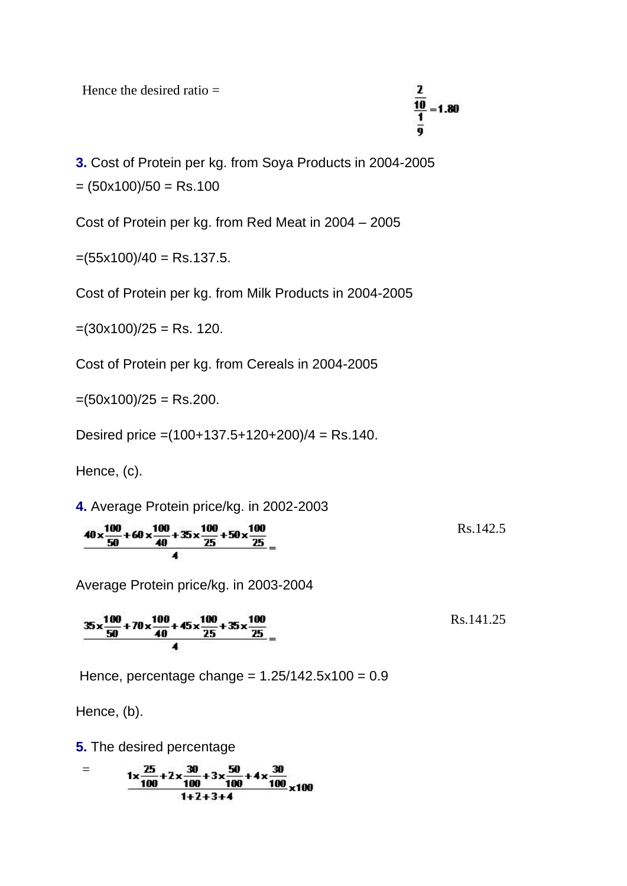Hence the desired ratio = $\frac{\frac{2}{10}}{\frac{1}{9}} = 1.80$

**3.** Cost of Protein per kg. from Soya Products in 2004-2005

= (50x100)/50 = Rs.100

Cost of Protein per kg. from Red Meat in 2004 – 2005

=(55x100)/40 = Rs.137.5.

Cost of Protein per kg. from Milk Products in 2004-2005

=(30x100)/25 = Rs. 120.

Cost of Protein per kg. from Cereals in 2004-2005

=(50x100)/25 = Rs.200.

Desired price =(100+137.5+120+200)/4 = Rs.140.

Hence, (c).

**4.** Average Protein price/kg. in 2002-2003

$$\frac{40 \times \frac{100}{50} + 60 \times \frac{100}{40} + 35 \times \frac{100}{25} + 50 \times \frac{100}{25}}{4} = \text{Rs.}142.5$$

Average Protein price/kg. in 2003-2004

$$\frac{35 \times \frac{100}{50} + 70 \times \frac{100}{40} + 45 \times \frac{100}{25} + 35 \times \frac{100}{25}}{4} = \text{Rs.}141.25$$

Hence, percentage change = 1.25/142.5x100 = 0.9

Hence, (b).

**5.** The desired percentage

$$= \frac{1 \times \frac{25}{100} + 2 \times \frac{30}{100} + 3 \times \frac{50}{100} + 4 \times \frac{30}{100}}{1+2+3+4} \times 100$$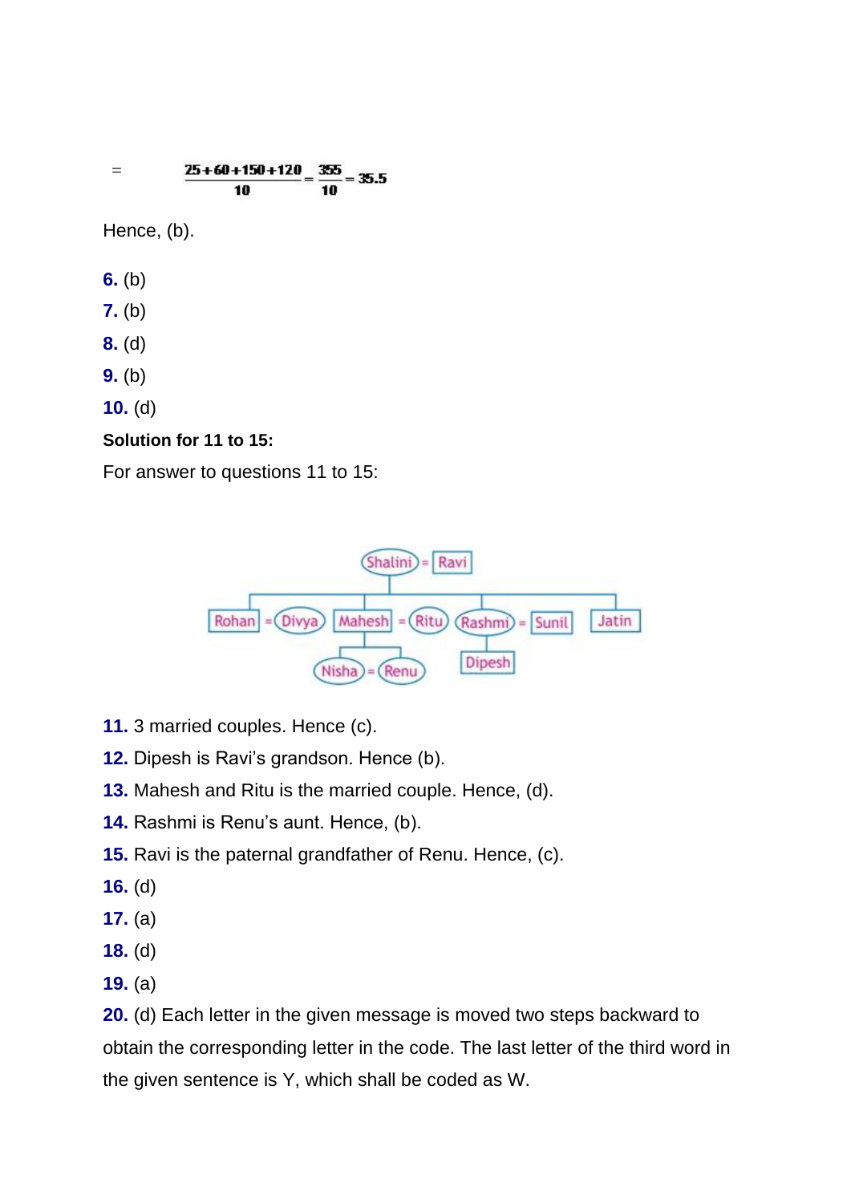$$= \frac{25+60+150+120}{10} = \frac{355}{10} = 35.5$$

Hence, (b).

**6.** (b)

**7.** (b)

**8.** (d)

**9.** (b)

**10.** (d)

**Solution for 11 to 15:**

For answer to questions 11 to 15:

**11.** 3 married couples. Hence (c).

**12.** Dipesh is Ravi's grandson. Hence (b).

**13.** Mahesh and Ritu is the married couple. Hence, (d).

**14.** Rashmi is Renu's aunt. Hence, (b).

**15.** Ravi is the paternal grandfather of Renu. Hence, (c).

**16.** (d)

**17.** (a)

**18.** (d)

**19.** (a)

**20.** (d) Each letter in the given message is moved two steps backward to obtain the corresponding letter in the code. The last letter of the third word in the given sentence is Y, which shall be coded as W.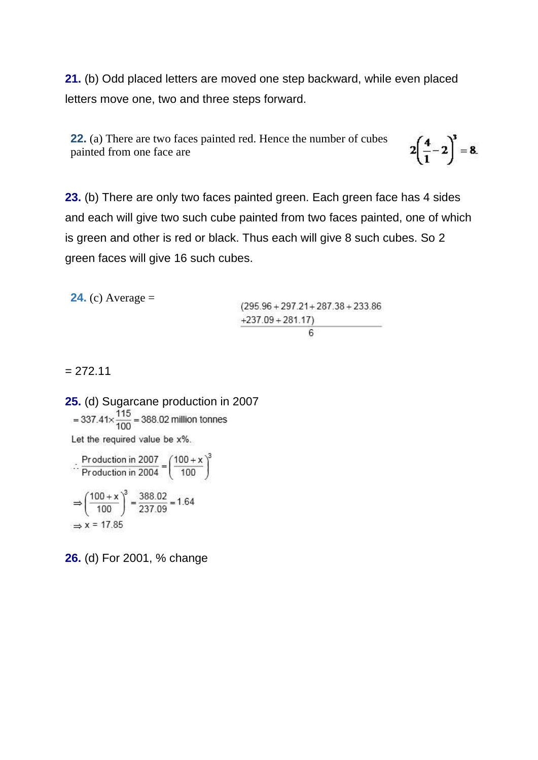**21.** (b) Odd placed letters are moved one step backward, while even placed letters move one, two and three steps forward.

**22.** (a) There are two faces painted red. Hence the number of cubes painted from one face are $2\left(\frac{4}{1}-2\right)^3 = 8.$

**23.** (b) There are only two faces painted green. Each green face has 4 sides and each will give two such cube painted from two faces painted, one of which is green and other is red or black. Thus each will give 8 such cubes. So 2 green faces will give 16 such cubes.

**24.** (c) Average = 

$$\frac{(295.96+297.21+287.38+233.86+237.09+281.17)}{6}$$

= 272.11

**25.** (d) Sugarcane production in 2007

$$= 337.41 \times \frac{115}{100} = 388.02 \text{ million tonnes}$$

Let the required value be x%.

$$\therefore \frac{\text{Production in 2007}}{\text{Production in 2004}} = \left(\frac{100+x}{100}\right)^3$$

$$\Rightarrow \left(\frac{100+x}{100}\right)^3 = \frac{388.02}{237.09} = 1.64$$

$$\Rightarrow x = 17.85$$

**26.** (d) For 2001, % change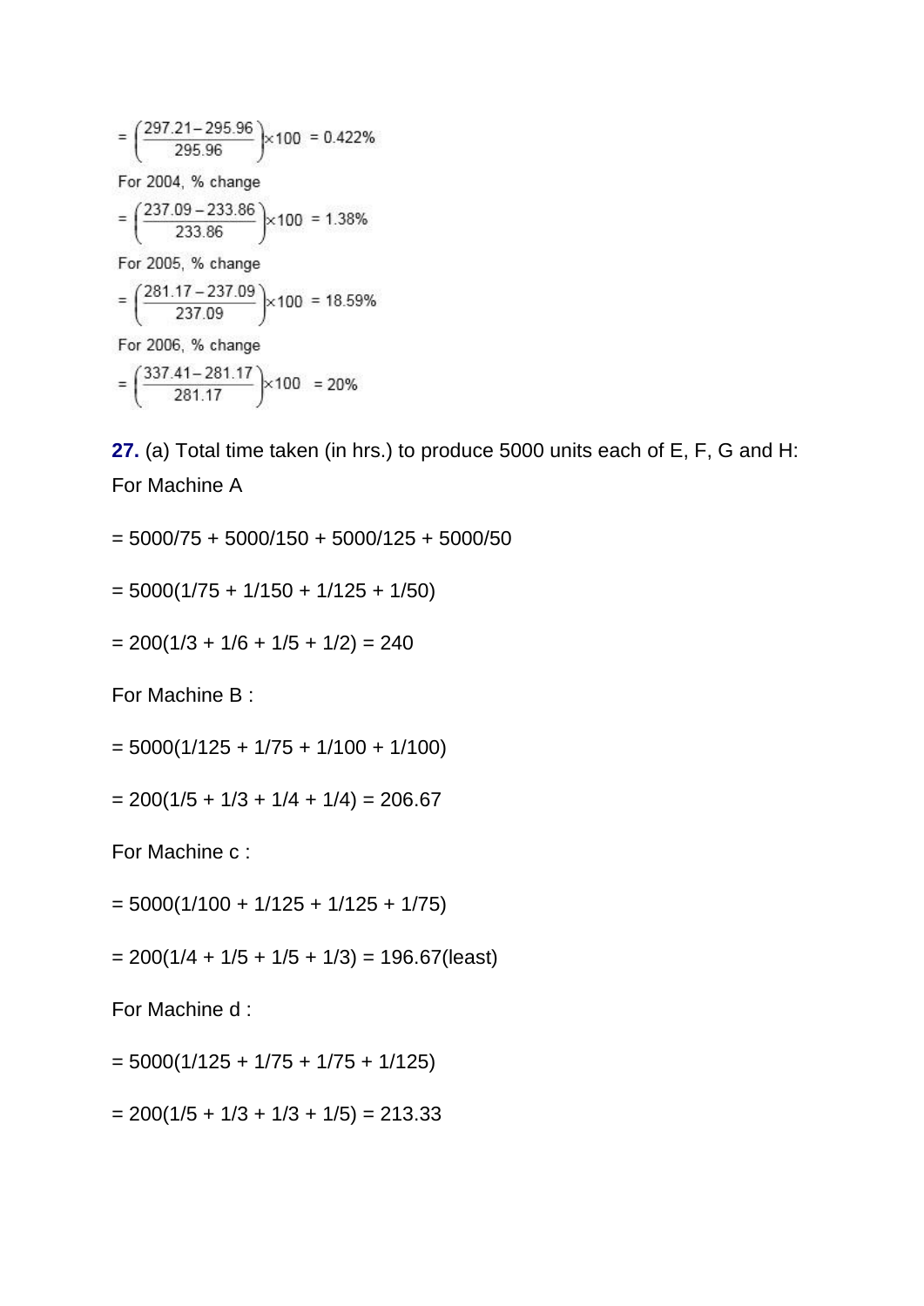$$= \left(\frac{297.21 - 295.96}{295.96}\right) \times 100 = 0.422\%$$

For 2004, % change

$$= \left(\frac{237.09 - 233.86}{233.86}\right) \times 100 = 1.38\%$$

For 2005, % change

$$= \left(\frac{281.17 - 237.09}{237.09}\right) \times 100 = 18.59\%$$

For 2006, % change

$$= \left(\frac{337.41 - 281.17}{281.17}\right) \times 100 = 20\%$$

**27.** (a) Total time taken (in hrs.) to produce 5000 units each of E, F, G and H:

For Machine A

= 5000/75 + 5000/150 + 5000/125 + 5000/50

= 5000(1/75 + 1/150 + 1/125 + 1/50)

= 200(1/3 + 1/6 + 1/5 + 1/2) = 240

For Machine B :

= 5000(1/125 + 1/75 + 1/100 + 1/100)

= 200(1/5 + 1/3 + 1/4 + 1/4) = 206.67

For Machine c :

= 5000(1/100 + 1/125 + 1/125 + 1/75)

= 200(1/4 + 1/5 + 1/5 + 1/3) = 196.67(least)

For Machine d :

= 5000(1/125 + 1/75 + 1/75 + 1/125)

= 200(1/5 + 1/3 + 1/3 + 1/5) = 213.33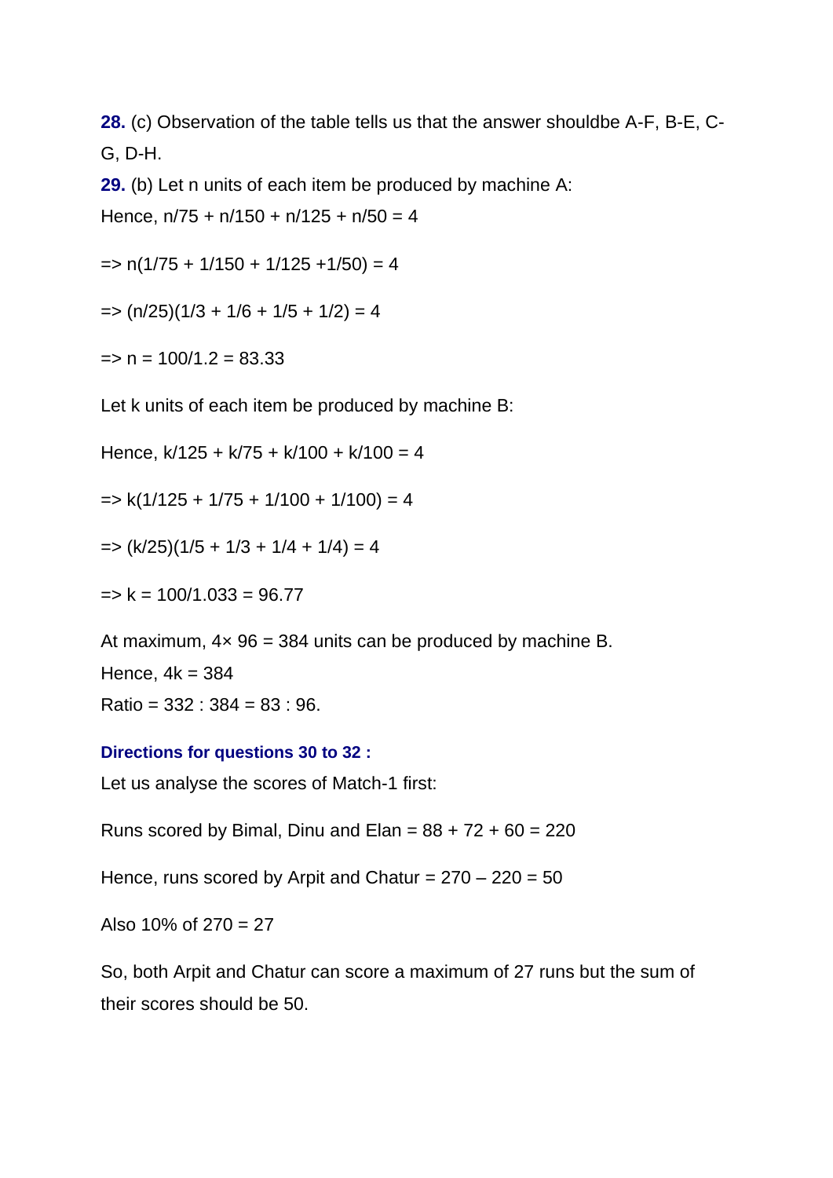**28.** (c) Observation of the table tells us that the answer shouldbe A-F, B-E, C-G, D-H.

**29.** (b) Let n units of each item be produced by machine A:

Hence, $n/75 + n/150 + n/125 + n/50 = 4$

$\Rightarrow n(1/75 + 1/150 + 1/125 + 1/50) = 4$

$\Rightarrow (n/25)(1/3 + 1/6 + 1/5 + 1/2) = 4$

$\Rightarrow n = 100/1.2 = 83.33$

Let k units of each item be produced by machine B:

Hence, $k/125 + k/75 + k/100 + k/100 = 4$

$\Rightarrow k(1/125 + 1/75 + 1/100 + 1/100) = 4$

$\Rightarrow (k/25)(1/5 + 1/3 + 1/4 + 1/4) = 4$

$\Rightarrow k = 100/1.033 = 96.77$

At maximum, $4 \times 96 = 384$ units can be produced by machine B.

Hence, $4k = 384$

Ratio = 332 : 384 = 83 : 96.

**Directions for questions 30 to 32 :**

Let us analyse the scores of Match-1 first:

Runs scored by Bimal, Dinu and Elan = 88 + 72 + 60 = 220

Hence, runs scored by Arpit and Chatur = 270 – 220 = 50

Also 10% of 270 = 27

So, both Arpit and Chatur can score a maximum of 27 runs but the sum of their scores should be 50.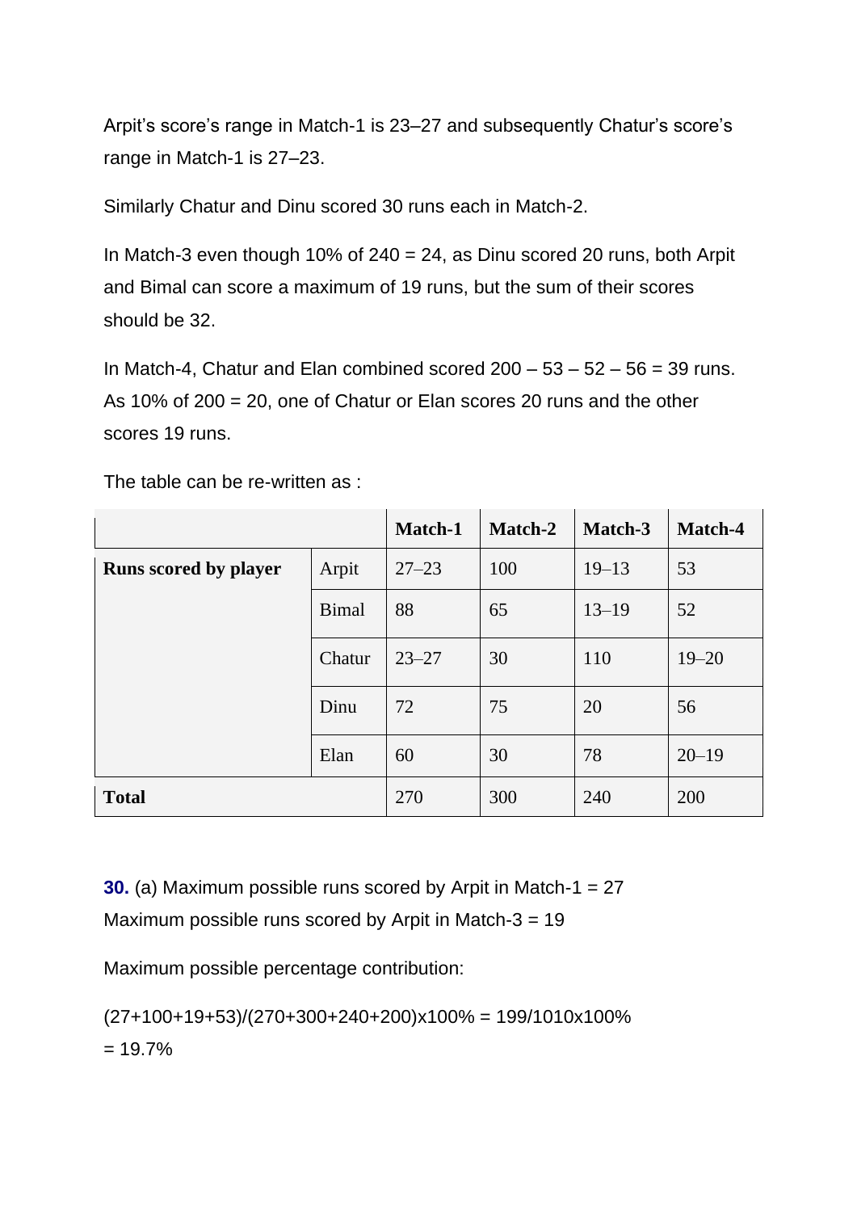Arpit's score's range in Match-1 is 23–27 and subsequently Chatur's score's range in Match-1 is 27–23.

Similarly Chatur and Dinu scored 30 runs each in Match-2.

In Match-3 even though 10% of 240 = 24, as Dinu scored 20 runs, both Arpit and Bimal can score a maximum of 19 runs, but the sum of their scores should be 32.

In Match-4, Chatur and Elan combined scored 200 – 53 – 52 – 56 = 39 runs. As 10% of 200 = 20, one of Chatur or Elan scores 20 runs and the other scores 19 runs.

The table can be re-written as :

| | | Match-1 | Match-2 | Match-3 | Match-4 |
|---|---|---|---|---|---|
| **Runs scored by player** | Arpit | 27–23 | 100 | 19–13 | 53 |
| | Bimal | 88 | 65 | 13–19 | 52 |
| | Chatur | 23–27 | 30 | 110 | 19–20 |
| | Dinu | 72 | 75 | 20 | 56 |
| | Elan | 60 | 30 | 78 | 20–19 |
| **Total** | | 270 | 300 | 240 | 200 |

**30.** (a) Maximum possible runs scored by Arpit in Match-1 = 27
Maximum possible runs scored by Arpit in Match-3 = 19

Maximum possible percentage contribution:

(27+100+19+53)/(270+300+240+200)x100% = 199/1010x100%
= 19.7%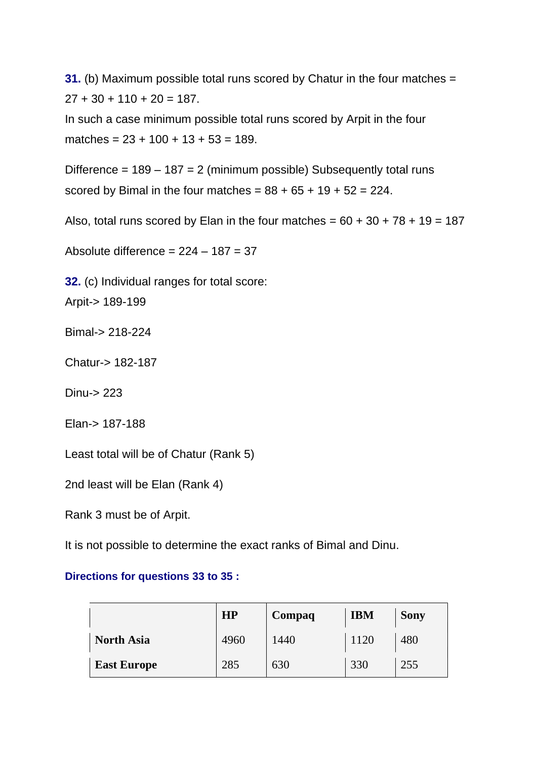**31.** (b) Maximum possible total runs scored by Chatur in the four matches = 27 + 30 + 110 + 20 = 187.

In such a case minimum possible total runs scored by Arpit in the four matches = 23 + 100 + 13 + 53 = 189.

Difference = 189 – 187 = 2 (minimum possible) Subsequently total runs scored by Bimal in the four matches = 88 + 65 + 19 + 52 = 224.

Also, total runs scored by Elan in the four matches = 60 + 30 + 78 + 19 = 187

Absolute difference = 224 – 187 = 37

**32.** (c) Individual ranges for total score:

Arpit-> 189-199

Bimal-> 218-224

Chatur-> 182-187

Dinu-> 223

Elan-> 187-188

Least total will be of Chatur (Rank 5)

2nd least will be Elan (Rank 4)

Rank 3 must be of Arpit.

It is not possible to determine the exact ranks of Bimal and Dinu.

**Directions for questions 33 to 35 :**

| | HP | Compaq | IBM | Sony |
|---|---|---|---|---|
| **North Asia** | 4960 | 1440 | 1120 | 480 |
| **East Europe** | 285 | 630 | 330 | 255 |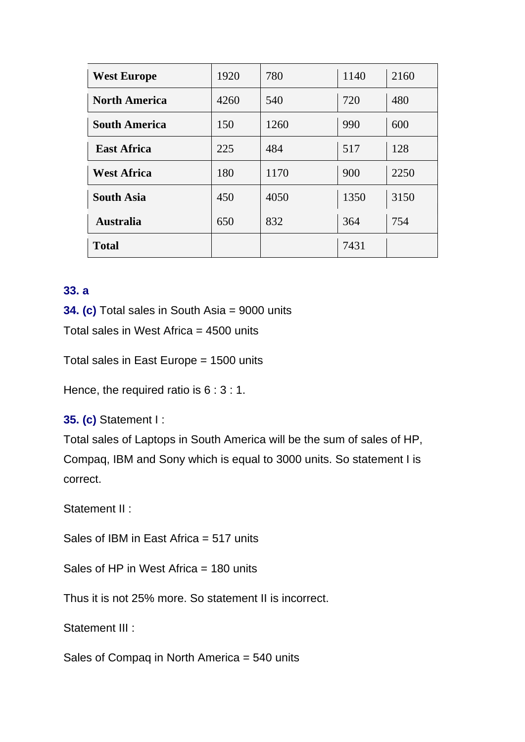| West Europe | 1920 | 780 | 1140 | 2160 |
|---|---|---|---|---|
| North America | 4260 | 540 | 720 | 480 |
| South America | 150 | 1260 | 990 | 600 |
| East Africa | 225 | 484 | 517 | 128 |
| West Africa | 180 | 1170 | 900 | 2250 |
| South Asia | 450 | 4050 | 1350 | 3150 |
| Australia | 650 | 832 | 364 | 754 |
| Total | | | 7431 | |

**33. a**

**34. (c)** Total sales in South Asia = 9000 units

Total sales in West Africa = 4500 units

Total sales in East Europe = 1500 units

Hence, the required ratio is 6 : 3 : 1.

**35. (c)** Statement I :

Total sales of Laptops in South America will be the sum of sales of HP, Compaq, IBM and Sony which is equal to 3000 units. So statement I is correct.

Statement II :

Sales of IBM in East Africa = 517 units

Sales of HP in West Africa = 180 units

Thus it is not 25% more. So statement II is incorrect.

Statement III :

Sales of Compaq in North America = 540 units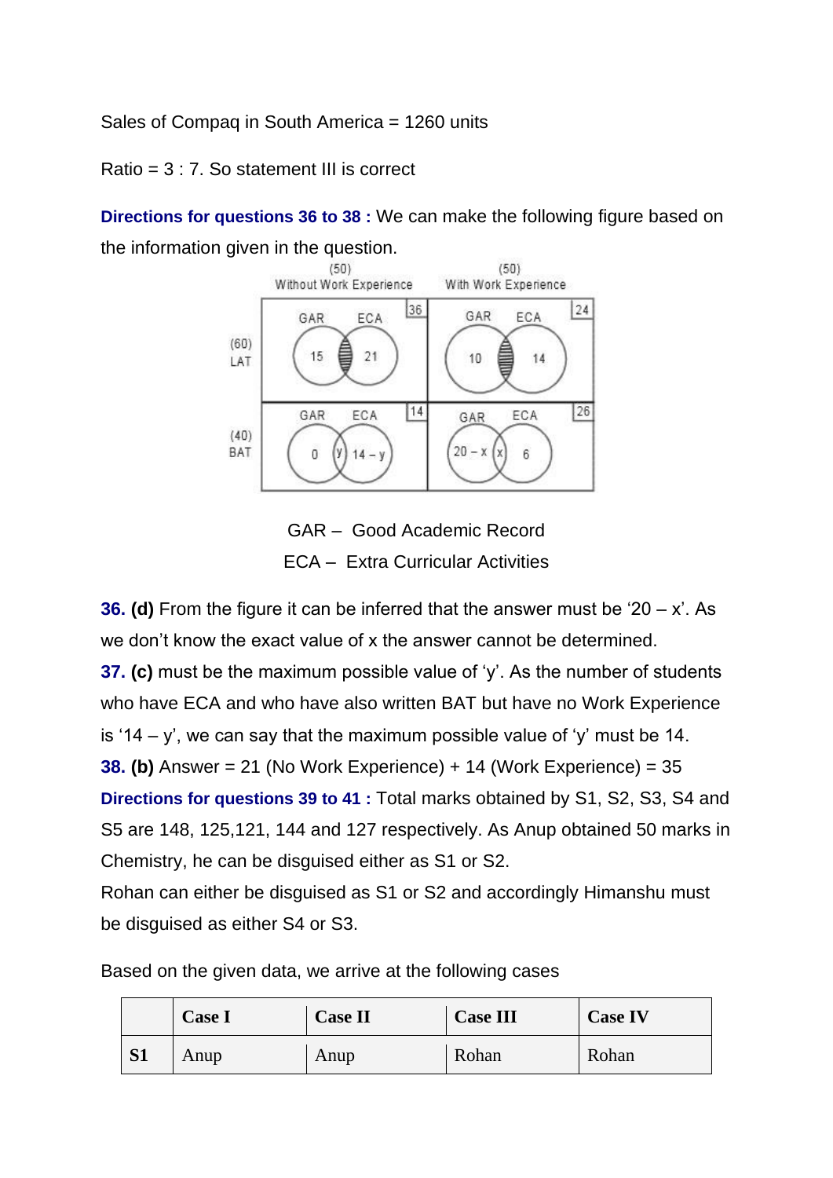Sales of Compaq in South America = 1260 units

Ratio = 3 : 7. So statement III is correct

**Directions for questions 36 to 38 :** We can make the following figure based on the information given in the question.

GAR – Good Academic Record

ECA – Extra Curricular Activities

**36. (d)** From the figure it can be inferred that the answer must be '20 – x'. As we don't know the exact value of x the answer cannot be determined.

**37. (c)** must be the maximum possible value of 'y'. As the number of students who have ECA and who have also written BAT but have no Work Experience is '14 – y', we can say that the maximum possible value of 'y' must be 14.

**38. (b)** Answer = 21 (No Work Experience) + 14 (Work Experience) = 35

**Directions for questions 39 to 41 :** Total marks obtained by S1, S2, S3, S4 and S5 are 148, 125,121, 144 and 127 respectively. As Anup obtained 50 marks in Chemistry, he can be disguised either as S1 or S2.

Rohan can either be disguised as S1 or S2 and accordingly Himanshu must be disguised as either S4 or S3.

Based on the given data, we arrive at the following cases

| | Case I | Case II | Case III | Case IV |
|---|---|---|---|---|
| **S1** | Anup | Anup | Rohan | Rohan |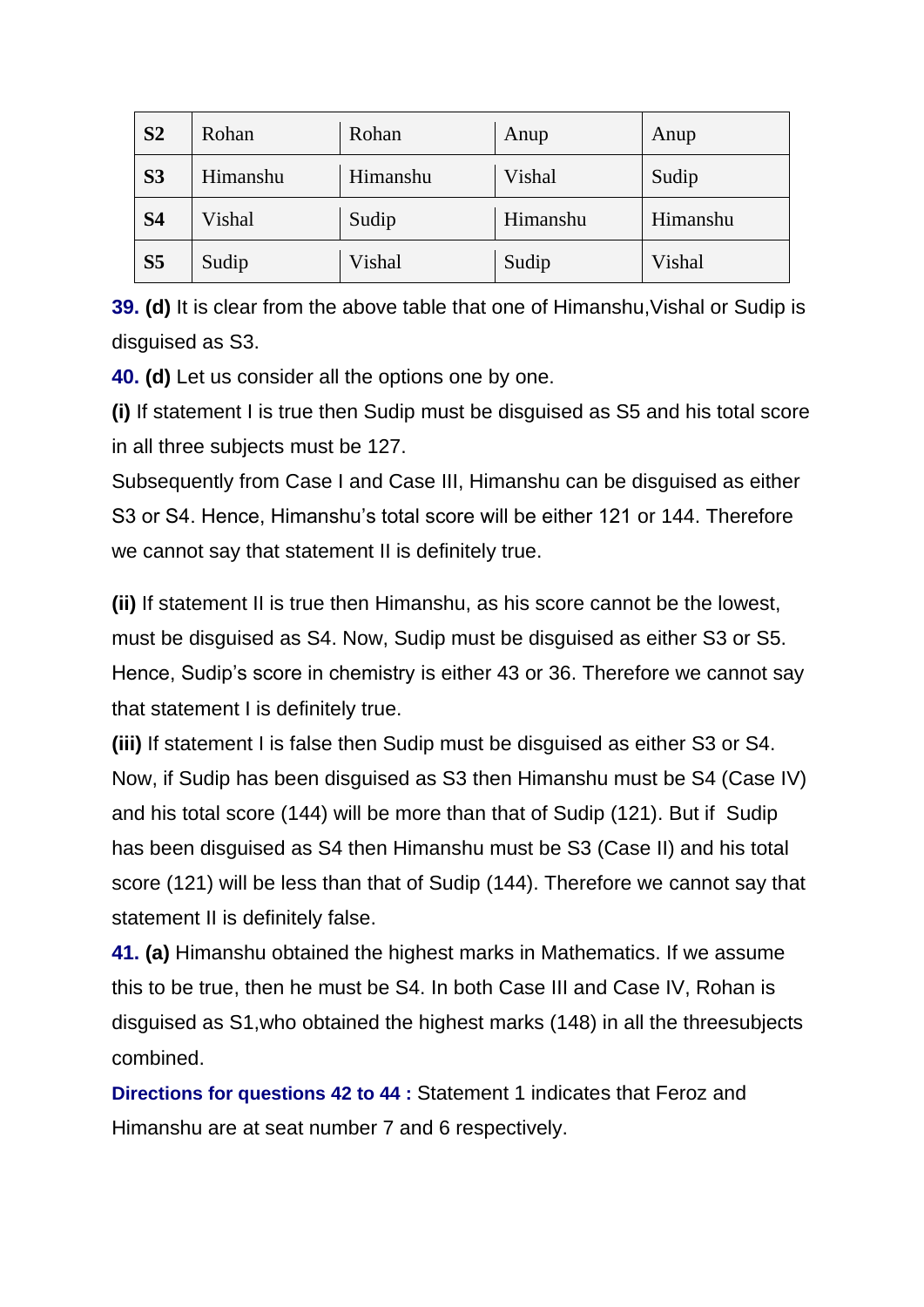| S2 | Rohan | Rohan | Anup | Anup |
|---|---|---|---|---|
| S3 | Himanshu | Himanshu | Vishal | Sudip |
| S4 | Vishal | Sudip | Himanshu | Himanshu |
| S5 | Sudip | Vishal | Sudip | Vishal |

**39. (d)** It is clear from the above table that one of Himanshu,Vishal or Sudip is disguised as S3.

**40. (d)** Let us consider all the options one by one.

**(i)** If statement I is true then Sudip must be disguised as S5 and his total score in all three subjects must be 127.

Subsequently from Case I and Case III, Himanshu can be disguised as either S3 or S4. Hence, Himanshu's total score will be either 121 or 144. Therefore we cannot say that statement II is definitely true.

**(ii)** If statement II is true then Himanshu, as his score cannot be the lowest, must be disguised as S4. Now, Sudip must be disguised as either S3 or S5. Hence, Sudip's score in chemistry is either 43 or 36. Therefore we cannot say that statement I is definitely true.

**(iii)** If statement I is false then Sudip must be disguised as either S3 or S4. Now, if Sudip has been disguised as S3 then Himanshu must be S4 (Case IV) and his total score (144) will be more than that of Sudip (121). But if Sudip has been disguised as S4 then Himanshu must be S3 (Case II) and his total score (121) will be less than that of Sudip (144). Therefore we cannot say that statement II is definitely false.

**41. (a)** Himanshu obtained the highest marks in Mathematics. If we assume this to be true, then he must be S4. In both Case III and Case IV, Rohan is disguised as S1,who obtained the highest marks (148) in all the threesubjects combined.

**Directions for questions 42 to 44 :** Statement 1 indicates that Feroz and Himanshu are at seat number 7 and 6 respectively.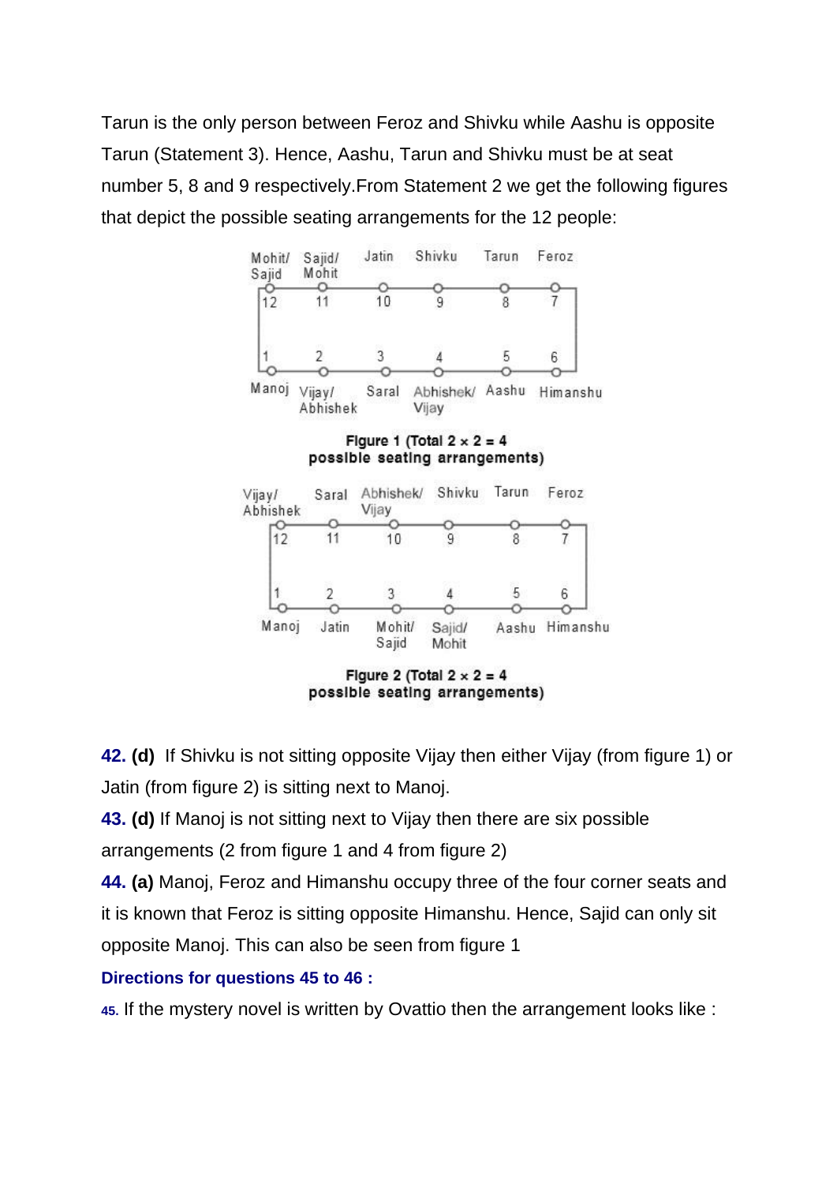Tarun is the only person between Feroz and Shivku while Aashu is opposite Tarun (Statement 3). Hence, Aashu, Tarun and Shivku must be at seat number 5, 8 and 9 respectively.From Statement 2 we get the following figures that depict the possible seating arrangements for the 12 people:

| Mohit/ Sajid | Sajid/ Mohit | Jatin | Shivku | Tarun | Feroz |
|---|---|---|---|---|---|
| 12 | 11 | 10 | 9 | 8 | 7 |
| 1 | 2 | 3 | 4 | 5 | 6 |
| Manoj | Vijay/ Abhishek | Saral | Abhishek/ Vijay | Aashu | Himanshu |

**Figure 1 (Total 2 × 2 = 4 possible seating arrangements)**

| Vijay/ Abhishek | Saral | Abhishek/ Vijay | Shivku | Tarun | Feroz |
|---|---|---|---|---|---|
| 12 | 11 | 10 | 9 | 8 | 7 |
| 1 | 2 | 3 | 4 | 5 | 6 |
| Manoj | Jatin | Mohit/ Sajid | Sajid/ Mohit | Aashu | Himanshu |

**Figure 2 (Total 2 × 2 = 4 possible seating arrangements)**

**42. (d)** If Shivku is not sitting opposite Vijay then either Vijay (from figure 1) or Jatin (from figure 2) is sitting next to Manoj.

**43. (d)** If Manoj is not sitting next to Vijay then there are six possible arrangements (2 from figure 1 and 4 from figure 2)

**44. (a)** Manoj, Feroz and Himanshu occupy three of the four corner seats and it is known that Feroz is sitting opposite Himanshu. Hence, Sajid can only sit opposite Manoj. This can also be seen from figure 1

**Directions for questions 45 to 46 :**

**45.** If the mystery novel is written by Ovattio then the arrangement looks like :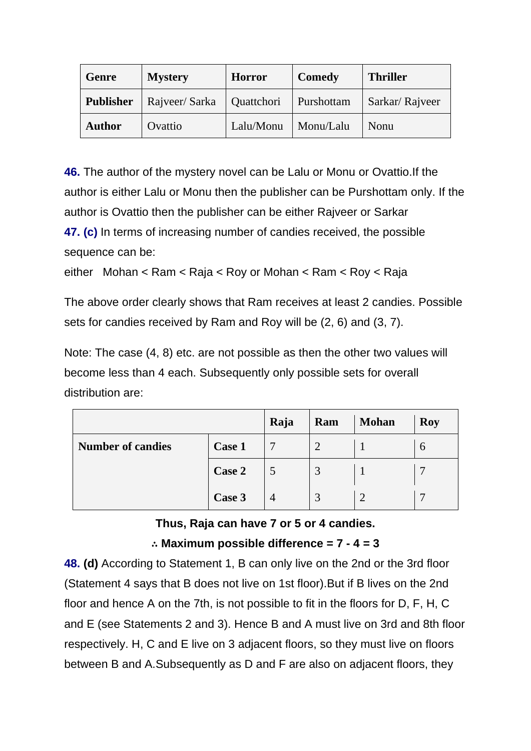| Genre | Mystery | Horror | Comedy | Thriller |
|---|---|---|---|---|
| Publisher | Rajveer/ Sarka | Quattchori | Purshottam | Sarkar/ Rajveer |
| Author | Ovattio | Lalu/Monu | Monu/Lalu | Nonu |

**46.** The author of the mystery novel can be Lalu or Monu or Ovattio.If the author is either Lalu or Monu then the publisher can be Purshottam only. If the author is Ovattio then the publisher can be either Rajveer or Sarkar

**47. (c)** In terms of increasing number of candies received, the possible sequence can be:

either  Mohan < Ram < Raja < Roy or Mohan < Ram < Roy < Raja

The above order clearly shows that Ram receives at least 2 candies. Possible sets for candies received by Ram and Roy will be (2, 6) and (3, 7).

Note: The case (4, 8) etc. are not possible as then the other two values will become less than 4 each. Subsequently only possible sets for overall distribution are:

| | | Raja | Ram | Mohan | Roy |
|---|---|---|---|---|---|
| Number of candies | Case 1 | 7 | 2 | 1 | 6 |
| | Case 2 | 5 | 3 | 1 | 7 |
| | Case 3 | 4 | 3 | 2 | 7 |

**Thus, Raja can have 7 or 5 or 4 candies.**

**∴ Maximum possible difference = 7 - 4 = 3**

**48. (d)** According to Statement 1, B can only live on the 2nd or the 3rd floor (Statement 4 says that B does not live on 1st floor).But if B lives on the 2nd floor and hence A on the 7th, is not possible to fit in the floors for D, F, H, C and E (see Statements 2 and 3). Hence B and A must live on 3rd and 8th floor respectively. H, C and E live on 3 adjacent floors, so they must live on floors between B and A.Subsequently as D and F are also on adjacent floors, they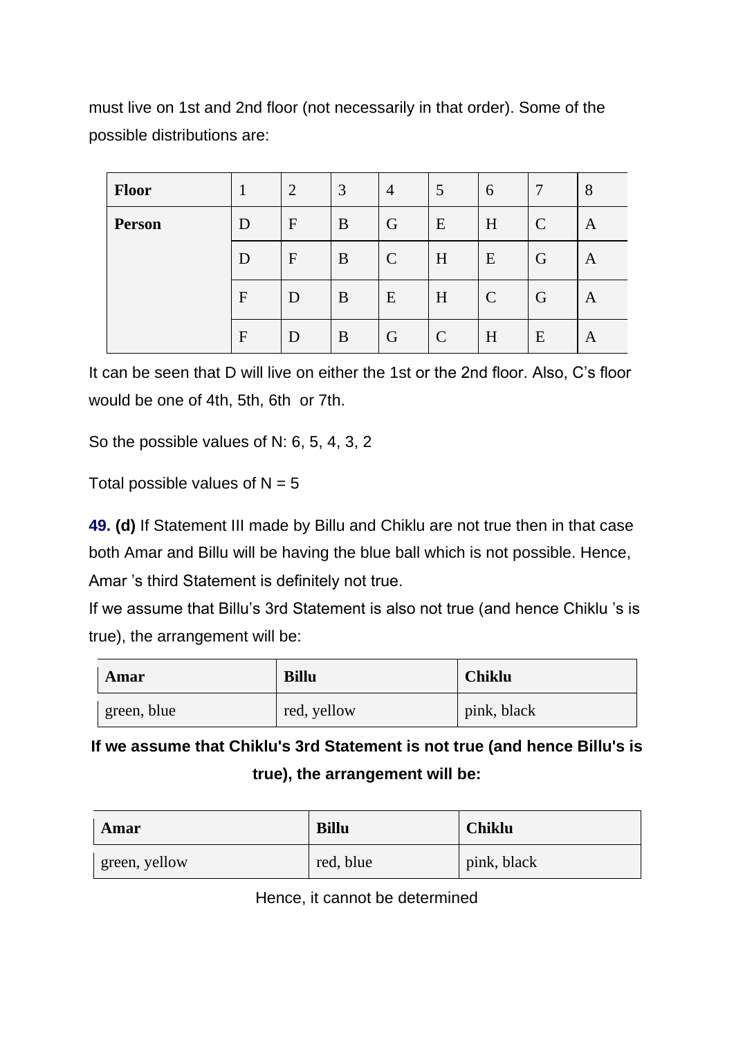must live on 1st and 2nd floor (not necessarily in that order). Some of the possible distributions are:

| Floor | 1 | 2 | 3 | 4 | 5 | 6 | 7 | 8 |
|---|---|---|---|---|---|---|---|---|
| Person | D | F | B | G | E | H | C | A |
| | D | F | B | C | H | E | G | A |
| | F | D | B | E | H | C | G | A |
| | F | D | B | G | C | H | E | A |

It can be seen that D will live on either the 1st or the 2nd floor. Also, C's floor would be one of 4th, 5th, 6th  or 7th.

So the possible values of N: 6, 5, 4, 3, 2

Total possible values of N = 5

**49. (d)** If Statement III made by Billu and Chiklu are not true then in that case both Amar and Billu will be having the blue ball which is not possible. Hence, Amar 's third Statement is definitely not true.
If we assume that Billu's 3rd Statement is also not true (and hence Chiklu 's is true), the arrangement will be:

| Amar | Billu | Chiklu |
|---|---|---|
| green, blue | red, yellow | pink, black |

**If we assume that Chiklu's 3rd Statement is not true (and hence Billu's is true), the arrangement will be:**

| Amar | Billu | Chiklu |
|---|---|---|
| green, yellow | red, blue | pink, black |

Hence, it cannot be determined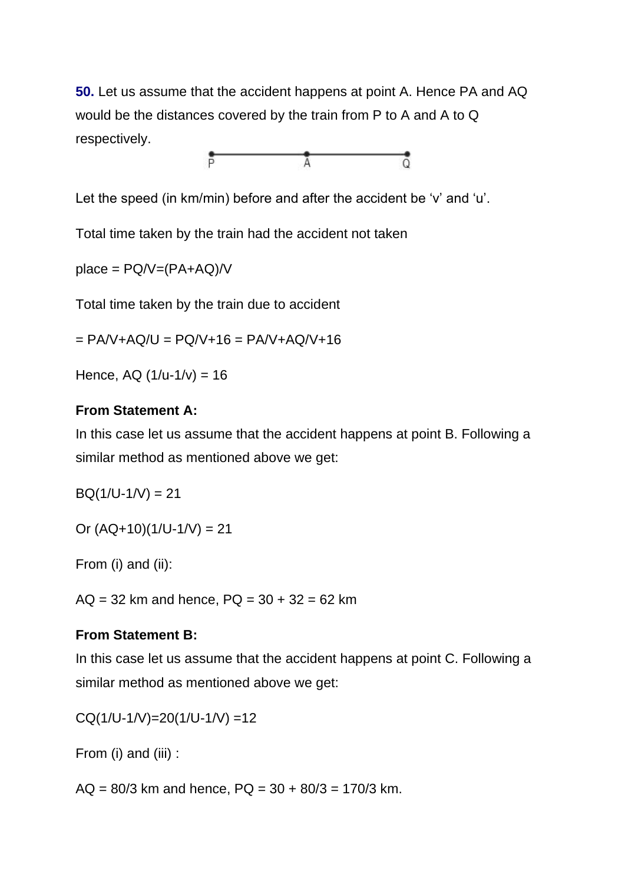**50.** Let us assume that the accident happens at point A. Hence PA and AQ would be the distances covered by the train from P to A and A to Q respectively.

P ———— A ———— Q

Let the speed (in km/min) before and after the accident be 'v' and 'u'.

Total time taken by the train had the accident not taken

place = $PQ/V = (PA+AQ)/V$

Total time taken by the train due to accident

$= PA/V + AQ/U = PQ/V + 16 = PA/V + AQ/V + 16$

Hence, $AQ(1/u - 1/v) = 16$

**From Statement A:**

In this case let us assume that the accident happens at point B. Following a similar method as mentioned above we get:

$BQ(1/U - 1/V) = 21$

Or $(AQ+10)(1/U - 1/V) = 21$

From (i) and (ii):

AQ = 32 km and hence, PQ = 30 + 32 = 62 km

**From Statement B:**

In this case let us assume that the accident happens at point C. Following a similar method as mentioned above we get:

$CQ(1/U - 1/V) = 20(1/U - 1/V) = 12$

From (i) and (iii) :

AQ = 80/3 km and hence, PQ = 30 + 80/3 = 170/3 km.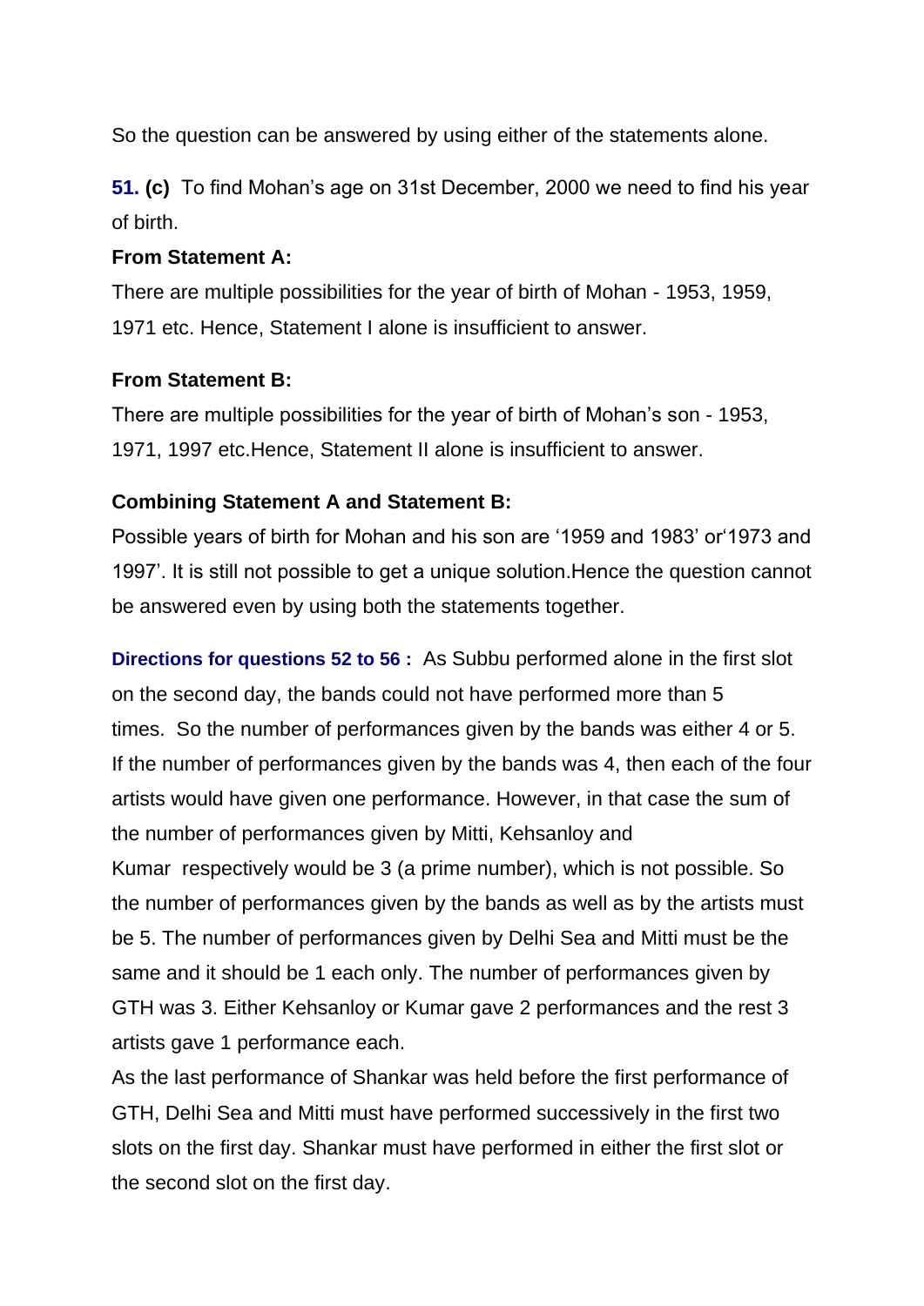So the question can be answered by using either of the statements alone.

**51. (c)** To find Mohan's age on 31st December, 2000 we need to find his year of birth.

**From Statement A:**

There are multiple possibilities for the year of birth of Mohan - 1953, 1959, 1971 etc. Hence, Statement I alone is insufficient to answer.

**From Statement B:**

There are multiple possibilities for the year of birth of Mohan's son - 1953, 1971, 1997 etc.Hence, Statement II alone is insufficient to answer.

**Combining Statement A and Statement B:**

Possible years of birth for Mohan and his son are '1959 and 1983' or'1973 and 1997'. It is still not possible to get a unique solution.Hence the question cannot be answered even by using both the statements together.

**Directions for questions 52 to 56 :** As Subbu performed alone in the first slot on the second day, the bands could not have performed more than 5 times. So the number of performances given by the bands was either 4 or 5. If the number of performances given by the bands was 4, then each of the four artists would have given one performance. However, in that case the sum of the number of performances given by Mitti, Kehsanloy and Kumar respectively would be 3 (a prime number), which is not possible. So the number of performances given by the bands as well as by the artists must be 5. The number of performances given by Delhi Sea and Mitti must be the same and it should be 1 each only. The number of performances given by GTH was 3. Either Kehsanloy or Kumar gave 2 performances and the rest 3 artists gave 1 performance each.

As the last performance of Shankar was held before the first performance of GTH, Delhi Sea and Mitti must have performed successively in the first two slots on the first day. Shankar must have performed in either the first slot or the second slot on the first day.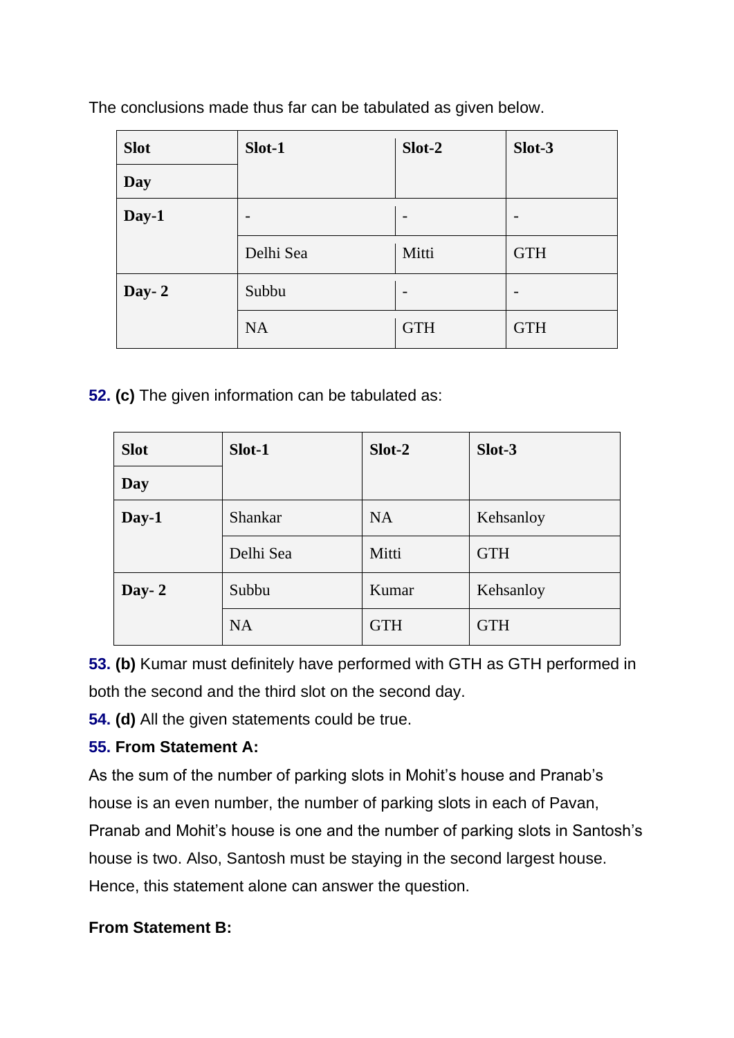The conclusions made thus far can be tabulated as given below.

| Slot / Day | Slot-1 | Slot-2 | Slot-3 |
|---|---|---|---|
| Day-1 | - | - | - |
| | Delhi Sea | Mitti | GTH |
| Day- 2 | Subbu | - | - |
| | NA | GTH | GTH |

**52. (c)** The given information can be tabulated as:

| Slot / Day | Slot-1 | Slot-2 | Slot-3 |
|---|---|---|---|
| Day-1 | Shankar | NA | Kehsanloy |
| | Delhi Sea | Mitti | GTH |
| Day- 2 | Subbu | Kumar | Kehsanloy |
| | NA | GTH | GTH |

**53. (b)** Kumar must definitely have performed with GTH as GTH performed in both the second and the third slot on the second day.

**54. (d)** All the given statements could be true.

**55. From Statement A:**

As the sum of the number of parking slots in Mohit's house and Pranab's house is an even number, the number of parking slots in each of Pavan, Pranab and Mohit's house is one and the number of parking slots in Santosh's house is two. Also, Santosh must be staying in the second largest house. Hence, this statement alone can answer the question.

**From Statement B:**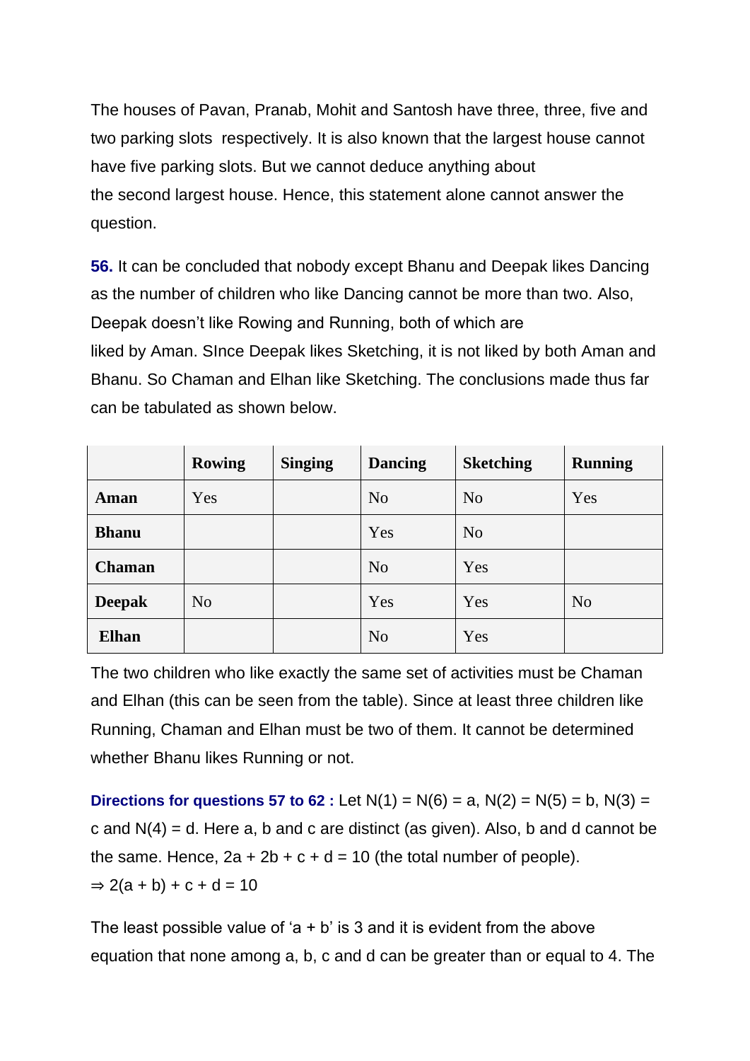The houses of Pavan, Pranab, Mohit and Santosh have three, three, five and two parking slots respectively. It is also known that the largest house cannot have five parking slots. But we cannot deduce anything about the second largest house. Hence, this statement alone cannot answer the question.

**56.** It can be concluded that nobody except Bhanu and Deepak likes Dancing as the number of children who like Dancing cannot be more than two. Also, Deepak doesn't like Rowing and Running, both of which are liked by Aman. SInce Deepak likes Sketching, it is not liked by both Aman and Bhanu. So Chaman and Elhan like Sketching. The conclusions made thus far can be tabulated as shown below.

| | Rowing | Singing | Dancing | Sketching | Running |
|---|---|---|---|---|---|
| **Aman** | Yes | | No | No | Yes |
| **Bhanu** | | | Yes | No | |
| **Chaman** | | | No | Yes | |
| **Deepak** | No | | Yes | Yes | No |
| **Elhan** | | | No | Yes | |

The two children who like exactly the same set of activities must be Chaman and Elhan (this can be seen from the table). Since at least three children like Running, Chaman and Elhan must be two of them. It cannot be determined whether Bhanu likes Running or not.

**Directions for questions 57 to 62 :** Let N(1) = N(6) = a, N(2) = N(5) = b, N(3) = c and N(4) = d. Here a, b and c are distinct (as given). Also, b and d cannot be the same. Hence, $2a + 2b + c + d = 10$ (the total number of people).
$\Rightarrow 2(a + b) + c + d = 10$

The least possible value of '$a + b$' is 3 and it is evident from the above equation that none among a, b, c and d can be greater than or equal to 4. The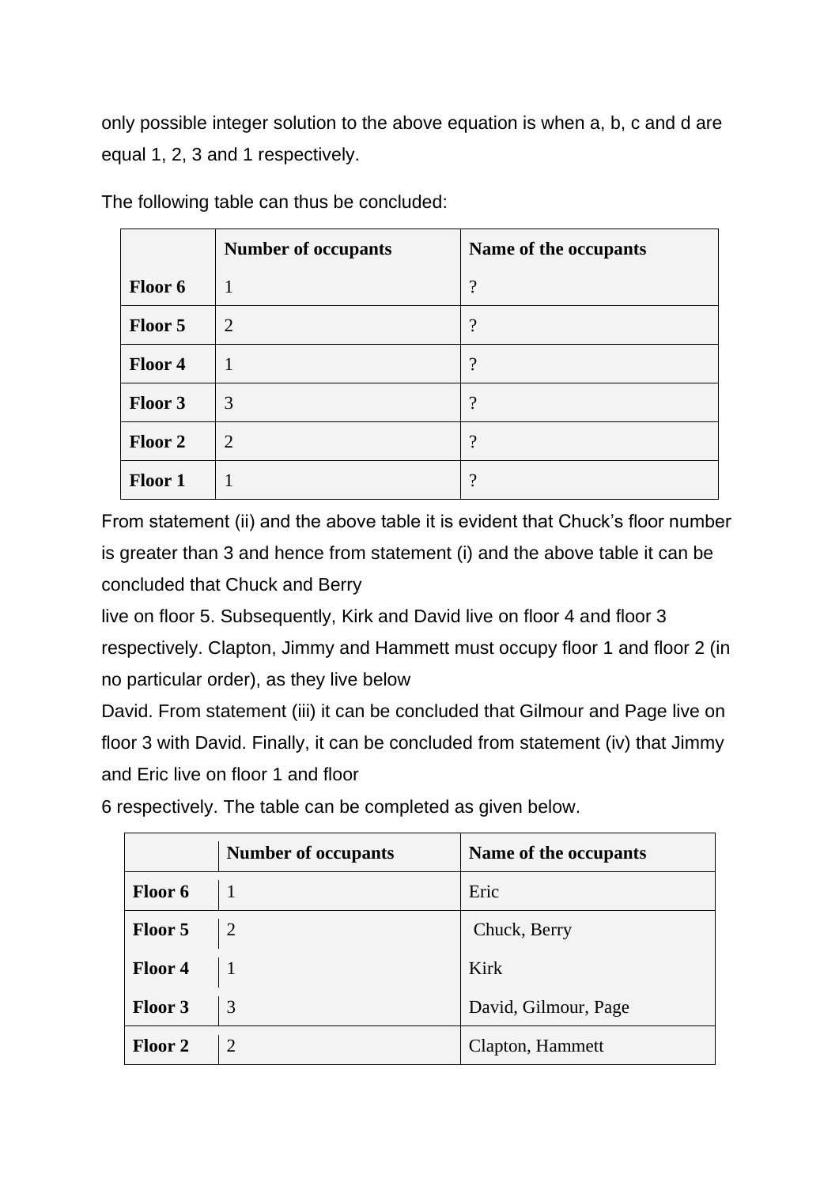only possible integer solution to the above equation is when a, b, c and d are equal 1, 2, 3 and 1 respectively.

The following table can thus be concluded:

| | Number of occupants | Name of the occupants |
|---|---|---|
| **Floor 6** | 1 | ? |
| **Floor 5** | 2 | ? |
| **Floor 4** | 1 | ? |
| **Floor 3** | 3 | ? |
| **Floor 2** | 2 | ? |
| **Floor 1** | 1 | ? |

From statement (ii) and the above table it is evident that Chuck's floor number is greater than 3 and hence from statement (i) and the above table it can be concluded that Chuck and Berry live on floor 5. Subsequently, Kirk and David live on floor 4 and floor 3 respectively. Clapton, Jimmy and Hammett must occupy floor 1 and floor 2 (in no particular order), as they live below David. From statement (iii) it can be concluded that Gilmour and Page live on floor 3 with David. Finally, it can be concluded from statement (iv) that Jimmy and Eric live on floor 1 and floor 6 respectively. The table can be completed as given below.

| | Number of occupants | Name of the occupants |
|---|---|---|
| **Floor 6** | 1 | Eric |
| **Floor 5** | 2 | Chuck, Berry |
| **Floor 4** | 1 | Kirk |
| **Floor 3** | 3 | David, Gilmour, Page |
| **Floor 2** | 2 | Clapton, Hammett |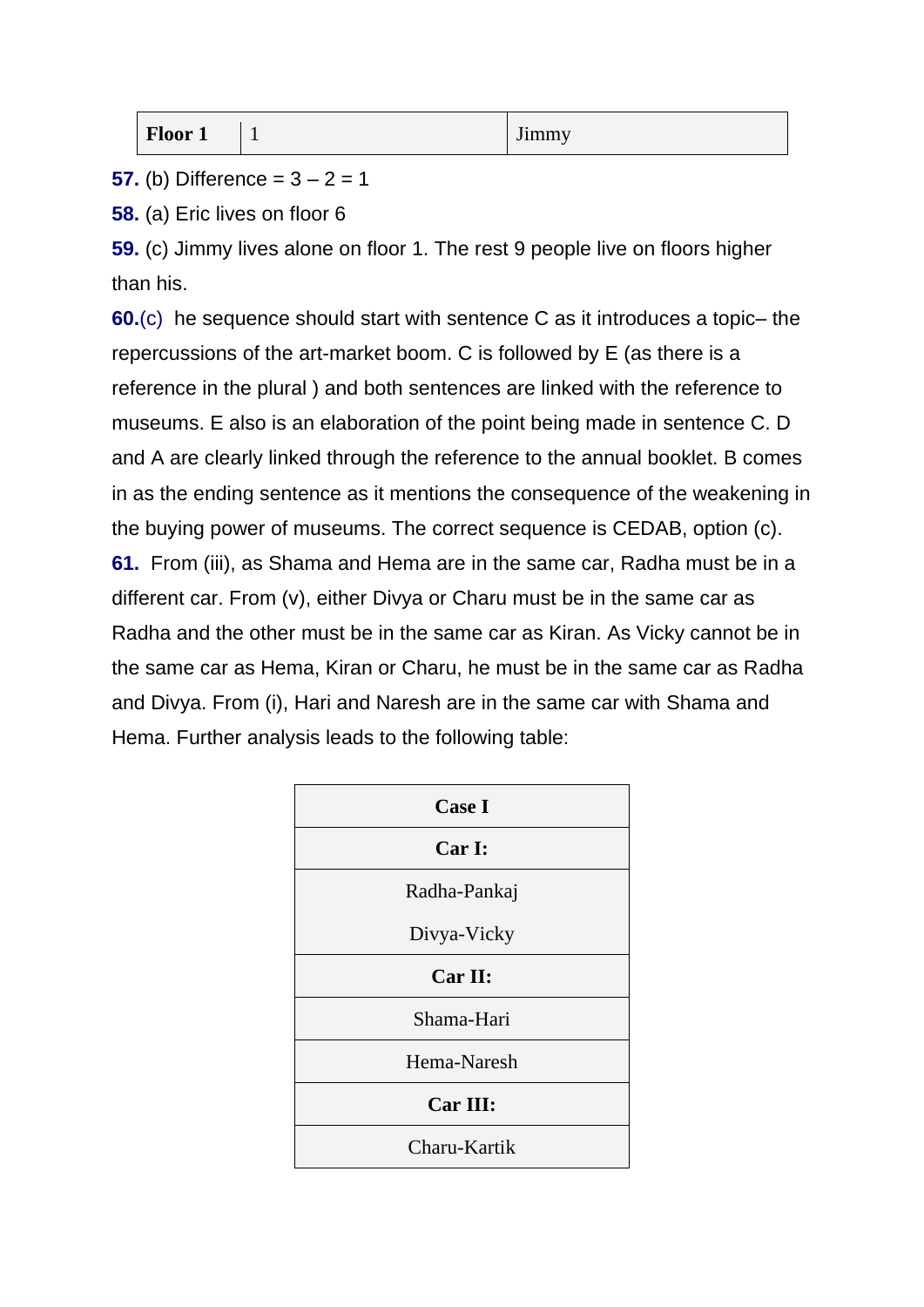| Floor 1 | 1 | Jimmy |
|---|---|---|

**57.** (b) Difference = 3 – 2 = 1

**58.** (a) Eric lives on floor 6

**59.** (c) Jimmy lives alone on floor 1. The rest 9 people live on floors higher than his.

**60.**(c) he sequence should start with sentence C as it introduces a topic– the repercussions of the art-market boom. C is followed by E (as there is a reference in the plural ) and both sentences are linked with the reference to museums. E also is an elaboration of the point being made in sentence C. D and A are clearly linked through the reference to the annual booklet. B comes in as the ending sentence as it mentions the consequence of the weakening in the buying power of museums. The correct sequence is CEDAB, option (c).

**61.** From (iii), as Shama and Hema are in the same car, Radha must be in a different car. From (v), either Divya or Charu must be in the same car as Radha and the other must be in the same car as Kiran. As Vicky cannot be in the same car as Hema, Kiran or Charu, he must be in the same car as Radha and Divya. From (i), Hari and Naresh are in the same car with Shama and Hema. Further analysis leads to the following table:

| Case I |
|---|
| **Car I:** |
| Radha-Pankaj<br>Divya-Vicky |
| **Car II:** |
| Shama-Hari |
| Hema-Naresh |
| **Car III:** |
| Charu-Kartik |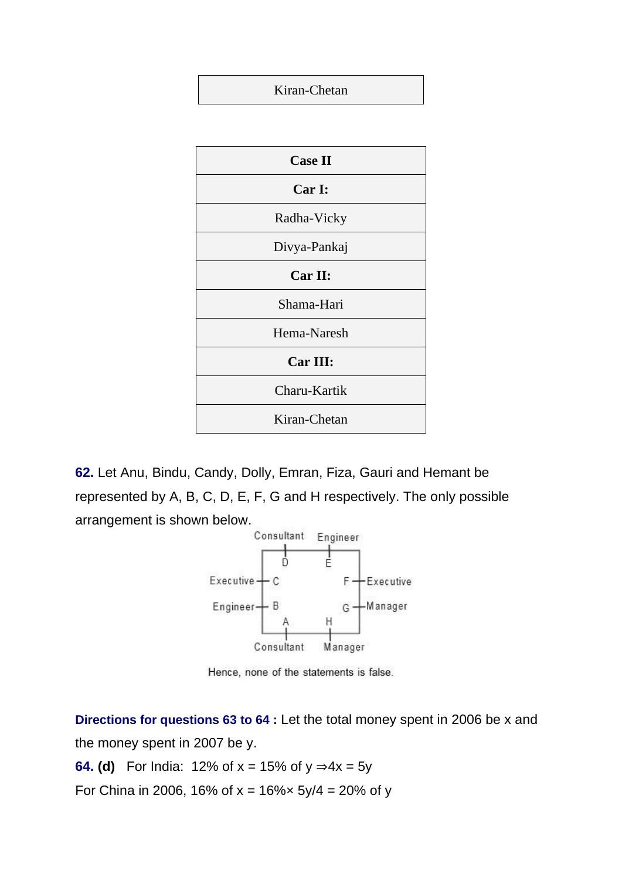| Kiran-Chetan |
|---|

| Case II |
|---|
| **Car I:** |
| Radha-Vicky |
| Divya-Pankaj |
| **Car II:** |
| Shama-Hari |
| Hema-Naresh |
| **Car III:** |
| Charu-Kartik |
| Kiran-Chetan |

**62.** Let Anu, Bindu, Candy, Dolly, Emran, Fiza, Gauri and Hemant be represented by A, B, C, D, E, F, G and H respectively. The only possible arrangement is shown below.

```
          Consultant   Engineer
               |           |
            ---D-----------E---
           |                   |
Executive--C                   F--Executive
           |                   |
Engineer---B                   G--Manager
           |                   |
            ---A-----------H---
               |           |
          Consultant    Manager
```

Hence, none of the statements is false.

**Directions for questions 63 to 64 :** Let the total money spent in 2006 be x and the money spent in 2007 be y.

**64. (d)** For India: 12% of x = 15% of y $\Rightarrow 4x = 5y$

For China in 2006, 16% of x = 16%$\times$ 5y/4 = 20% of y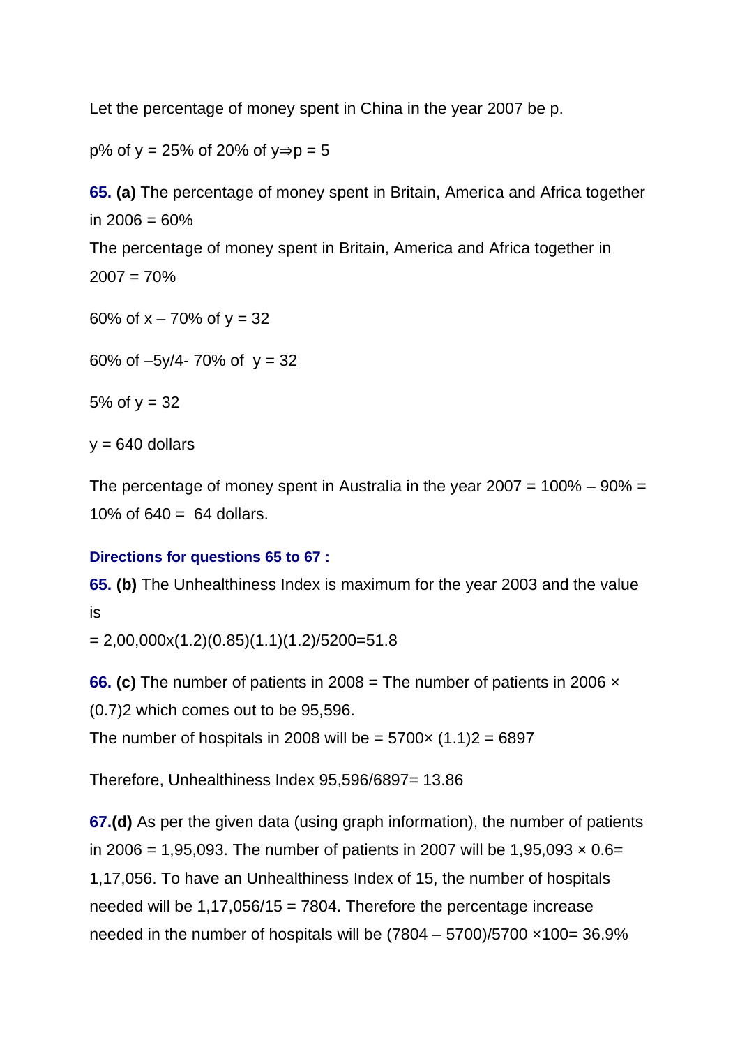Let the percentage of money spent in China in the year 2007 be p.

p% of y = 25% of 20% of y$\Rightarrow$p = 5

**65. (a)** The percentage of money spent in Britain, America and Africa together in 2006 = 60%

The percentage of money spent in Britain, America and Africa together in 2007 = 70%

60% of x – 70% of y = 32

60% of –5y/4- 70% of y = 32

5% of y = 32

y = 640 dollars

The percentage of money spent in Australia in the year 2007 = 100% – 90% = 10% of 640 = 64 dollars.

**Directions for questions 65 to 67 :**

**65. (b)** The Unhealthiness Index is maximum for the year 2003 and the value is

= 2,00,000x(1.2)(0.85)(1.1)(1.2)/5200=51.8

**66. (c)** The number of patients in 2008 = The number of patients in 2006 × (0.7)2 which comes out to be 95,596.

The number of hospitals in 2008 will be = 5700× (1.1)2 = 6897

Therefore, Unhealthiness Index 95,596/6897= 13.86

**67.(d)** As per the given data (using graph information), the number of patients in 2006 = 1,95,093. The number of patients in 2007 will be 1,95,093 × 0.6= 1,17,056. To have an Unhealthiness Index of 15, the number of hospitals needed will be 1,17,056/15 = 7804. Therefore the percentage increase needed in the number of hospitals will be (7804 – 5700)/5700 ×100= 36.9%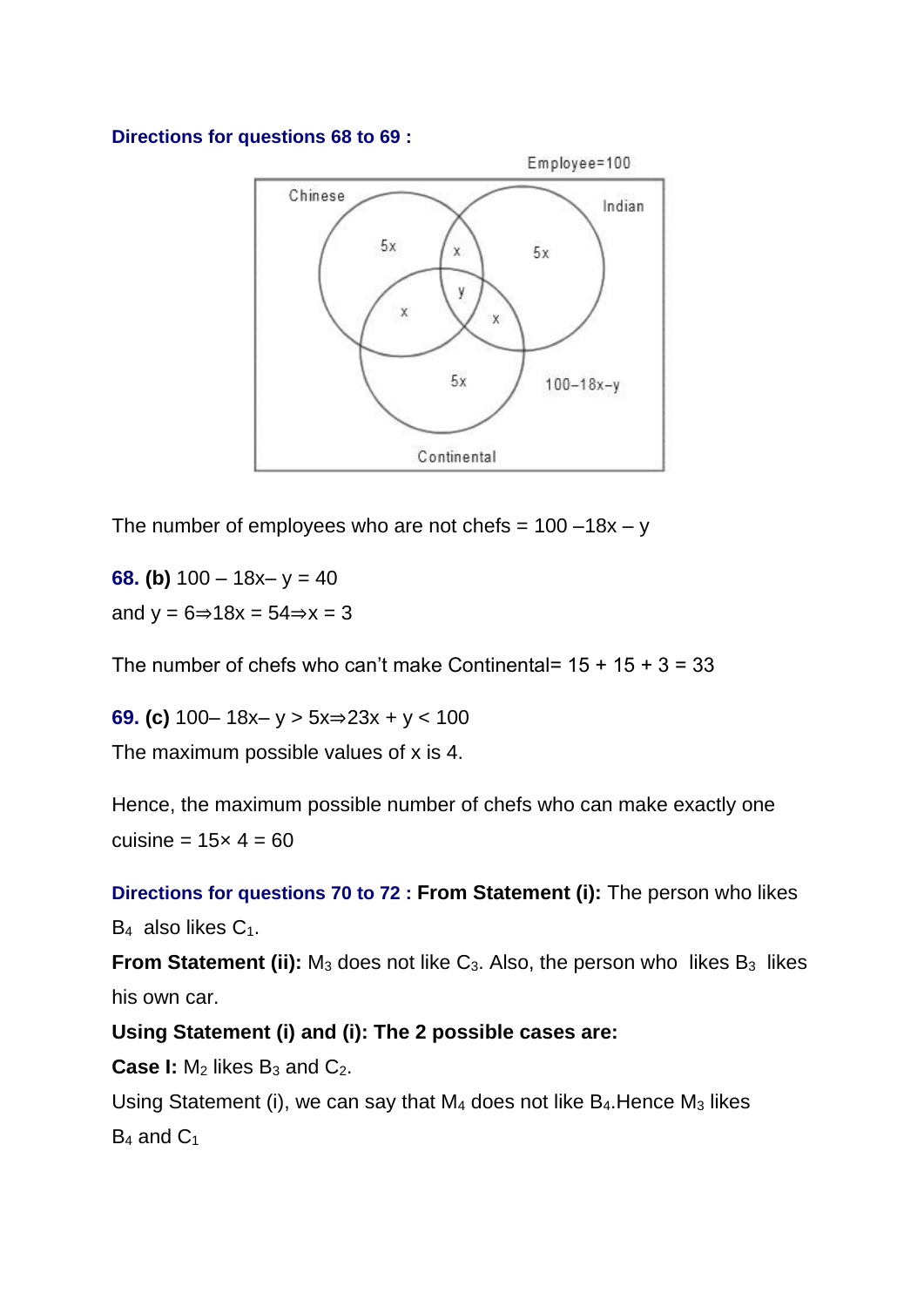**Directions for questions 68 to 69 :**

The number of employees who are not chefs = $100 - 18x - y$

**68. (b)** $100 - 18x - y = 40$

and $y = 6 \Rightarrow 18x = 54 \Rightarrow x = 3$

The number of chefs who can't make Continental= $15 + 15 + 3 = 33$

**69. (c)** $100 - 18x - y > 5x \Rightarrow 23x + y < 100$

The maximum possible values of x is 4.

Hence, the maximum possible number of chefs who can make exactly one cuisine = $15 \times 4 = 60$

**Directions for questions 70 to 72 : From Statement (i):** The person who likes $B_4$ also likes $C_1$.

**From Statement (ii):** $M_3$ does not like $C_3$. Also, the person who likes $B_3$ likes his own car.

**Using Statement (i) and (i): The 2 possible cases are:**

**Case I:** $M_2$ likes $B_3$ and $C_2$.

Using Statement (i), we can say that $M_4$ does not like $B_4$.Hence $M_3$ likes $B_4$ and $C_1$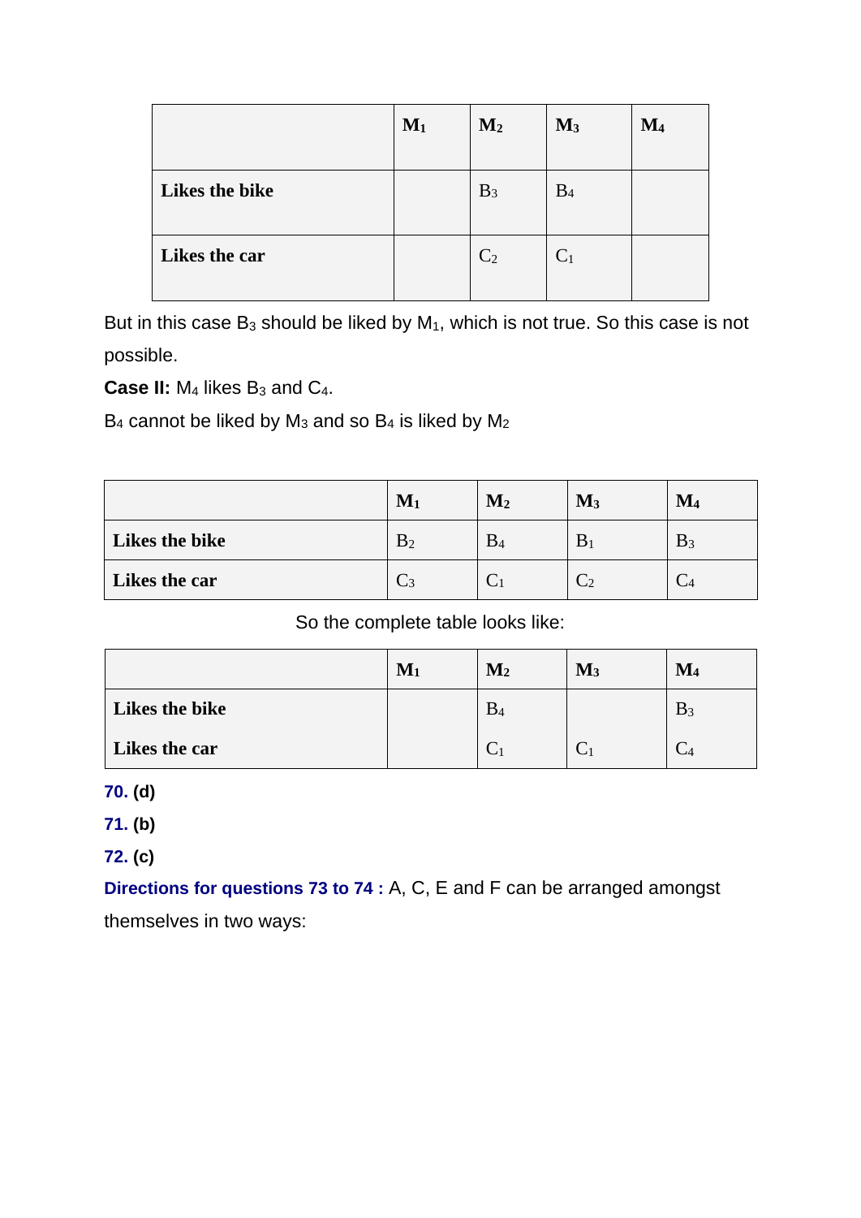| | $M_1$ | $M_2$ | $M_3$ | $M_4$ |
|---|---|---|---|---|
| **Likes the bike** | | $B_3$ | $B_4$ | |
| **Likes the car** | | $C_2$ | $C_1$ | |

But in this case $B_3$ should be liked by $M_1$, which is not true. So this case is not possible.

**Case II:** $M_4$ likes $B_3$ and $C_4$.

$B_4$ cannot be liked by $M_3$ and so $B_4$ is liked by $M_2$

| | $M_1$ | $M_2$ | $M_3$ | $M_4$ |
|---|---|---|---|---|
| **Likes the bike** | $B_2$ | $B_4$ | $B_1$ | $B_3$ |
| **Likes the car** | $C_3$ | $C_1$ | $C_2$ | $C_4$ |

So the complete table looks like:

| | $M_1$ | $M_2$ | $M_3$ | $M_4$ |
|---|---|---|---|---|
| **Likes the bike** | | $B_4$ | | $B_3$ |
| **Likes the car** | | $C_1$ | $C_1$ | $C_4$ |

**70.** **(d)**

**71.** **(b)**

**72.** **(c)**

**Directions for questions 73 to 74 :** A, C, E and F can be arranged amongst themselves in two ways: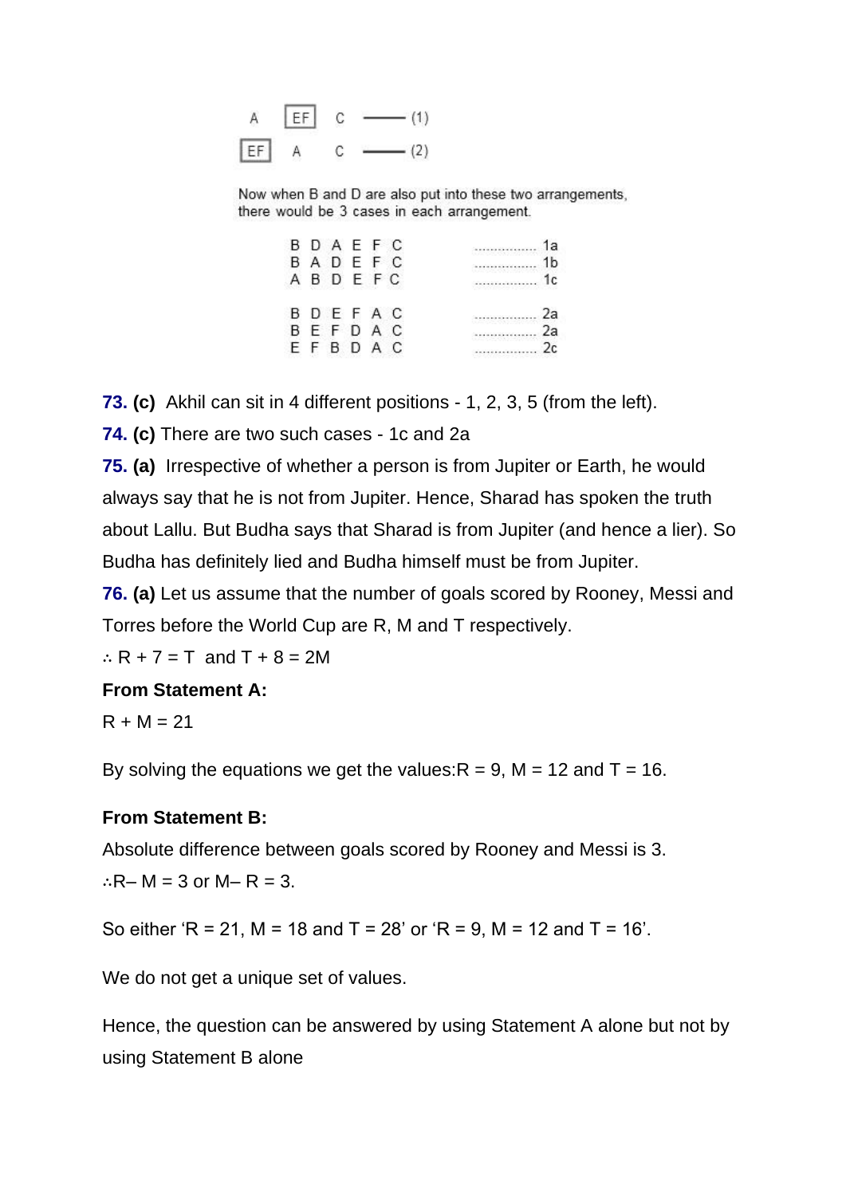```
A   [EF]   C  ——— (1)
[EF]  A    C  ——— (2)
```

Now when B and D are also put into these two arrangements, there would be 3 cases in each arrangement.

```
B D A E F C   ................ 1a
B A D E F C   ................ 1b
A B D E F C   ................ 1c

B D E F A C   ................ 2a
B E F D A C   ................ 2a
E F B D A C   ................ 2c
```

**73. (c)** Akhil can sit in 4 different positions - 1, 2, 3, 5 (from the left).

**74. (c)** There are two such cases - 1c and 2a

**75. (a)** Irrespective of whether a person is from Jupiter or Earth, he would always say that he is not from Jupiter. Hence, Sharad has spoken the truth about Lallu. But Budha says that Sharad is from Jupiter (and hence a lier). So Budha has definitely lied and Budha himself must be from Jupiter.

**76. (a)** Let us assume that the number of goals scored by Rooney, Messi and Torres before the World Cup are R, M and T respectively.

$\therefore$ $R + 7 = T$ and $T + 8 = 2M$

**From Statement A:**

$R + M = 21$

By solving the equations we get the values: $R = 9$, $M = 12$ and $T = 16$.

**From Statement B:**

Absolute difference between goals scored by Rooney and Messi is 3.

$\therefore R - M = 3$ or $M - R = 3$.

So either '$R = 21$, $M = 18$ and $T = 28$' or '$R = 9$, $M = 12$ and $T = 16$'.

We do not get a unique set of values.

Hence, the question can be answered by using Statement A alone but not by using Statement B alone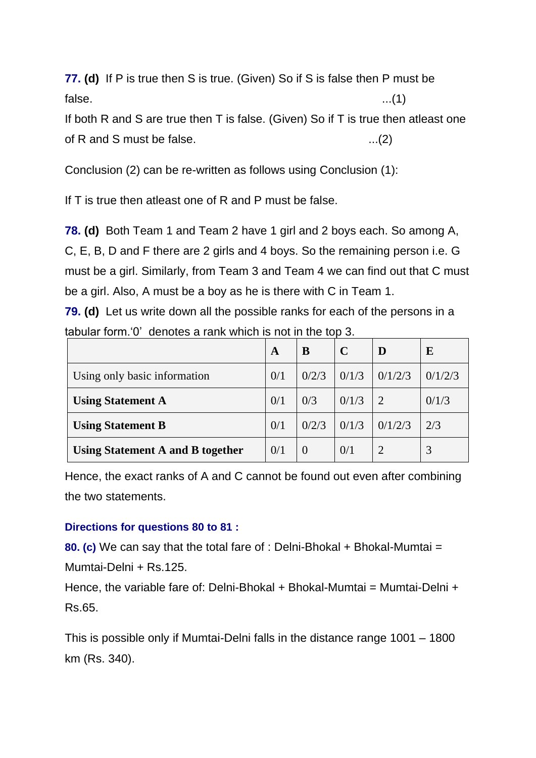**77. (d)** If P is true then S is true. (Given) So if S is false then P must be false. ...(1)

If both R and S are true then T is false. (Given) So if T is true then atleast one of R and S must be false. ...(2)

Conclusion (2) can be re-written as follows using Conclusion (1):

If T is true then atleast one of R and P must be false.

**78. (d)** Both Team 1 and Team 2 have 1 girl and 2 boys each. So among A, C, E, B, D and F there are 2 girls and 4 boys. So the remaining person i.e. G must be a girl. Similarly, from Team 3 and Team 4 we can find out that C must be a girl. Also, A must be a boy as he is there with C in Team 1.

**79. (d)** Let us write down all the possible ranks for each of the persons in a tabular form.'0' denotes a rank which is not in the top 3.

| | **A** | **B** | **C** | **D** | **E** |
|---|---|---|---|---|---|
| Using only basic information | 0/1 | 0/2/3 | 0/1/3 | 0/1/2/3 | 0/1/2/3 |
| **Using Statement A** | 0/1 | 0/3 | 0/1/3 | 2 | 0/1/3 |
| **Using Statement B** | 0/1 | 0/2/3 | 0/1/3 | 0/1/2/3 | 2/3 |
| **Using Statement A and B together** | 0/1 | 0 | 0/1 | 2 | 3 |

Hence, the exact ranks of A and C cannot be found out even after combining the two statements.

**Directions for questions 80 to 81 :**

**80. (c)** We can say that the total fare of : Delni-Bhokal + Bhokal-Mumtai = Mumtai-Delni + Rs.125.

Hence, the variable fare of: Delni-Bhokal + Bhokal-Mumtai = Mumtai-Delni + Rs.65.

This is possible only if Mumtai-Delni falls in the distance range 1001 – 1800 km (Rs. 340).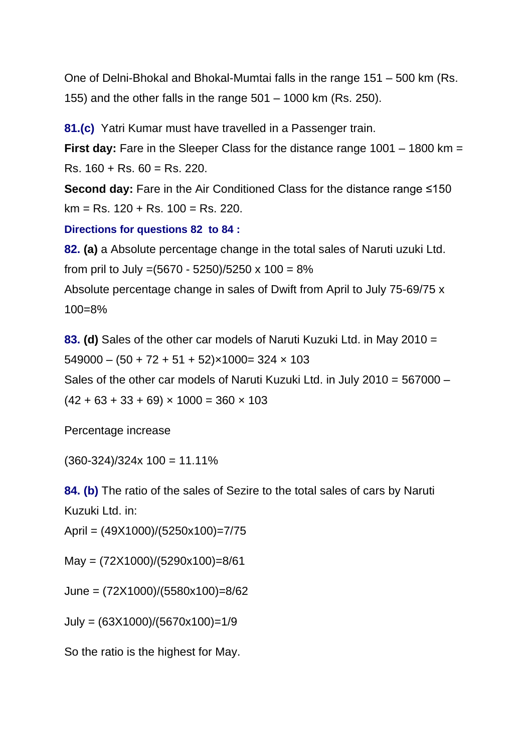One of Delni-Bhokal and Bhokal-Mumtai falls in the range 151 – 500 km (Rs. 155) and the other falls in the range 501 – 1000 km (Rs. 250).

**81.(c)** Yatri Kumar must have travelled in a Passenger train.

**First day:** Fare in the Sleeper Class for the distance range 1001 – 1800 km = Rs. 160 + Rs. 60 = Rs. 220.

**Second day:** Fare in the Air Conditioned Class for the distance range ≤150 km = Rs. 120 + Rs. 100 = Rs. 220.

**Directions for questions 82 to 84 :**

**82. (a)** a Absolute percentage change in the total sales of Naruti uzuki Ltd. from pril to July =(5670 - 5250)/5250 x 100 = 8%

Absolute percentage change in sales of Dwift from April to July 75-69/75 x 100=8%

**83. (d)** Sales of the other car models of Naruti Kuzuki Ltd. in May 2010 = 549000 – (50 + 72 + 51 + 52)×1000= 324 × 103

Sales of the other car models of Naruti Kuzuki Ltd. in July 2010 = 567000 – (42 + 63 + 33 + 69) × 1000 = 360 × 103

Percentage increase

(360-324)/324x 100 = 11.11%

**84. (b)** The ratio of the sales of Sezire to the total sales of cars by Naruti Kuzuki Ltd. in:

April = (49X1000)/(5250x100)=7/75

May = (72X1000)/(5290x100)=8/61

June = (72X1000)/(5580x100)=8/62

July = (63X1000)/(5670x100)=1/9

So the ratio is the highest for May.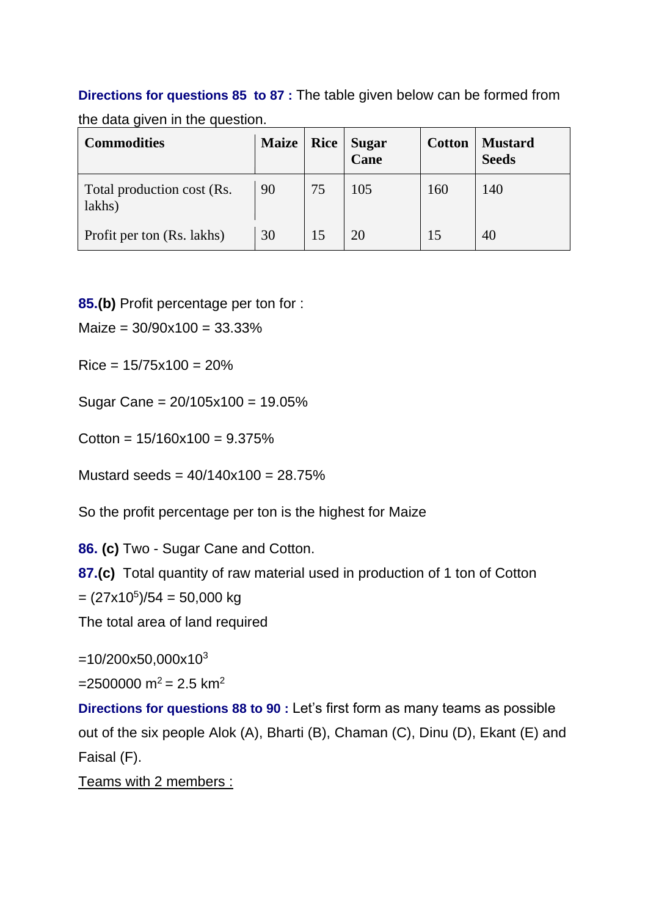**Directions for questions 85 to 87 :** The table given below can be formed from the data given in the question.

| Commodities | Maize | Rice | Sugar Cane | Cotton | Mustard Seeds |
|---|---|---|---|---|---|
| Total production cost (Rs. lakhs) | 90 | 75 | 105 | 160 | 140 |
| Profit per ton (Rs. lakhs) | 30 | 15 | 20 | 15 | 40 |

**85.(b)** Profit percentage per ton for :

Maize = 30/90x100 = 33.33%

Rice = 15/75x100 = 20%

Sugar Cane = 20/105x100 = 19.05%

Cotton = 15/160x100 = 9.375%

Mustard seeds = 40/140x100 = 28.75%

So the profit percentage per ton is the highest for Maize

**86. (c)** Two - Sugar Cane and Cotton.

**87.(c)** Total quantity of raw material used in production of 1 ton of Cotton

= $(27 \times 10^5)/54$ = 50,000 kg

The total area of land required

$= 10/200 \times 50{,}000 \times 10^3$

$= 2500000\ m^2 = 2.5\ km^2$

**Directions for questions 88 to 90 :** Let's first form as many teams as possible out of the six people Alok (A), Bharti (B), Chaman (C), Dinu (D), Ekant (E) and Faisal (F).

Teams with 2 members :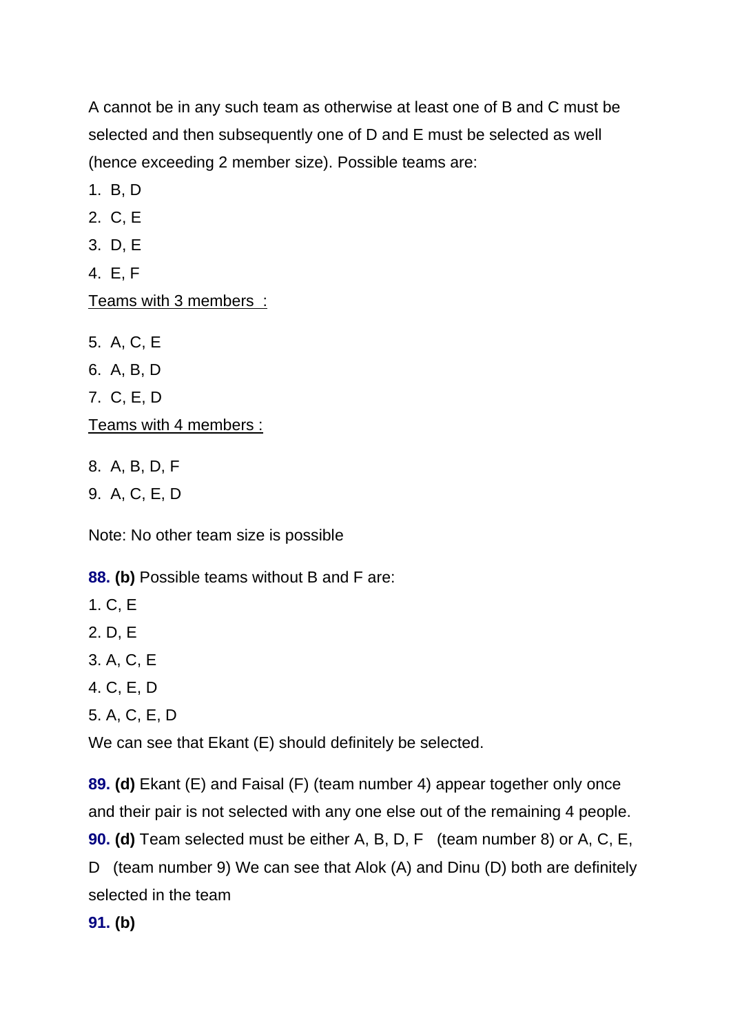A cannot be in any such team as otherwise at least one of B and C must be selected and then subsequently one of D and E must be selected as well (hence exceeding 2 member size). Possible teams are:

1. B, D
2. C, E
3. D, E
4. E, F

<u>Teams with 3 members :</u>

5. A, C, E
6. A, B, D
7. C, E, D

<u>Teams with 4 members :</u>

8. A, B, D, F
9. A, C, E, D

Note: No other team size is possible

**88. (b)** Possible teams without B and F are:

1. C, E
2. D, E
3. A, C, E
4. C, E, D
5. A, C, E, D

We can see that Ekant (E) should definitely be selected.

**89. (d)** Ekant (E) and Faisal (F) (team number 4) appear together only once and their pair is not selected with any one else out of the remaining 4 people.

**90. (d)** Team selected must be either A, B, D, F (team number 8) or A, C, E, D (team number 9) We can see that Alok (A) and Dinu (D) both are definitely selected in the team

**91. (b)**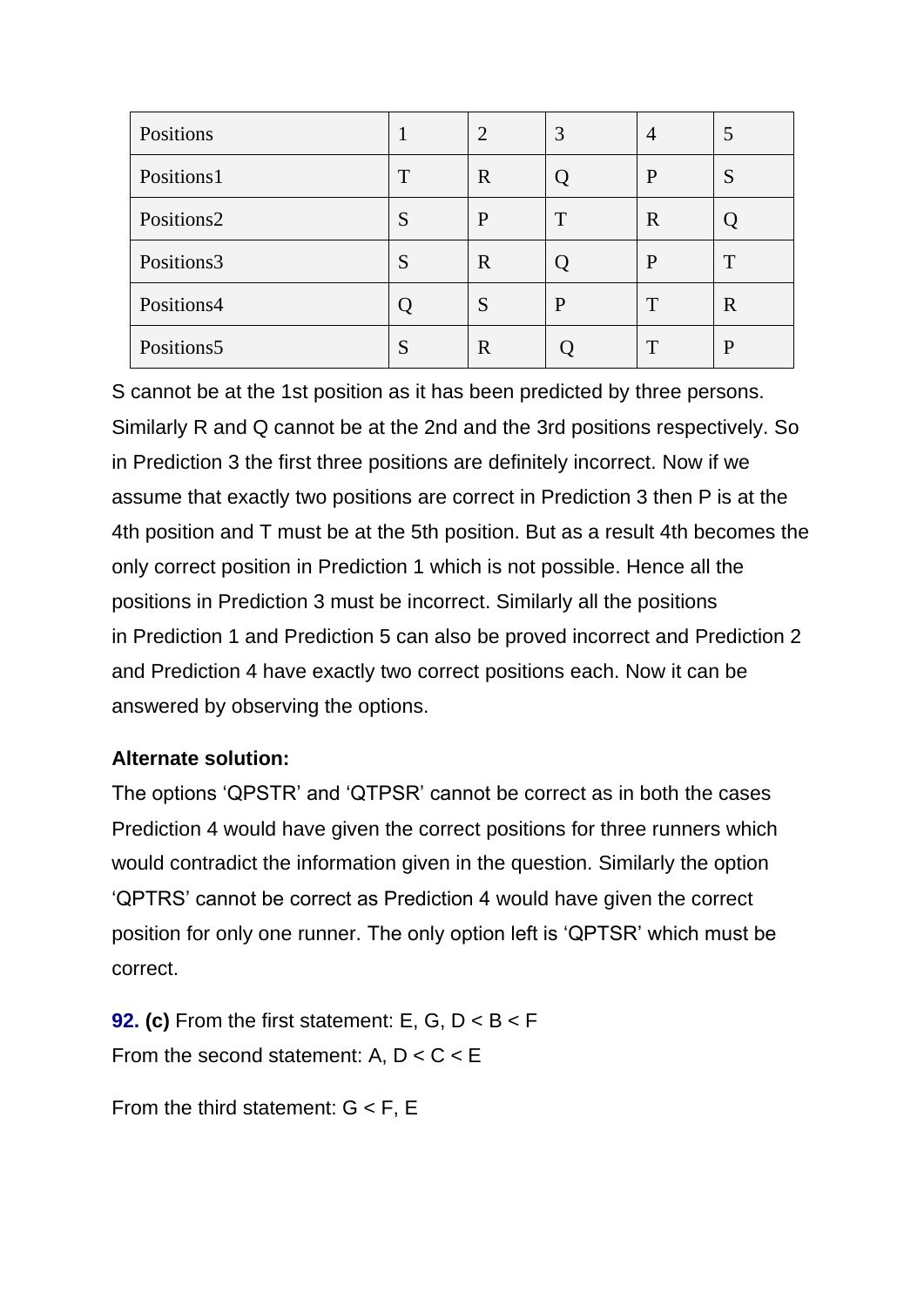| Positions | 1 | 2 | 3 | 4 | 5 |
|---|---|---|---|---|---|
| Positions1 | T | R | Q | P | S |
| Positions2 | S | P | T | R | Q |
| Positions3 | S | R | Q | P | T |
| Positions4 | Q | S | P | T | R |
| Positions5 | S | R | Q | T | P |

S cannot be at the 1st position as it has been predicted by three persons. Similarly R and Q cannot be at the 2nd and the 3rd positions respectively. So in Prediction 3 the first three positions are definitely incorrect. Now if we assume that exactly two positions are correct in Prediction 3 then P is at the 4th position and T must be at the 5th position. But as a result 4th becomes the only correct position in Prediction 1 which is not possible. Hence all the positions in Prediction 3 must be incorrect. Similarly all the positions in Prediction 1 and Prediction 5 can also be proved incorrect and Prediction 2 and Prediction 4 have exactly two correct positions each. Now it can be answered by observing the options.

**Alternate solution:**

The options 'QPSTR' and 'QTPSR' cannot be correct as in both the cases Prediction 4 would have given the correct positions for three runners which would contradict the information given in the question. Similarly the option 'QPTRS' cannot be correct as Prediction 4 would have given the correct position for only one runner. The only option left is 'QPTSR' which must be correct.

**92.** **(c)** From the first statement: E, G, D < B < F

From the second statement: A, D < C < E

From the third statement: G < F, E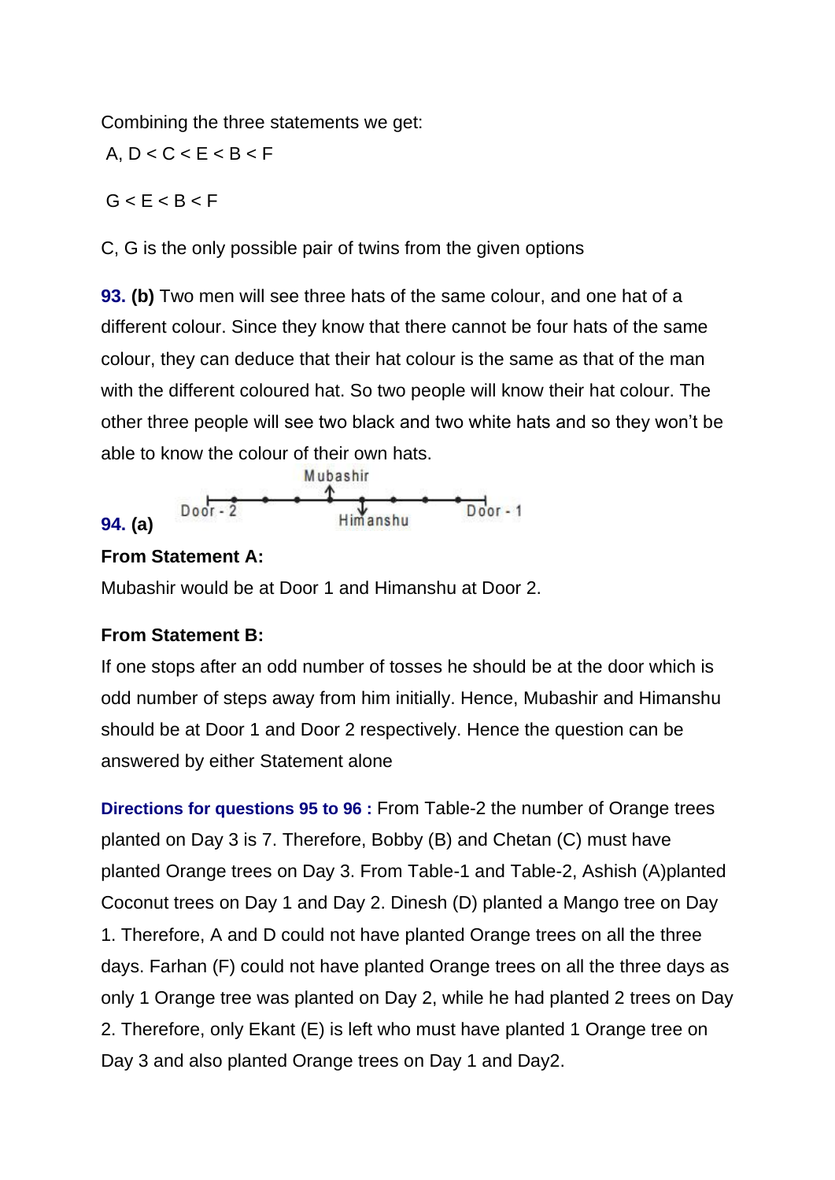Combining the three statements we get:

A, D < C < E < B < F

G < E < B < F

C, G is the only possible pair of twins from the given options

**93. (b)** Two men will see three hats of the same colour, and one hat of a different colour. Since they know that there cannot be four hats of the same colour, they can deduce that their hat colour is the same as that of the man with the different coloured hat. So two people will know their hat colour. The other three people will see two black and two white hats and so they won't be able to know the colour of their own hats.

**94. (a)**

Door - 2 &nbsp;&nbsp; Mubashir &nbsp;&nbsp; Himanshu &nbsp;&nbsp; Door - 1

**From Statement A:**

Mubashir would be at Door 1 and Himanshu at Door 2.

**From Statement B:**

If one stops after an odd number of tosses he should be at the door which is odd number of steps away from him initially. Hence, Mubashir and Himanshu should be at Door 1 and Door 2 respectively. Hence the question can be answered by either Statement alone

**Directions for questions 95 to 96 :** From Table-2 the number of Orange trees planted on Day 3 is 7. Therefore, Bobby (B) and Chetan (C) must have planted Orange trees on Day 3. From Table-1 and Table-2, Ashish (A)planted Coconut trees on Day 1 and Day 2. Dinesh (D) planted a Mango tree on Day 1. Therefore, A and D could not have planted Orange trees on all the three days. Farhan (F) could not have planted Orange trees on all the three days as only 1 Orange tree was planted on Day 2, while he had planted 2 trees on Day 2. Therefore, only Ekant (E) is left who must have planted 1 Orange tree on Day 3 and also planted Orange trees on Day 1 and Day2.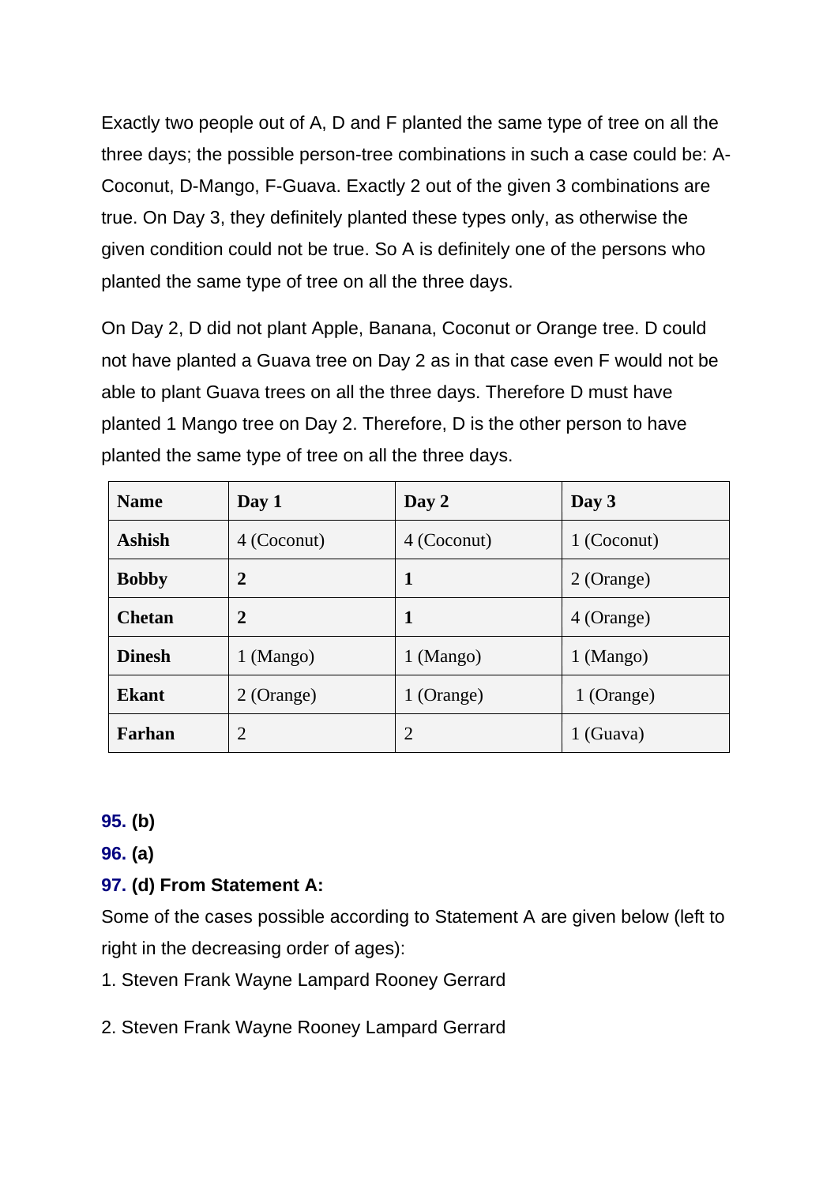Exactly two people out of A, D and F planted the same type of tree on all the three days; the possible person-tree combinations in such a case could be: A-Coconut, D-Mango, F-Guava. Exactly 2 out of the given 3 combinations are true. On Day 3, they definitely planted these types only, as otherwise the given condition could not be true. So A is definitely one of the persons who planted the same type of tree on all the three days.

On Day 2, D did not plant Apple, Banana, Coconut or Orange tree. D could not have planted a Guava tree on Day 2 as in that case even F would not be able to plant Guava trees on all the three days. Therefore D must have planted 1 Mango tree on Day 2. Therefore, D is the other person to have planted the same type of tree on all the three days.

| Name | Day 1 | Day 2 | Day 3 |
|---|---|---|---|
| **Ashish** | 4 (Coconut) | 4 (Coconut) | 1 (Coconut) |
| **Bobby** | **2** | **1** | 2 (Orange) |
| **Chetan** | **2** | **1** | 4 (Orange) |
| **Dinesh** | 1 (Mango) | 1 (Mango) | 1 (Mango) |
| **Ekant** | 2 (Orange) | 1 (Orange) | 1 (Orange) |
| **Farhan** | 2 | 2 | 1 (Guava) |

**95. (b)**

**96. (a)**

**97. (d) From Statement A:**

Some of the cases possible according to Statement A are given below (left to right in the decreasing order of ages):

1. Steven Frank Wayne Lampard Rooney Gerrard

2. Steven Frank Wayne Rooney Lampard Gerrard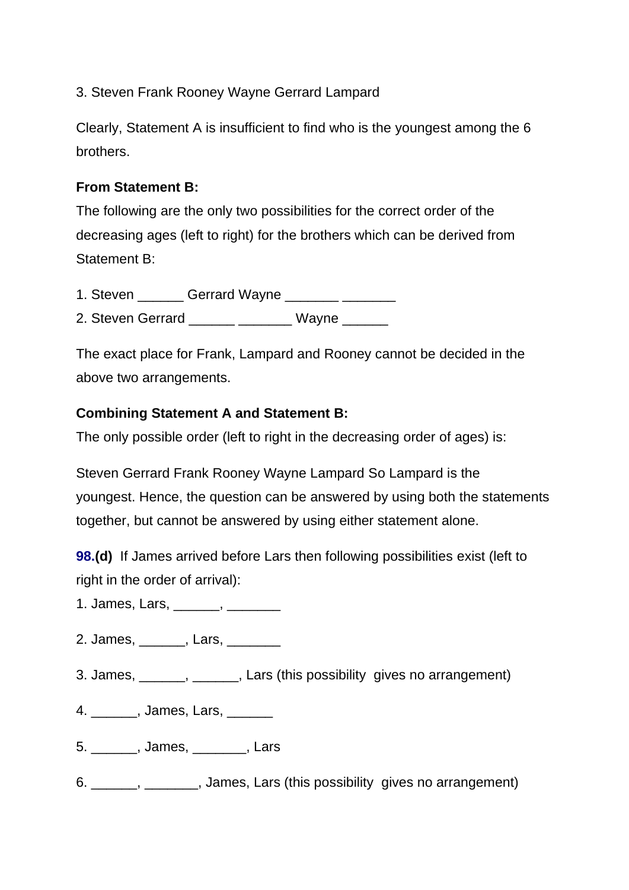3. Steven Frank Rooney Wayne Gerrard Lampard

Clearly, Statement A is insufficient to find who is the youngest among the 6 brothers.

**From Statement B:**
The following are the only two possibilities for the correct order of the decreasing ages (left to right) for the brothers which can be derived from Statement B:

1. Steven ______ Gerrard Wayne _______ _______
2. Steven Gerrard ______ _______ Wayne ______

The exact place for Frank, Lampard and Rooney cannot be decided in the above two arrangements.

**Combining Statement A and Statement B:**
The only possible order (left to right in the decreasing order of ages) is:

Steven Gerrard Frank Rooney Wayne Lampard So Lampard is the youngest. Hence, the question can be answered by using both the statements together, but cannot be answered by using either statement alone.

**98.(d)** If James arrived before Lars then following possibilities exist (left to right in the order of arrival):

1. James, Lars, ______, _______

2. James, ______, Lars, _______

3. James, ______, ______, Lars (this possibility gives no arrangement)

4. ______, James, Lars, ______

5. ______, James, _______, Lars

6. ______, _______, James, Lars (this possibility gives no arrangement)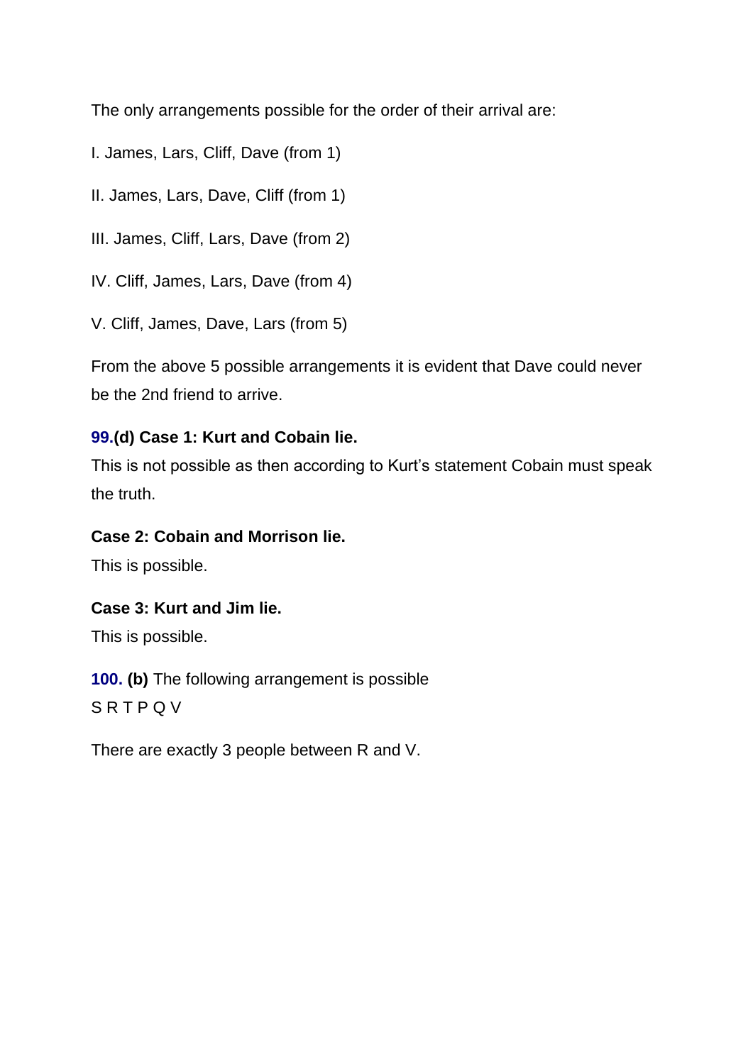The only arrangements possible for the order of their arrival are:

I. James, Lars, Cliff, Dave (from 1)

II. James, Lars, Dave, Cliff (from 1)

III. James, Cliff, Lars, Dave (from 2)

IV. Cliff, James, Lars, Dave (from 4)

V. Cliff, James, Dave, Lars (from 5)

From the above 5 possible arrangements it is evident that Dave could never be the 2nd friend to arrive.

**99.(d) Case 1: Kurt and Cobain lie.**

This is not possible as then according to Kurt's statement Cobain must speak the truth.

**Case 2: Cobain and Morrison lie.**

This is possible.

**Case 3: Kurt and Jim lie.**

This is possible.

**100. (b)** The following arrangement is possible

S R T P Q V

There are exactly 3 people between R and V.